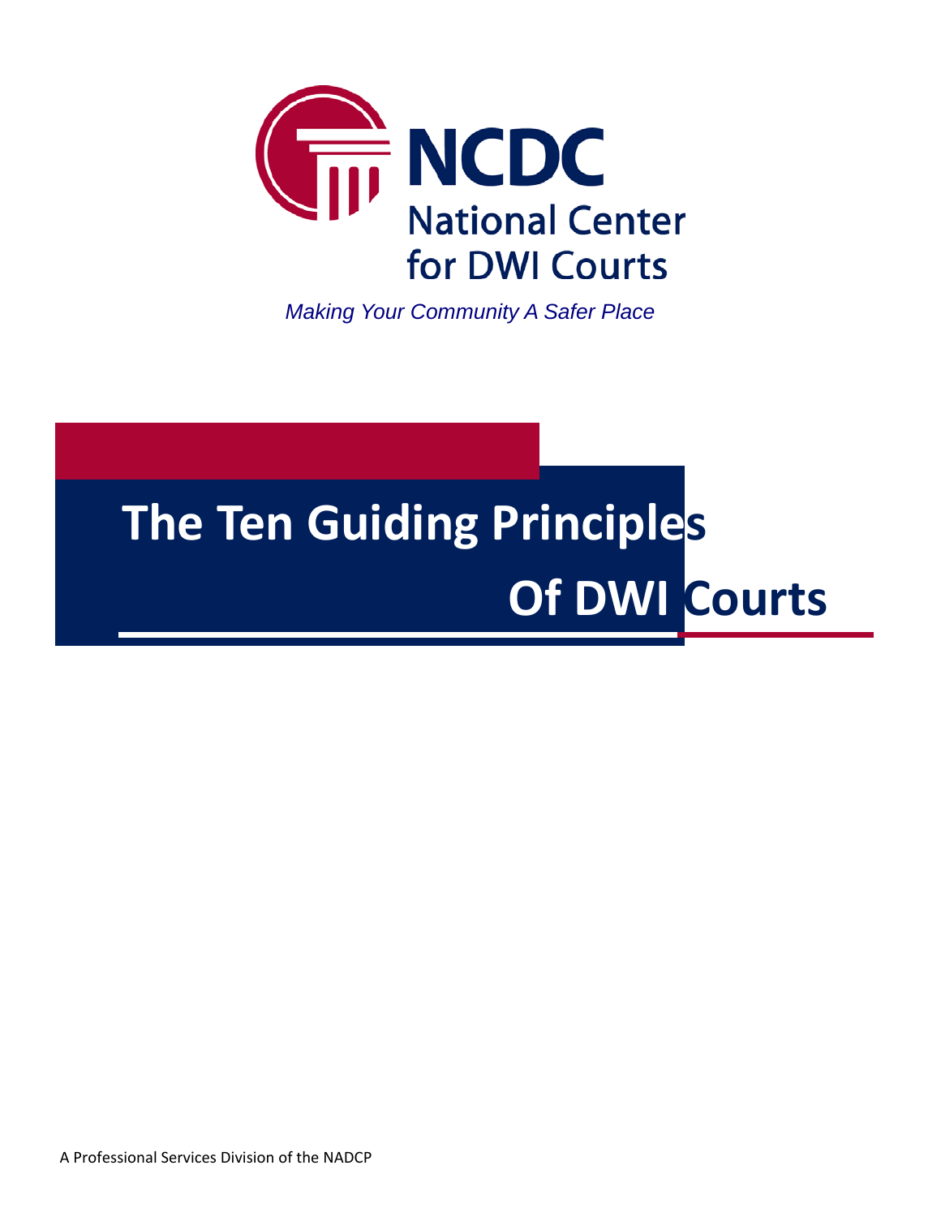NCDC

National Center for DWI Courts

*Making Your Community A Safer Place*

# The Ten Guiding Principles Of DWI Courts

A Professional Services Division of the NADCP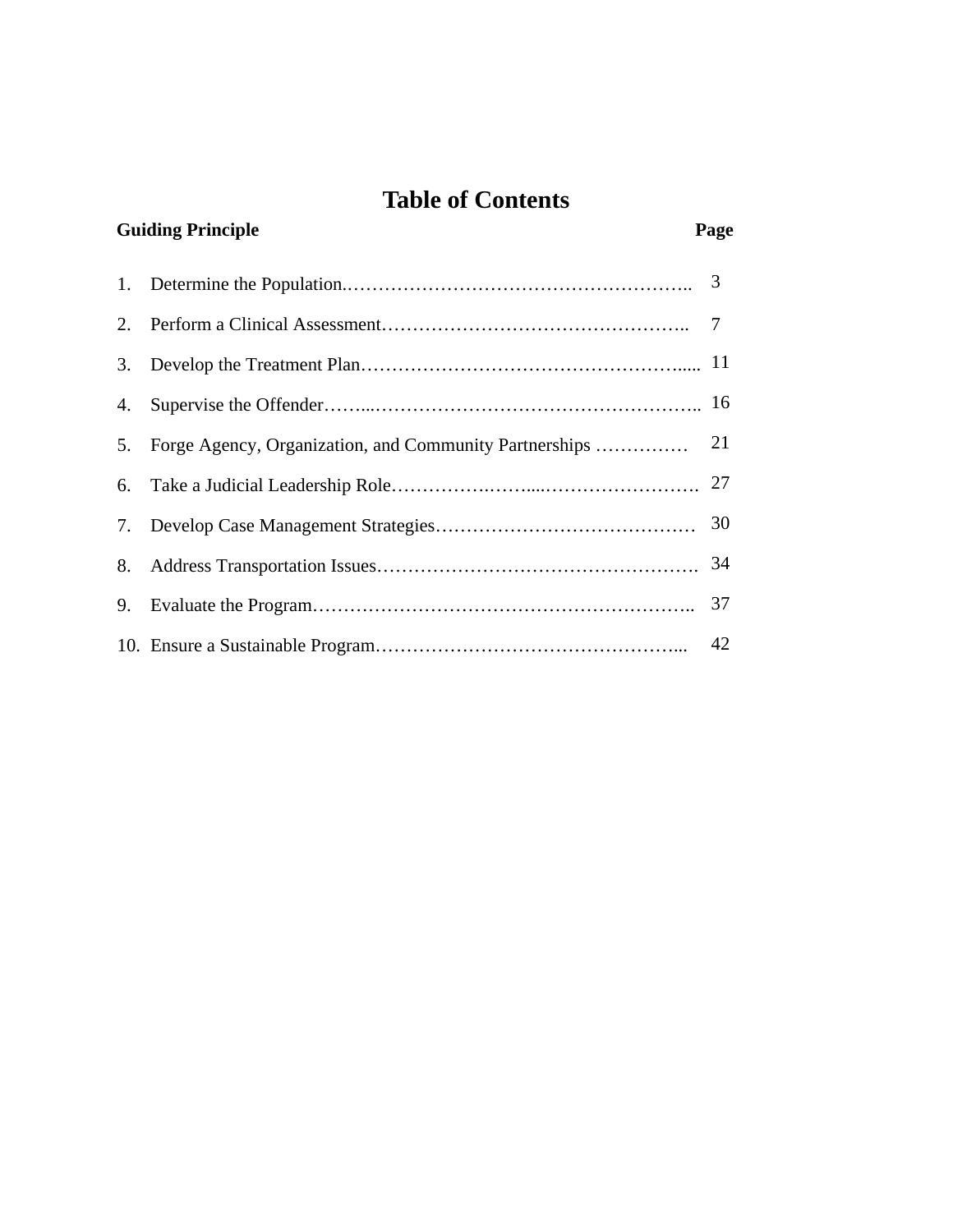# Table of Contents

| Guiding Principle | Page |
| --- | --- |
| 1. Determine the Population. | 3 |
| 2. Perform a Clinical Assessment | 7 |
| 3. Develop the Treatment Plan | 11 |
| 4. Supervise the Offender | 16 |
| 5. Forge Agency, Organization, and Community Partnerships | 21 |
| 6. Take a Judicial Leadership Role | 27 |
| 7. Develop Case Management Strategies | 30 |
| 8. Address Transportation Issues | 34 |
| 9. Evaluate the Program | 37 |
| 10. Ensure a Sustainable Program | 42 |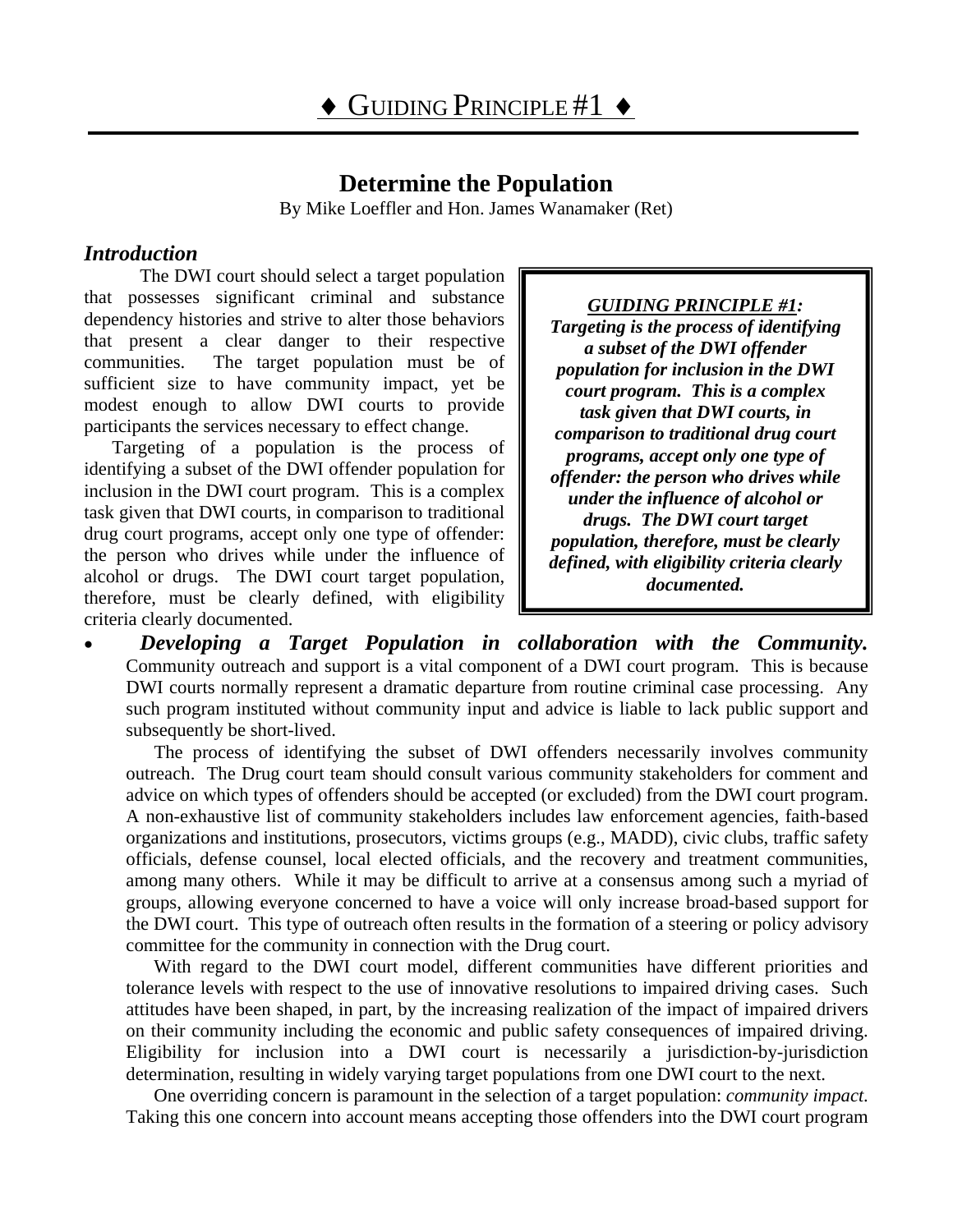# ♦ GUIDING PRINCIPLE #1 ♦

## Determine the Population

By Mike Loeffler and Hon. James Wanamaker (Ret)

### *Introduction*

The DWI court should select a target population that possesses significant criminal and substance dependency histories and strive to alter those behaviors that present a clear danger to their respective communities. The target population must be of sufficient size to have community impact, yet be modest enough to allow DWI courts to provide participants the services necessary to effect change.

Targeting of a population is the process of identifying a subset of the DWI offender population for inclusion in the DWI court program. This is a complex task given that DWI courts, in comparison to traditional drug court programs, accept only one type of offender: the person who drives while under the influence of alcohol or drugs. The DWI court target population, therefore, must be clearly defined, with eligibility criteria clearly documented.

> ***GUIDING PRINCIPLE #1:***
> ***Targeting is the process of identifying a subset of the DWI offender population for inclusion in the DWI court program. This is a complex task given that DWI courts, in comparison to traditional drug court programs, accept only one type of offender: the person who drives while under the influence of alcohol or drugs. The DWI court target population, therefore, must be clearly defined, with eligibility criteria clearly documented.***

- ***Developing a Target Population in collaboration with the Community.*** Community outreach and support is a vital component of a DWI court program. This is because DWI courts normally represent a dramatic departure from routine criminal case processing. Any such program instituted without community input and advice is liable to lack public support and subsequently be short-lived.

  The process of identifying the subset of DWI offenders necessarily involves community outreach. The Drug court team should consult various community stakeholders for comment and advice on which types of offenders should be accepted (or excluded) from the DWI court program. A non-exhaustive list of community stakeholders includes law enforcement agencies, faith-based organizations and institutions, prosecutors, victims groups (e.g., MADD), civic clubs, traffic safety officials, defense counsel, local elected officials, and the recovery and treatment communities, among many others. While it may be difficult to arrive at a consensus among such a myriad of groups, allowing everyone concerned to have a voice will only increase broad-based support for the DWI court. This type of outreach often results in the formation of a steering or policy advisory committee for the community in connection with the Drug court.

  With regard to the DWI court model, different communities have different priorities and tolerance levels with respect to the use of innovative resolutions to impaired driving cases. Such attitudes have been shaped, in part, by the increasing realization of the impact of impaired drivers on their community including the economic and public safety consequences of impaired driving. Eligibility for inclusion into a DWI court is necessarily a jurisdiction-by-jurisdiction determination, resulting in widely varying target populations from one DWI court to the next.

  One overriding concern is paramount in the selection of a target population: *community impact.* Taking this one concern into account means accepting those offenders into the DWI court program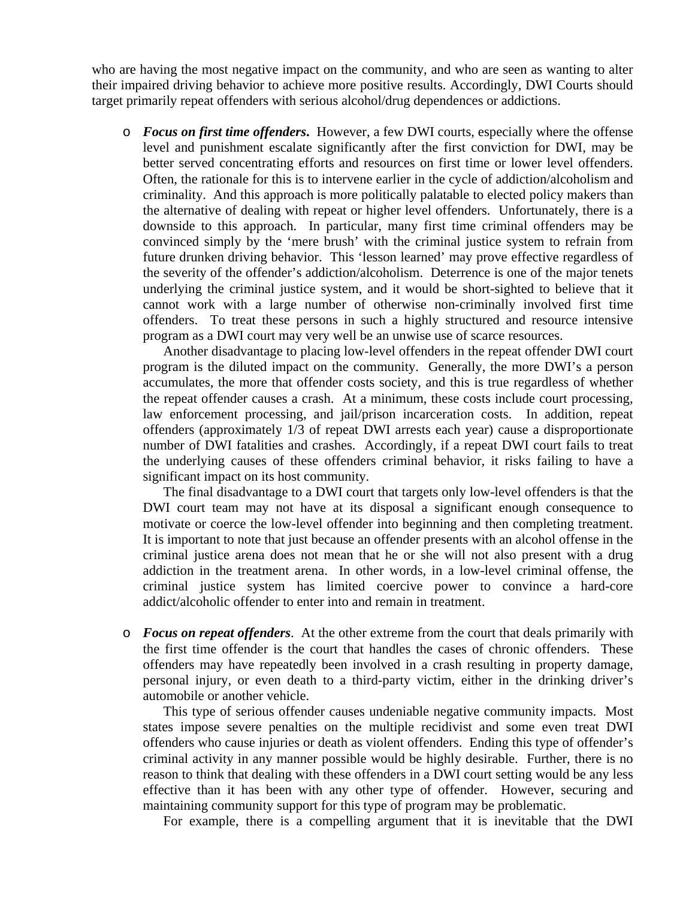who are having the most negative impact on the community, and who are seen as wanting to alter their impaired driving behavior to achieve more positive results. Accordingly, DWI Courts should target primarily repeat offenders with serious alcohol/drug dependences or addictions.

- ***Focus on first time offenders.*** However, a few DWI courts, especially where the offense level and punishment escalate significantly after the first conviction for DWI, may be better served concentrating efforts and resources on first time or lower level offenders. Often, the rationale for this is to intervene earlier in the cycle of addiction/alcoholism and criminality. And this approach is more politically palatable to elected policy makers than the alternative of dealing with repeat or higher level offenders. Unfortunately, there is a downside to this approach. In particular, many first time criminal offenders may be convinced simply by the 'mere brush' with the criminal justice system to refrain from future drunken driving behavior. This 'lesson learned' may prove effective regardless of the severity of the offender's addiction/alcoholism. Deterrence is one of the major tenets underlying the criminal justice system, and it would be short-sighted to believe that it cannot work with a large number of otherwise non-criminally involved first time offenders. To treat these persons in such a highly structured and resource intensive program as a DWI court may very well be an unwise use of scarce resources.

  Another disadvantage to placing low-level offenders in the repeat offender DWI court program is the diluted impact on the community. Generally, the more DWI's a person accumulates, the more that offender costs society, and this is true regardless of whether the repeat offender causes a crash. At a minimum, these costs include court processing, law enforcement processing, and jail/prison incarceration costs. In addition, repeat offenders (approximately 1/3 of repeat DWI arrests each year) cause a disproportionate number of DWI fatalities and crashes. Accordingly, if a repeat DWI court fails to treat the underlying causes of these offenders criminal behavior, it risks failing to have a significant impact on its host community.

  The final disadvantage to a DWI court that targets only low-level offenders is that the DWI court team may not have at its disposal a significant enough consequence to motivate or coerce the low-level offender into beginning and then completing treatment. It is important to note that just because an offender presents with an alcohol offense in the criminal justice arena does not mean that he or she will not also present with a drug addiction in the treatment arena. In other words, in a low-level criminal offense, the criminal justice system has limited coercive power to convince a hard-core addict/alcoholic offender to enter into and remain in treatment.

- ***Focus on repeat offenders***. At the other extreme from the court that deals primarily with the first time offender is the court that handles the cases of chronic offenders. These offenders may have repeatedly been involved in a crash resulting in property damage, personal injury, or even death to a third-party victim, either in the drinking driver's automobile or another vehicle.

  This type of serious offender causes undeniable negative community impacts. Most states impose severe penalties on the multiple recidivist and some even treat DWI offenders who cause injuries or death as violent offenders. Ending this type of offender's criminal activity in any manner possible would be highly desirable. Further, there is no reason to think that dealing with these offenders in a DWI court setting would be any less effective than it has been with any other type of offender. However, securing and maintaining community support for this type of program may be problematic.

  For example, there is a compelling argument that it is inevitable that the DWI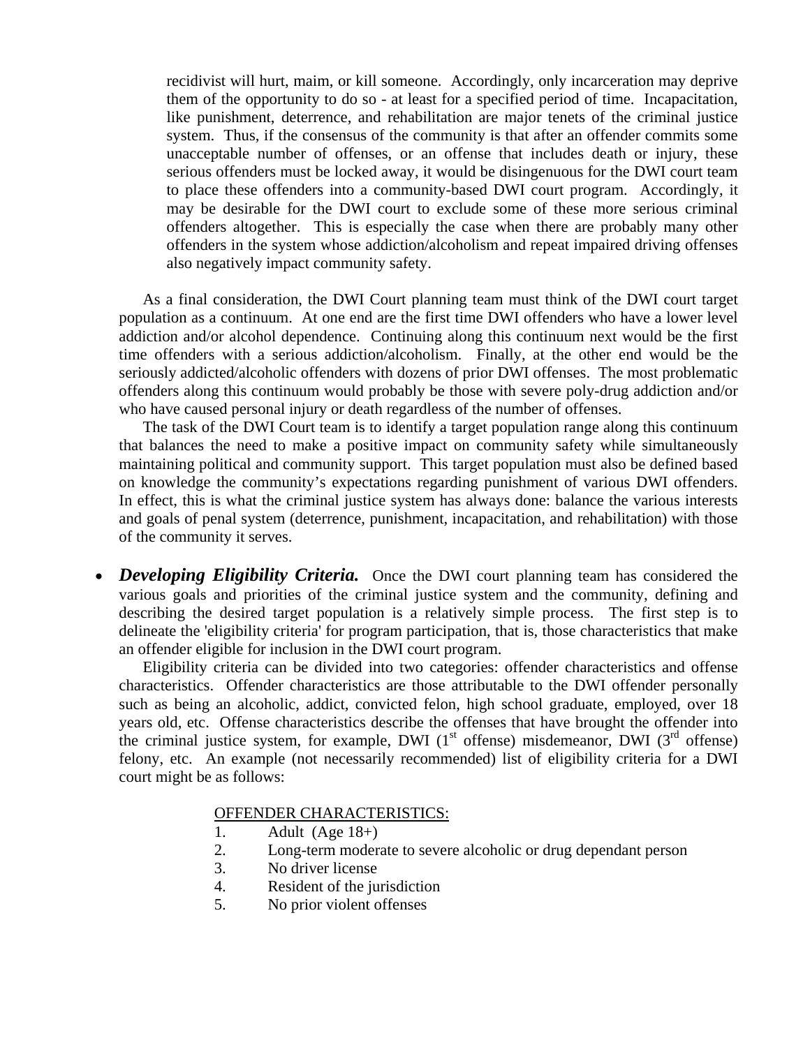recidivist will hurt, maim, or kill someone. Accordingly, only incarceration may deprive them of the opportunity to do so - at least for a specified period of time. Incapacitation, like punishment, deterrence, and rehabilitation are major tenets of the criminal justice system. Thus, if the consensus of the community is that after an offender commits some unacceptable number of offenses, or an offense that includes death or injury, these serious offenders must be locked away, it would be disingenuous for the DWI court team to place these offenders into a community-based DWI court program. Accordingly, it may be desirable for the DWI court to exclude some of these more serious criminal offenders altogether. This is especially the case when there are probably many other offenders in the system whose addiction/alcoholism and repeat impaired driving offenses also negatively impact community safety.

As a final consideration, the DWI Court planning team must think of the DWI court target population as a continuum. At one end are the first time DWI offenders who have a lower level addiction and/or alcohol dependence. Continuing along this continuum next would be the first time offenders with a serious addiction/alcoholism. Finally, at the other end would be the seriously addicted/alcoholic offenders with dozens of prior DWI offenses. The most problematic offenders along this continuum would probably be those with severe poly-drug addiction and/or who have caused personal injury or death regardless of the number of offenses.

The task of the DWI Court team is to identify a target population range along this continuum that balances the need to make a positive impact on community safety while simultaneously maintaining political and community support. This target population must also be defined based on knowledge the community's expectations regarding punishment of various DWI offenders. In effect, this is what the criminal justice system has always done: balance the various interests and goals of penal system (deterrence, punishment, incapacitation, and rehabilitation) with those of the community it serves.

- ***Developing Eligibility Criteria.*** Once the DWI court planning team has considered the various goals and priorities of the criminal justice system and the community, defining and describing the desired target population is a relatively simple process. The first step is to delineate the 'eligibility criteria' for program participation, that is, those characteristics that make an offender eligible for inclusion in the DWI court program.

  Eligibility criteria can be divided into two categories: offender characteristics and offense characteristics. Offender characteristics are those attributable to the DWI offender personally such as being an alcoholic, addict, convicted felon, high school graduate, employed, over 18 years old, etc. Offense characteristics describe the offenses that have brought the offender into the criminal justice system, for example, DWI (1st offense) misdemeanor, DWI (3rd offense) felony, etc. An example (not necessarily recommended) list of eligibility criteria for a DWI court might be as follows:

  OFFENDER CHARACTERISTICS:

  1. Adult (Age 18+)
  2. Long-term moderate to severe alcoholic or drug dependant person
  3. No driver license
  4. Resident of the jurisdiction
  5. No prior violent offenses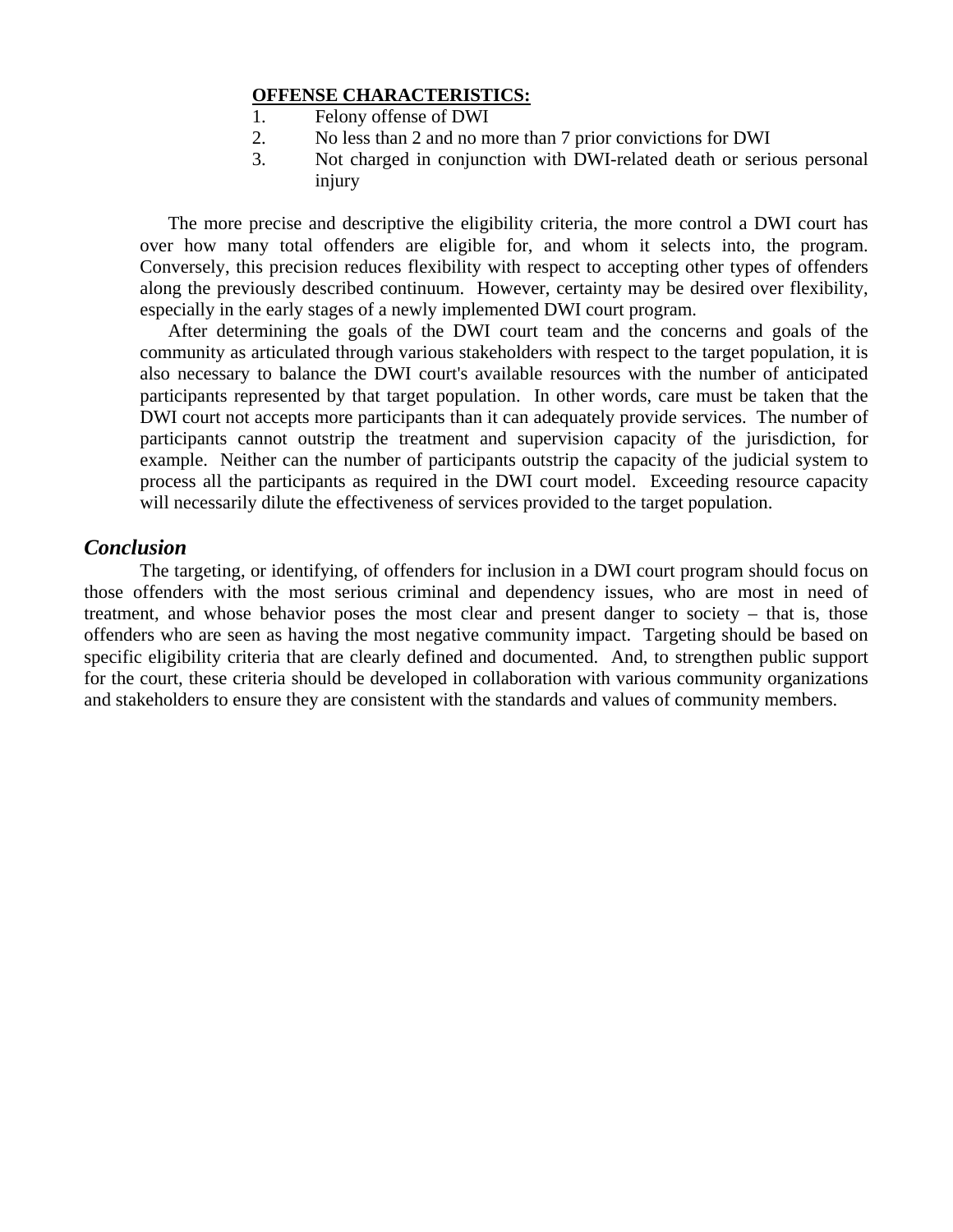**OFFENSE CHARACTERISTICS:**

1. Felony offense of DWI
2. No less than 2 and no more than 7 prior convictions for DWI
3. Not charged in conjunction with DWI-related death or serious personal injury

The more precise and descriptive the eligibility criteria, the more control a DWI court has over how many total offenders are eligible for, and whom it selects into, the program. Conversely, this precision reduces flexibility with respect to accepting other types of offenders along the previously described continuum. However, certainty may be desired over flexibility, especially in the early stages of a newly implemented DWI court program.

After determining the goals of the DWI court team and the concerns and goals of the community as articulated through various stakeholders with respect to the target population, it is also necessary to balance the DWI court's available resources with the number of anticipated participants represented by that target population. In other words, care must be taken that the DWI court not accepts more participants than it can adequately provide services. The number of participants cannot outstrip the treatment and supervision capacity of the jurisdiction, for example. Neither can the number of participants outstrip the capacity of the judicial system to process all the participants as required in the DWI court model. Exceeding resource capacity will necessarily dilute the effectiveness of services provided to the target population.

## *Conclusion*

The targeting, or identifying, of offenders for inclusion in a DWI court program should focus on those offenders with the most serious criminal and dependency issues, who are most in need of treatment, and whose behavior poses the most clear and present danger to society – that is, those offenders who are seen as having the most negative community impact. Targeting should be based on specific eligibility criteria that are clearly defined and documented. And, to strengthen public support for the court, these criteria should be developed in collaboration with various community organizations and stakeholders to ensure they are consistent with the standards and values of community members.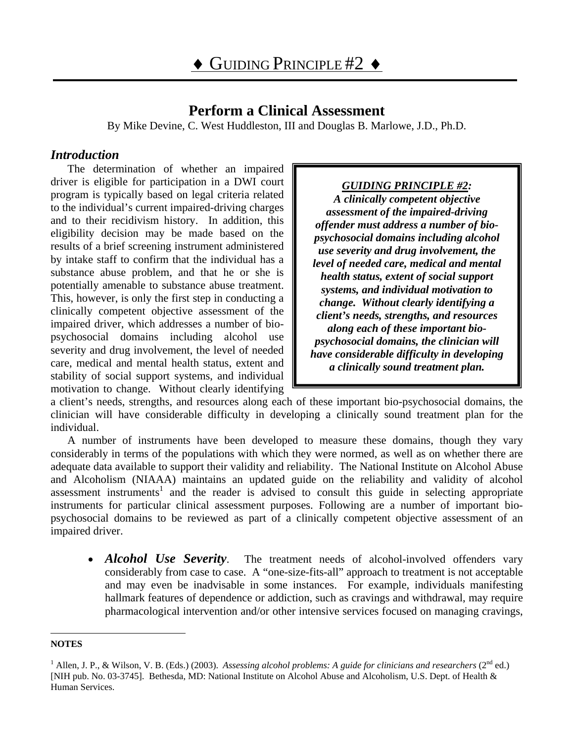# ♦ GUIDING PRINCIPLE #2 ♦

## Perform a Clinical Assessment

By Mike Devine, C. West Huddleston, III and Douglas B. Marlowe, J.D., Ph.D.

### *Introduction*

> ***GUIDING PRINCIPLE #2:***
> ***A clinically competent objective assessment of the impaired-driving offender must address a number of bio-psychosocial domains including alcohol use severity and drug involvement, the level of needed care, medical and mental health status, extent of social support systems, and individual motivation to change. Without clearly identifying a client's needs, strengths, and resources along each of these important bio-psychosocial domains, the clinician will have considerable difficulty in developing a clinically sound treatment plan.***

The determination of whether an impaired driver is eligible for participation in a DWI court program is typically based on legal criteria related to the individual's current impaired-driving charges and to their recidivism history. In addition, this eligibility decision may be made based on the results of a brief screening instrument administered by intake staff to confirm that the individual has a substance abuse problem, and that he or she is potentially amenable to substance abuse treatment. This, however, is only the first step in conducting a clinically competent objective assessment of the impaired driver, which addresses a number of bio-psychosocial domains including alcohol use severity and drug involvement, the level of needed care, medical and mental health status, extent and stability of social support systems, and individual motivation to change. Without clearly identifying a client's needs, strengths, and resources along each of these important bio-psychosocial domains, the clinician will have considerable difficulty in developing a clinically sound treatment plan for the individual.

A number of instruments have been developed to measure these domains, though they vary considerably in terms of the populations with which they were normed, as well as on whether there are adequate data available to support their validity and reliability. The National Institute on Alcohol Abuse and Alcoholism (NIAAA) maintains an updated guide on the reliability and validity of alcohol assessment instruments[1] and the reader is advised to consult this guide in selecting appropriate instruments for particular clinical assessment purposes. Following are a number of important bio-psychosocial domains to be reviewed as part of a clinically competent objective assessment of an impaired driver.

- ***Alcohol Use Severity***. The treatment needs of alcohol-involved offenders vary considerably from case to case. A "one-size-fits-all" approach to treatment is not acceptable and may even be inadvisable in some instances. For example, individuals manifesting hallmark features of dependence or addiction, such as cravings and withdrawal, may require pharmacological intervention and/or other intensive services focused on managing cravings,

---

**NOTES**

[1] Allen, J. P., & Wilson, V. B. (Eds.) (2003). *Assessing alcohol problems: A guide for clinicians and researchers* (2nd ed.) [NIH pub. No. 03-3745]. Bethesda, MD: National Institute on Alcohol Abuse and Alcoholism, U.S. Dept. of Health & Human Services.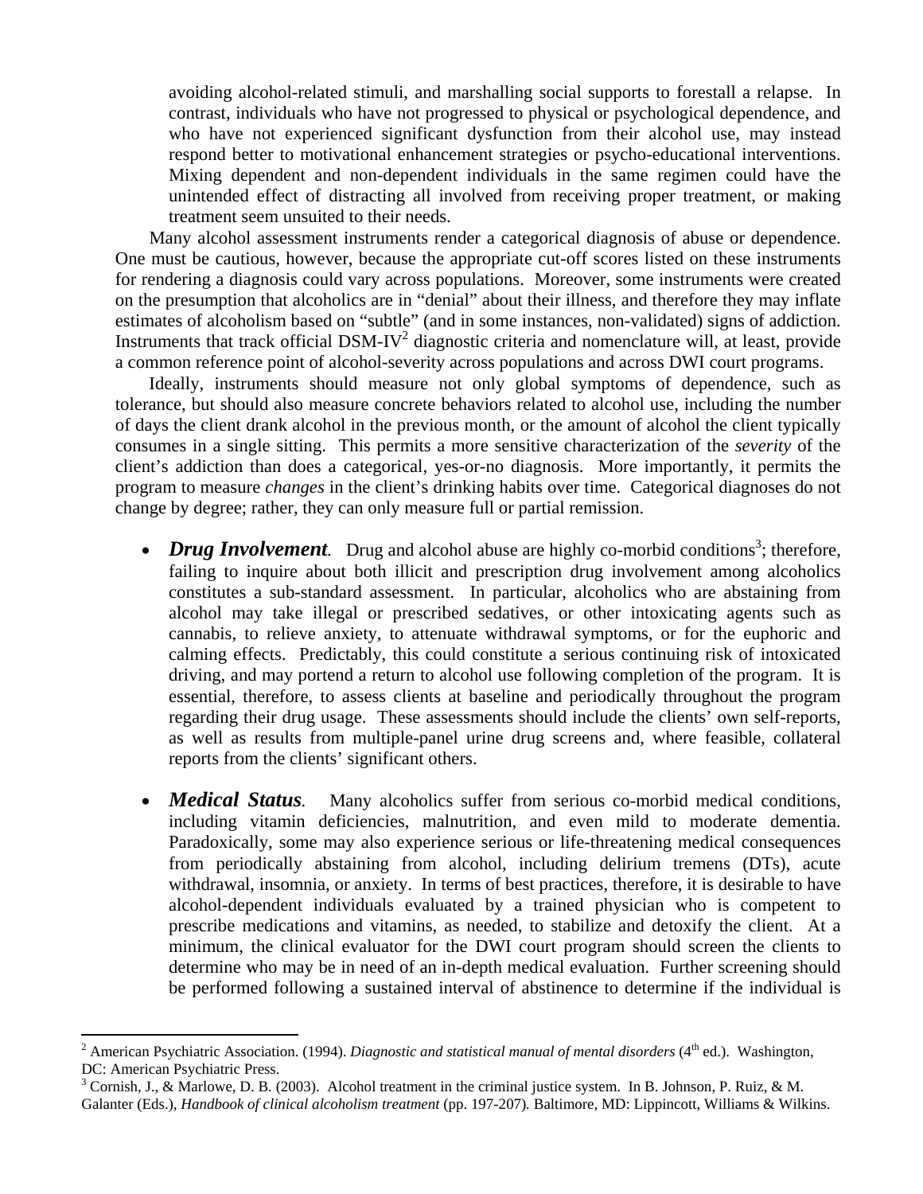avoiding alcohol-related stimuli, and marshalling social supports to forestall a relapse. In contrast, individuals who have not progressed to physical or psychological dependence, and who have not experienced significant dysfunction from their alcohol use, may instead respond better to motivational enhancement strategies or psycho-educational interventions. Mixing dependent and non-dependent individuals in the same regimen could have the unintended effect of distracting all involved from receiving proper treatment, or making treatment seem unsuited to their needs.

Many alcohol assessment instruments render a categorical diagnosis of abuse or dependence. One must be cautious, however, because the appropriate cut-off scores listed on these instruments for rendering a diagnosis could vary across populations. Moreover, some instruments were created on the presumption that alcoholics are in "denial" about their illness, and therefore they may inflate estimates of alcoholism based on "subtle" (and in some instances, non-validated) signs of addiction. Instruments that track official DSM-IV[2] diagnostic criteria and nomenclature will, at least, provide a common reference point of alcohol-severity across populations and across DWI court programs.

Ideally, instruments should measure not only global symptoms of dependence, such as tolerance, but should also measure concrete behaviors related to alcohol use, including the number of days the client drank alcohol in the previous month, or the amount of alcohol the client typically consumes in a single sitting. This permits a more sensitive characterization of the *severity* of the client's addiction than does a categorical, yes-or-no diagnosis. More importantly, it permits the program to measure *changes* in the client's drinking habits over time. Categorical diagnoses do not change by degree; rather, they can only measure full or partial remission.

- ***Drug Involvement***. Drug and alcohol abuse are highly co-morbid conditions[3]; therefore, failing to inquire about both illicit and prescription drug involvement among alcoholics constitutes a sub-standard assessment. In particular, alcoholics who are abstaining from alcohol may take illegal or prescribed sedatives, or other intoxicating agents such as cannabis, to relieve anxiety, to attenuate withdrawal symptoms, or for the euphoric and calming effects. Predictably, this could constitute a serious continuing risk of intoxicated driving, and may portend a return to alcohol use following completion of the program. It is essential, therefore, to assess clients at baseline and periodically throughout the program regarding their drug usage. These assessments should include the clients' own self-reports, as well as results from multiple-panel urine drug screens and, where feasible, collateral reports from the clients' significant others.

- ***Medical Status***. Many alcoholics suffer from serious co-morbid medical conditions, including vitamin deficiencies, malnutrition, and even mild to moderate dementia. Paradoxically, some may also experience serious or life-threatening medical consequences from periodically abstaining from alcohol, including delirium tremens (DTs), acute withdrawal, insomnia, or anxiety. In terms of best practices, therefore, it is desirable to have alcohol-dependent individuals evaluated by a trained physician who is competent to prescribe medications and vitamins, as needed, to stabilize and detoxify the client. At a minimum, the clinical evaluator for the DWI court program should screen the clients to determine who may be in need of an in-depth medical evaluation. Further screening should be performed following a sustained interval of abstinence to determine if the individual is

---

[2] American Psychiatric Association. (1994). *Diagnostic and statistical manual of mental disorders* (4th ed.). Washington, DC: American Psychiatric Press.

[3] Cornish, J., & Marlowe, D. B. (2003). Alcohol treatment in the criminal justice system. In B. Johnson, P. Ruiz, & M. Galanter (Eds.), *Handbook of clinical alcoholism treatment* (pp. 197-207). Baltimore, MD: Lippincott, Williams & Wilkins.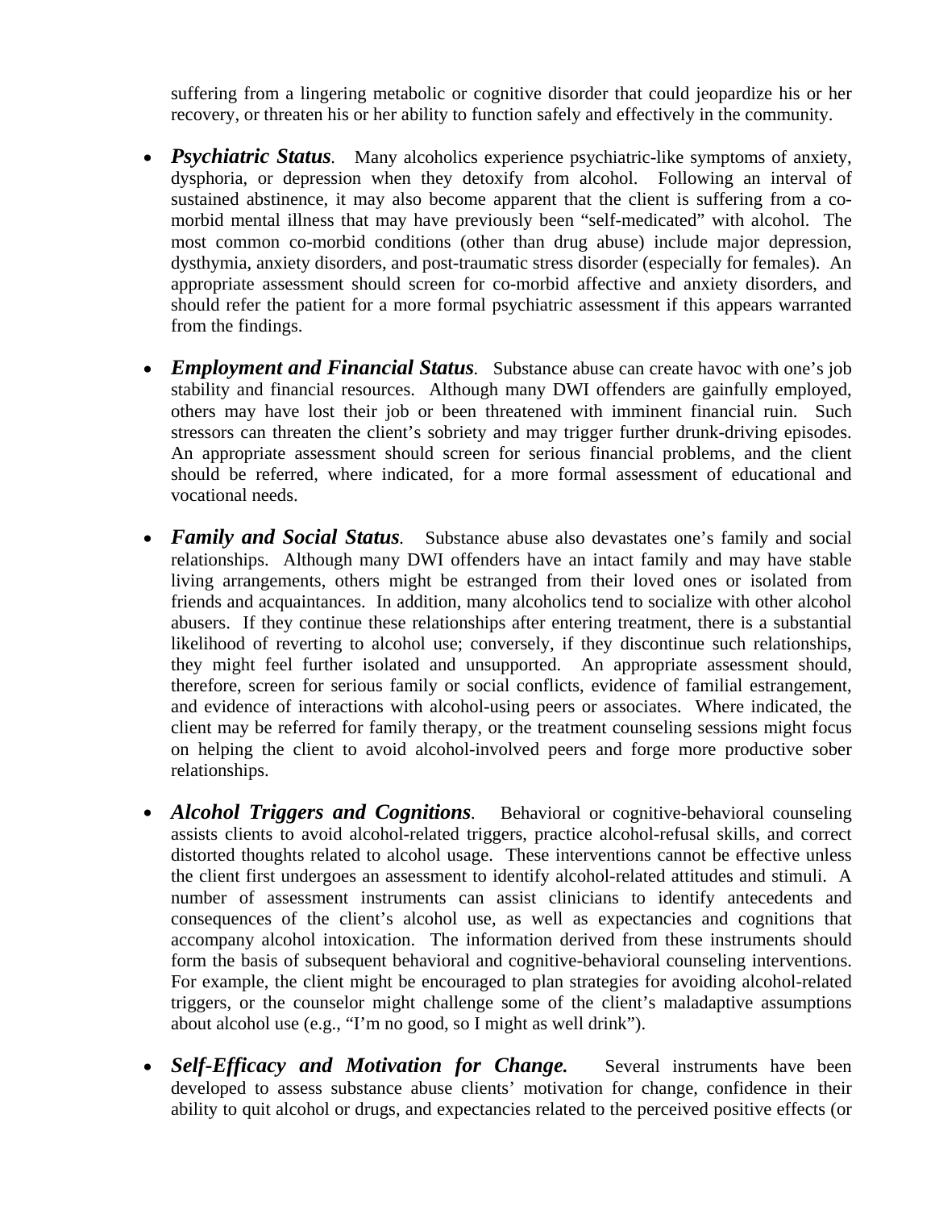suffering from a lingering metabolic or cognitive disorder that could jeopardize his or her recovery, or threaten his or her ability to function safely and effectively in the community.

- ***Psychiatric Status***. Many alcoholics experience psychiatric-like symptoms of anxiety, dysphoria, or depression when they detoxify from alcohol. Following an interval of sustained abstinence, it may also become apparent that the client is suffering from a co-morbid mental illness that may have previously been "self-medicated" with alcohol. The most common co-morbid conditions (other than drug abuse) include major depression, dysthymia, anxiety disorders, and post-traumatic stress disorder (especially for females). An appropriate assessment should screen for co-morbid affective and anxiety disorders, and should refer the patient for a more formal psychiatric assessment if this appears warranted from the findings.

- ***Employment and Financial Status***. Substance abuse can create havoc with one's job stability and financial resources. Although many DWI offenders are gainfully employed, others may have lost their job or been threatened with imminent financial ruin. Such stressors can threaten the client's sobriety and may trigger further drunk-driving episodes. An appropriate assessment should screen for serious financial problems, and the client should be referred, where indicated, for a more formal assessment of educational and vocational needs.

- ***Family and Social Status***. Substance abuse also devastates one's family and social relationships. Although many DWI offenders have an intact family and may have stable living arrangements, others might be estranged from their loved ones or isolated from friends and acquaintances. In addition, many alcoholics tend to socialize with other alcohol abusers. If they continue these relationships after entering treatment, there is a substantial likelihood of reverting to alcohol use; conversely, if they discontinue such relationships, they might feel further isolated and unsupported. An appropriate assessment should, therefore, screen for serious family or social conflicts, evidence of familial estrangement, and evidence of interactions with alcohol-using peers or associates. Where indicated, the client may be referred for family therapy, or the treatment counseling sessions might focus on helping the client to avoid alcohol-involved peers and forge more productive sober relationships.

- ***Alcohol Triggers and Cognitions***. Behavioral or cognitive-behavioral counseling assists clients to avoid alcohol-related triggers, practice alcohol-refusal skills, and correct distorted thoughts related to alcohol usage. These interventions cannot be effective unless the client first undergoes an assessment to identify alcohol-related attitudes and stimuli. A number of assessment instruments can assist clinicians to identify antecedents and consequences of the client's alcohol use, as well as expectancies and cognitions that accompany alcohol intoxication. The information derived from these instruments should form the basis of subsequent behavioral and cognitive-behavioral counseling interventions. For example, the client might be encouraged to plan strategies for avoiding alcohol-related triggers, or the counselor might challenge some of the client's maladaptive assumptions about alcohol use (e.g., "I'm no good, so I might as well drink").

- ***Self-Efficacy and Motivation for Change.*** Several instruments have been developed to assess substance abuse clients' motivation for change, confidence in their ability to quit alcohol or drugs, and expectancies related to the perceived positive effects (or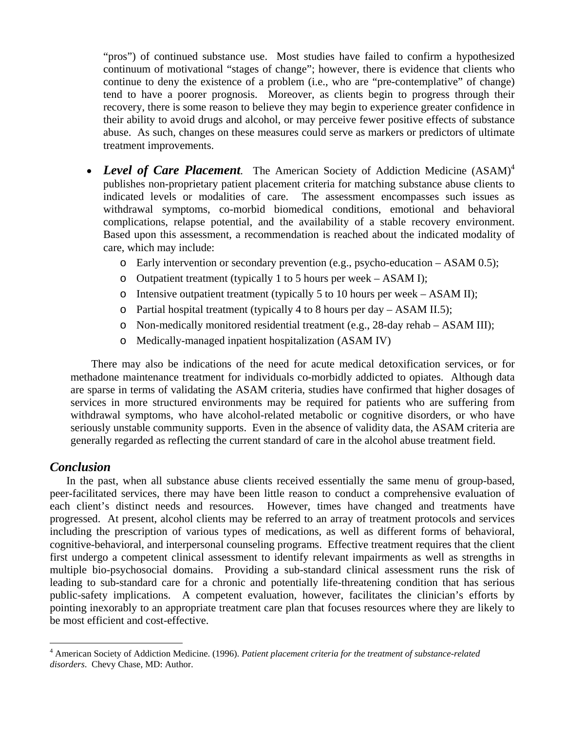"pros") of continued substance use. Most studies have failed to confirm a hypothesized continuum of motivational "stages of change"; however, there is evidence that clients who continue to deny the existence of a problem (i.e., who are "pre-contemplative" of change) tend to have a poorer prognosis. Moreover, as clients begin to progress through their recovery, there is some reason to believe they may begin to experience greater confidence in their ability to avoid drugs and alcohol, or may perceive fewer positive effects of substance abuse. As such, changes on these measures could serve as markers or predictors of ultimate treatment improvements.

- ***Level of Care Placement.*** The American Society of Addiction Medicine (ASAM)[4] publishes non-proprietary patient placement criteria for matching substance abuse clients to indicated levels or modalities of care. The assessment encompasses such issues as withdrawal symptoms, co-morbid biomedical conditions, emotional and behavioral complications, relapse potential, and the availability of a stable recovery environment. Based upon this assessment, a recommendation is reached about the indicated modality of care, which may include:
  - Early intervention or secondary prevention (e.g., psycho-education – ASAM 0.5);
  - Outpatient treatment (typically 1 to 5 hours per week – ASAM I);
  - Intensive outpatient treatment (typically 5 to 10 hours per week – ASAM II);
  - Partial hospital treatment (typically 4 to 8 hours per day – ASAM II.5);
  - Non-medically monitored residential treatment (e.g., 28-day rehab – ASAM III);
  - Medically-managed inpatient hospitalization (ASAM IV)

There may also be indications of the need for acute medical detoxification services, or for methadone maintenance treatment for individuals co-morbidly addicted to opiates. Although data are sparse in terms of validating the ASAM criteria, studies have confirmed that higher dosages of services in more structured environments may be required for patients who are suffering from withdrawal symptoms, who have alcohol-related metabolic or cognitive disorders, or who have seriously unstable community supports. Even in the absence of validity data, the ASAM criteria are generally regarded as reflecting the current standard of care in the alcohol abuse treatment field.

## *Conclusion*

In the past, when all substance abuse clients received essentially the same menu of group-based, peer-facilitated services, there may have been little reason to conduct a comprehensive evaluation of each client's distinct needs and resources. However, times have changed and treatments have progressed. At present, alcohol clients may be referred to an array of treatment protocols and services including the prescription of various types of medications, as well as different forms of behavioral, cognitive-behavioral, and interpersonal counseling programs. Effective treatment requires that the client first undergo a competent clinical assessment to identify relevant impairments as well as strengths in multiple bio-psychosocial domains. Providing a sub-standard clinical assessment runs the risk of leading to sub-standard care for a chronic and potentially life-threatening condition that has serious public-safety implications. A competent evaluation, however, facilitates the clinician's efforts by pointing inexorably to an appropriate treatment care plan that focuses resources where they are likely to be most efficient and cost-effective.

---

[4] American Society of Addiction Medicine. (1996). *Patient placement criteria for the treatment of substance-related disorders*. Chevy Chase, MD: Author.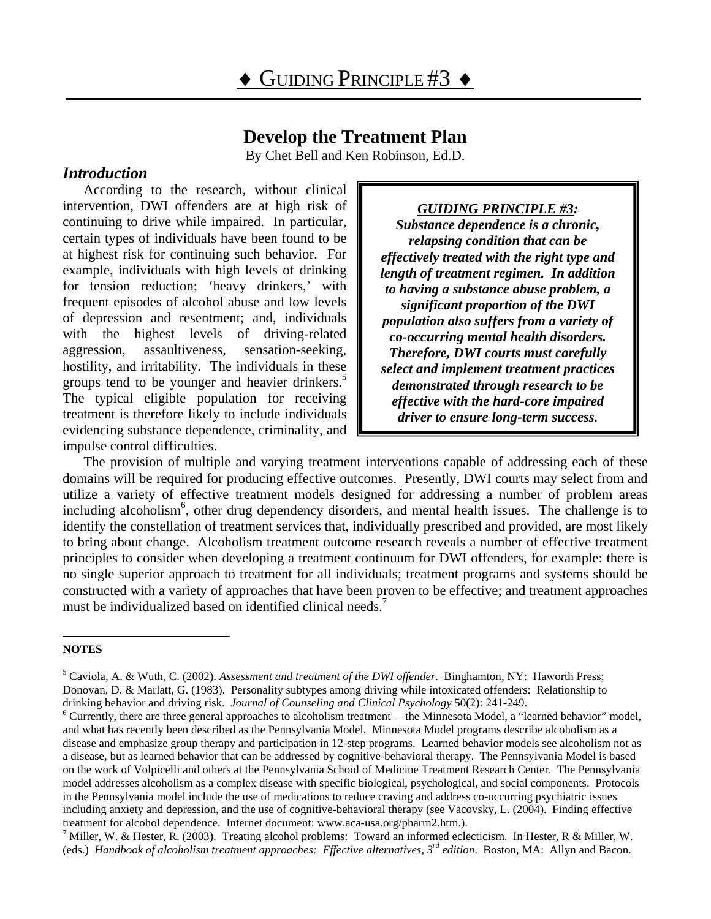# ♦ GUIDING PRINCIPLE #3 ♦

## Develop the Treatment Plan

By Chet Bell and Ken Robinson, Ed.D.

### *Introduction*

According to the research, without clinical intervention, DWI offenders are at high risk of continuing to drive while impaired. In particular, certain types of individuals have been found to be at highest risk for continuing such behavior. For example, individuals with high levels of drinking for tension reduction; 'heavy drinkers,' with frequent episodes of alcohol abuse and low levels of depression and resentment; and, individuals with the highest levels of driving-related aggression, assaultiveness, sensation-seeking, hostility, and irritability. The individuals in these groups tend to be younger and heavier drinkers.[5] The typical eligible population for receiving treatment is therefore likely to include individuals evidencing substance dependence, criminality, and impulse control difficulties.

> ***GUIDING PRINCIPLE #3:***
> ***Substance dependence is a chronic, relapsing condition that can be effectively treated with the right type and length of treatment regimen. In addition to having a substance abuse problem, a significant proportion of the DWI population also suffers from a variety of co-occurring mental health disorders. Therefore, DWI courts must carefully select and implement treatment practices demonstrated through research to be effective with the hard-core impaired driver to ensure long-term success.***

The provision of multiple and varying treatment interventions capable of addressing each of these domains will be required for producing effective outcomes. Presently, DWI courts may select from and utilize a variety of effective treatment models designed for addressing a number of problem areas including alcoholism[6], other drug dependency disorders, and mental health issues. The challenge is to identify the constellation of treatment services that, individually prescribed and provided, are most likely to bring about change. Alcoholism treatment outcome research reveals a number of effective treatment principles to consider when developing a treatment continuum for DWI offenders, for example: there is no single superior approach to treatment for all individuals; treatment programs and systems should be constructed with a variety of approaches that have been proven to be effective; and treatment approaches must be individualized based on identified clinical needs.[7]

---

**NOTES**

[5] Caviola, A. & Wuth, C. (2002). *Assessment and treatment of the DWI offender*. Binghamton, NY: Haworth Press; Donovan, D. & Marlatt, G. (1983). Personality subtypes among driving while intoxicated offenders: Relationship to drinking behavior and driving risk. *Journal of Counseling and Clinical Psychology* 50(2): 241-249.

[6] Currently, there are three general approaches to alcoholism treatment – the Minnesota Model, a "learned behavior" model, and what has recently been described as the Pennsylvania Model. Minnesota Model programs describe alcoholism as a disease and emphasize group therapy and participation in 12-step programs. Learned behavior models see alcoholism not as a disease, but as learned behavior that can be addressed by cognitive-behavioral therapy. The Pennsylvania Model is based on the work of Volpicelli and others at the Pennsylvania School of Medicine Treatment Research Center. The Pennsylvania model addresses alcoholism as a complex disease with specific biological, psychological, and social components. Protocols in the Pennsylvania model include the use of medications to reduce craving and address co-occurring psychiatric issues including anxiety and depression, and the use of cognitive-behavioral therapy (see Vacovsky, L. (2004). Finding effective treatment for alcohol dependence. Internet document: www.aca-usa.org/pharm2.htm.).

[7] Miller, W. & Hester, R. (2003). Treating alcohol problems: Toward an informed eclecticism. In Hester, R & Miller, W. (eds.) *Handbook of alcoholism treatment approaches: Effective alternatives, 3rd edition*. Boston, MA: Allyn and Bacon.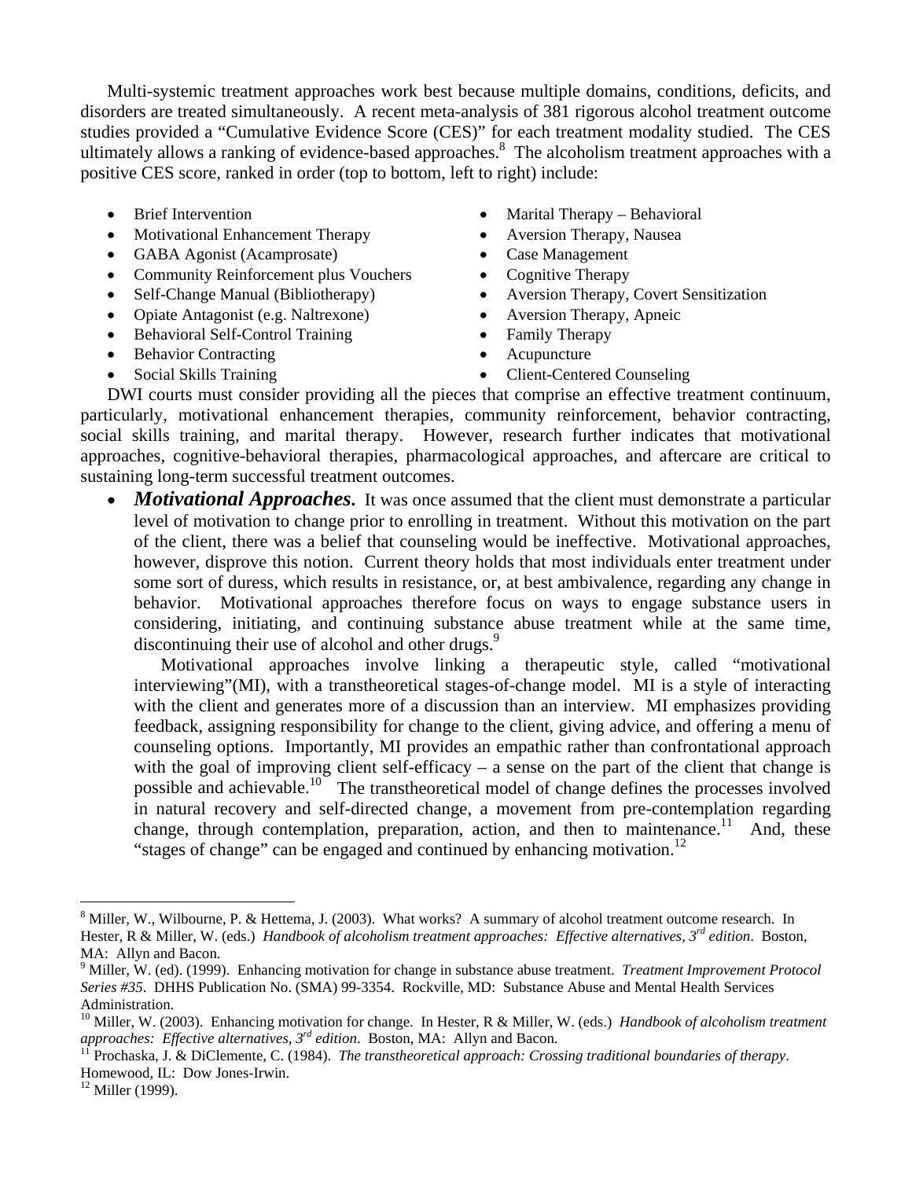Multi-systemic treatment approaches work best because multiple domains, conditions, deficits, and disorders are treated simultaneously. A recent meta-analysis of 381 rigorous alcohol treatment outcome studies provided a "Cumulative Evidence Score (CES)" for each treatment modality studied. The CES ultimately allows a ranking of evidence-based approaches.[8] The alcoholism treatment approaches with a positive CES score, ranked in order (top to bottom, left to right) include:

- Brief Intervention
- Motivational Enhancement Therapy
- GABA Agonist (Acamprosate)
- Community Reinforcement plus Vouchers
- Self-Change Manual (Bibliotherapy)
- Opiate Antagonist (e.g. Naltrexone)
- Behavioral Self-Control Training
- Behavior Contracting
- Social Skills Training
- Marital Therapy – Behavioral
- Aversion Therapy, Nausea
- Case Management
- Cognitive Therapy
- Aversion Therapy, Covert Sensitization
- Aversion Therapy, Apneic
- Family Therapy
- Acupuncture
- Client-Centered Counseling

DWI courts must consider providing all the pieces that comprise an effective treatment continuum, particularly, motivational enhancement therapies, community reinforcement, behavior contracting, social skills training, and marital therapy. However, research further indicates that motivational approaches, cognitive-behavioral therapies, pharmacological approaches, and aftercare are critical to sustaining long-term successful treatment outcomes.

- ***Motivational Approaches.*** It was once assumed that the client must demonstrate a particular level of motivation to change prior to enrolling in treatment. Without this motivation on the part of the client, there was a belief that counseling would be ineffective. Motivational approaches, however, disprove this notion. Current theory holds that most individuals enter treatment under some sort of duress, which results in resistance, or, at best ambivalence, regarding any change in behavior. Motivational approaches therefore focus on ways to engage substance users in considering, initiating, and continuing substance abuse treatment while at the same time, discontinuing their use of alcohol and other drugs.[9]

  Motivational approaches involve linking a therapeutic style, called "motivational interviewing"(MI), with a transtheoretical stages-of-change model. MI is a style of interacting with the client and generates more of a discussion than an interview. MI emphasizes providing feedback, assigning responsibility for change to the client, giving advice, and offering a menu of counseling options. Importantly, MI provides an empathic rather than confrontational approach with the goal of improving client self-efficacy – a sense on the part of the client that change is possible and achievable.[10] The transtheoretical model of change defines the processes involved in natural recovery and self-directed change, a movement from pre-contemplation regarding change, through contemplation, preparation, action, and then to maintenance.[11] And, these "stages of change" can be engaged and continued by enhancing motivation.[12]

---

[8] Miller, W., Wilbourne, P. & Hettema, J. (2003). What works? A summary of alcohol treatment outcome research. In Hester, R & Miller, W. (eds.) *Handbook of alcoholism treatment approaches: Effective alternatives, 3rd edition*. Boston, MA: Allyn and Bacon.

[9] Miller, W. (ed). (1999). Enhancing motivation for change in substance abuse treatment. *Treatment Improvement Protocol Series #35*. DHHS Publication No. (SMA) 99-3354. Rockville, MD: Substance Abuse and Mental Health Services Administration.

[10] Miller, W. (2003). Enhancing motivation for change. In Hester, R & Miller, W. (eds.) *Handbook of alcoholism treatment approaches: Effective alternatives, 3rd edition*. Boston, MA: Allyn and Bacon.

[11] Prochaska, J. & DiClemente, C. (1984). *The transtheoretical approach: Crossing traditional boundaries of therapy*. Homewood, IL: Dow Jones-Irwin.

[12] Miller (1999).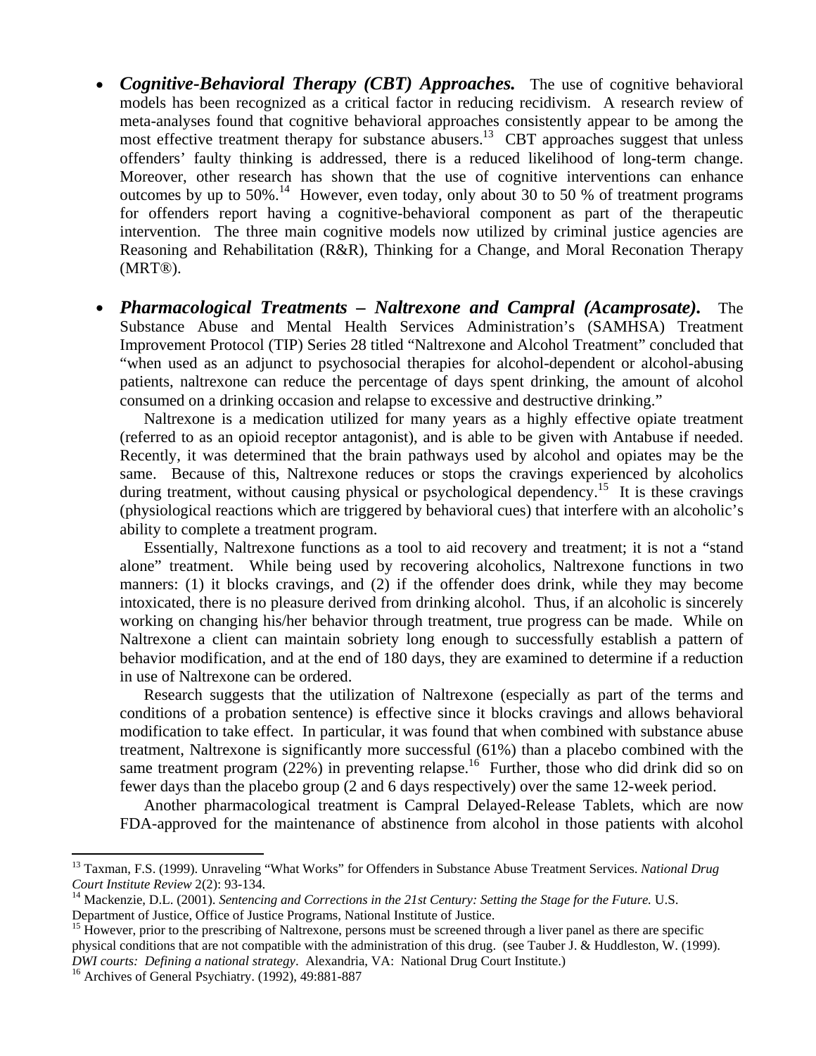- ***Cognitive-Behavioral Therapy (CBT) Approaches.*** The use of cognitive behavioral models has been recognized as a critical factor in reducing recidivism. A research review of meta-analyses found that cognitive behavioral approaches consistently appear to be among the most effective treatment therapy for substance abusers.[13] CBT approaches suggest that unless offenders' faulty thinking is addressed, there is a reduced likelihood of long-term change. Moreover, other research has shown that the use of cognitive interventions can enhance outcomes by up to 50%.[14] However, even today, only about 30 to 50 % of treatment programs for offenders report having a cognitive-behavioral component as part of the therapeutic intervention. The three main cognitive models now utilized by criminal justice agencies are Reasoning and Rehabilitation (R&R), Thinking for a Change, and Moral Reconation Therapy (MRT®).

- ***Pharmacological Treatments – Naltrexone and Campral (Acamprosate).*** The Substance Abuse and Mental Health Services Administration's (SAMHSA) Treatment Improvement Protocol (TIP) Series 28 titled "Naltrexone and Alcohol Treatment" concluded that "when used as an adjunct to psychosocial therapies for alcohol-dependent or alcohol-abusing patients, naltrexone can reduce the percentage of days spent drinking, the amount of alcohol consumed on a drinking occasion and relapse to excessive and destructive drinking."

  Naltrexone is a medication utilized for many years as a highly effective opiate treatment (referred to as an opioid receptor antagonist), and is able to be given with Antabuse if needed. Recently, it was determined that the brain pathways used by alcohol and opiates may be the same. Because of this, Naltrexone reduces or stops the cravings experienced by alcoholics during treatment, without causing physical or psychological dependency.[15] It is these cravings (physiological reactions which are triggered by behavioral cues) that interfere with an alcoholic's ability to complete a treatment program.

  Essentially, Naltrexone functions as a tool to aid recovery and treatment; it is not a "stand alone" treatment. While being used by recovering alcoholics, Naltrexone functions in two manners: (1) it blocks cravings, and (2) if the offender does drink, while they may become intoxicated, there is no pleasure derived from drinking alcohol. Thus, if an alcoholic is sincerely working on changing his/her behavior through treatment, true progress can be made. While on Naltrexone a client can maintain sobriety long enough to successfully establish a pattern of behavior modification, and at the end of 180 days, they are examined to determine if a reduction in use of Naltrexone can be ordered.

  Research suggests that the utilization of Naltrexone (especially as part of the terms and conditions of a probation sentence) is effective since it blocks cravings and allows behavioral modification to take effect. In particular, it was found that when combined with substance abuse treatment, Naltrexone is significantly more successful (61%) than a placebo combined with the same treatment program (22%) in preventing relapse.[16] Further, those who did drink did so on fewer days than the placebo group (2 and 6 days respectively) over the same 12-week period.

  Another pharmacological treatment is Campral Delayed-Release Tablets, which are now FDA-approved for the maintenance of abstinence from alcohol in those patients with alcohol

---

[13] Taxman, F.S. (1999). Unraveling "What Works" for Offenders in Substance Abuse Treatment Services. *National Drug Court Institute Review* 2(2): 93-134.

[14] Mackenzie, D.L. (2001). *Sentencing and Corrections in the 21st Century: Setting the Stage for the Future.* U.S. Department of Justice, Office of Justice Programs, National Institute of Justice.

[15] However, prior to the prescribing of Naltrexone, persons must be screened through a liver panel as there are specific physical conditions that are not compatible with the administration of this drug. (see Tauber J. & Huddleston, W. (1999). *DWI courts: Defining a national strategy*. Alexandria, VA: National Drug Court Institute.)

[16] Archives of General Psychiatry. (1992), 49:881-887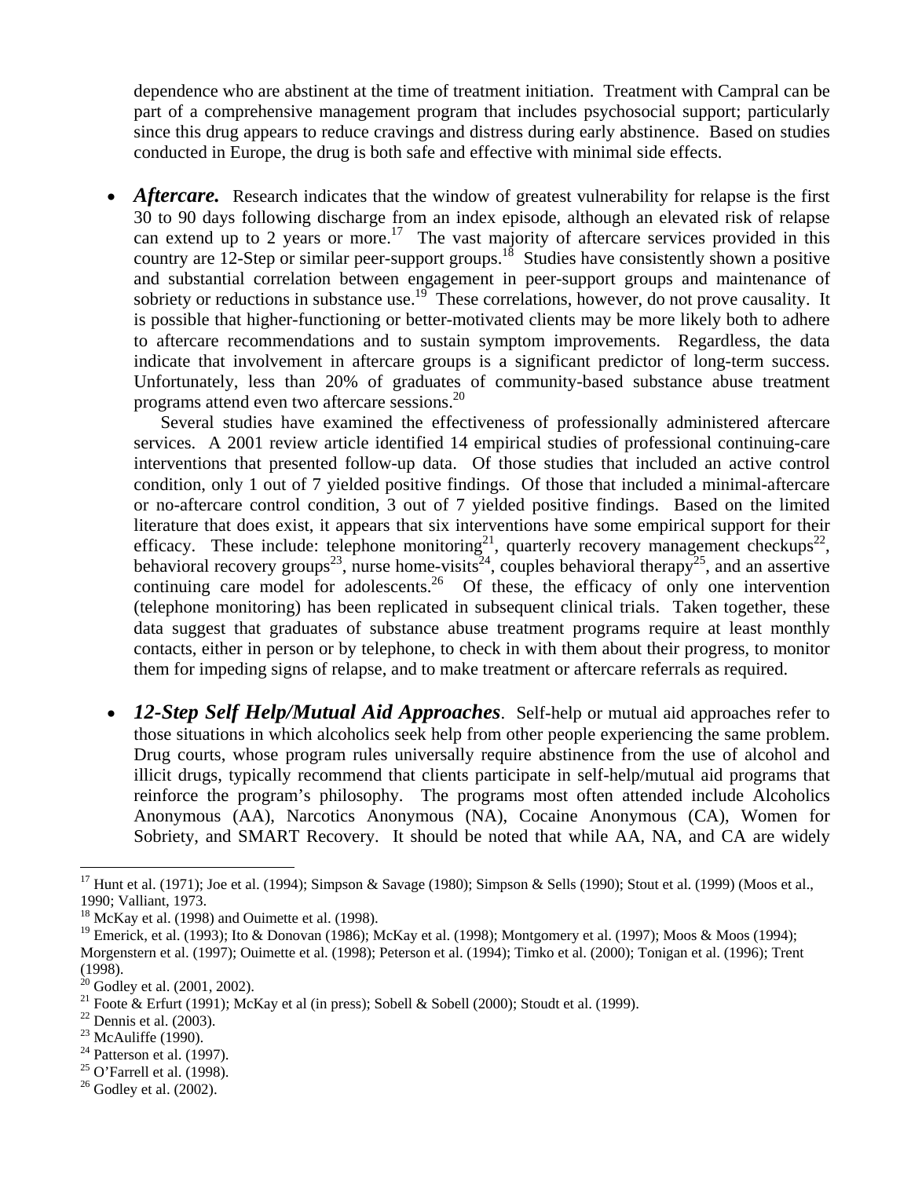dependence who are abstinent at the time of treatment initiation. Treatment with Campral can be part of a comprehensive management program that includes psychosocial support; particularly since this drug appears to reduce cravings and distress during early abstinence. Based on studies conducted in Europe, the drug is both safe and effective with minimal side effects.

- ***Aftercare.*** Research indicates that the window of greatest vulnerability for relapse is the first 30 to 90 days following discharge from an index episode, although an elevated risk of relapse can extend up to 2 years or more.[17] The vast majority of aftercare services provided in this country are 12-Step or similar peer-support groups.[18] Studies have consistently shown a positive and substantial correlation between engagement in peer-support groups and maintenance of sobriety or reductions in substance use.[19] These correlations, however, do not prove causality. It is possible that higher-functioning or better-motivated clients may be more likely both to adhere to aftercare recommendations and to sustain symptom improvements. Regardless, the data indicate that involvement in aftercare groups is a significant predictor of long-term success. Unfortunately, less than 20% of graduates of community-based substance abuse treatment programs attend even two aftercare sessions.[20]

  Several studies have examined the effectiveness of professionally administered aftercare services. A 2001 review article identified 14 empirical studies of professional continuing-care interventions that presented follow-up data. Of those studies that included an active control condition, only 1 out of 7 yielded positive findings. Of those that included a minimal-aftercare or no-aftercare control condition, 3 out of 7 yielded positive findings. Based on the limited literature that does exist, it appears that six interventions have some empirical support for their efficacy. These include: telephone monitoring[21], quarterly recovery management checkups[22], behavioral recovery groups[23], nurse home-visits[24], couples behavioral therapy[25], and an assertive continuing care model for adolescents.[26] Of these, the efficacy of only one intervention (telephone monitoring) has been replicated in subsequent clinical trials. Taken together, these data suggest that graduates of substance abuse treatment programs require at least monthly contacts, either in person or by telephone, to check in with them about their progress, to monitor them for impeding signs of relapse, and to make treatment or aftercare referrals as required.

- ***12-Step Self Help/Mutual Aid Approaches***. Self-help or mutual aid approaches refer to those situations in which alcoholics seek help from other people experiencing the same problem. Drug courts, whose program rules universally require abstinence from the use of alcohol and illicit drugs, typically recommend that clients participate in self-help/mutual aid programs that reinforce the program's philosophy. The programs most often attended include Alcoholics Anonymous (AA), Narcotics Anonymous (NA), Cocaine Anonymous (CA), Women for Sobriety, and SMART Recovery. It should be noted that while AA, NA, and CA are widely

---

[17] Hunt et al. (1971); Joe et al. (1994); Simpson & Savage (1980); Simpson & Sells (1990); Stout et al. (1999) (Moos et al., 1990; Valliant, 1973.

[18] McKay et al. (1998) and Ouimette et al. (1998).

[19] Emerick, et al. (1993); Ito & Donovan (1986); McKay et al. (1998); Montgomery et al. (1997); Moos & Moos (1994); Morgenstern et al. (1997); Ouimette et al. (1998); Peterson et al. (1994); Timko et al. (2000); Tonigan et al. (1996); Trent (1998).

[20] Godley et al. (2001, 2002).

[21] Foote & Erfurt (1991); McKay et al (in press); Sobell & Sobell (2000); Stoudt et al. (1999).

[22] Dennis et al. (2003).

[23] McAuliffe (1990).

[24] Patterson et al. (1997).

[25] O'Farrell et al. (1998).

[26] Godley et al. (2002).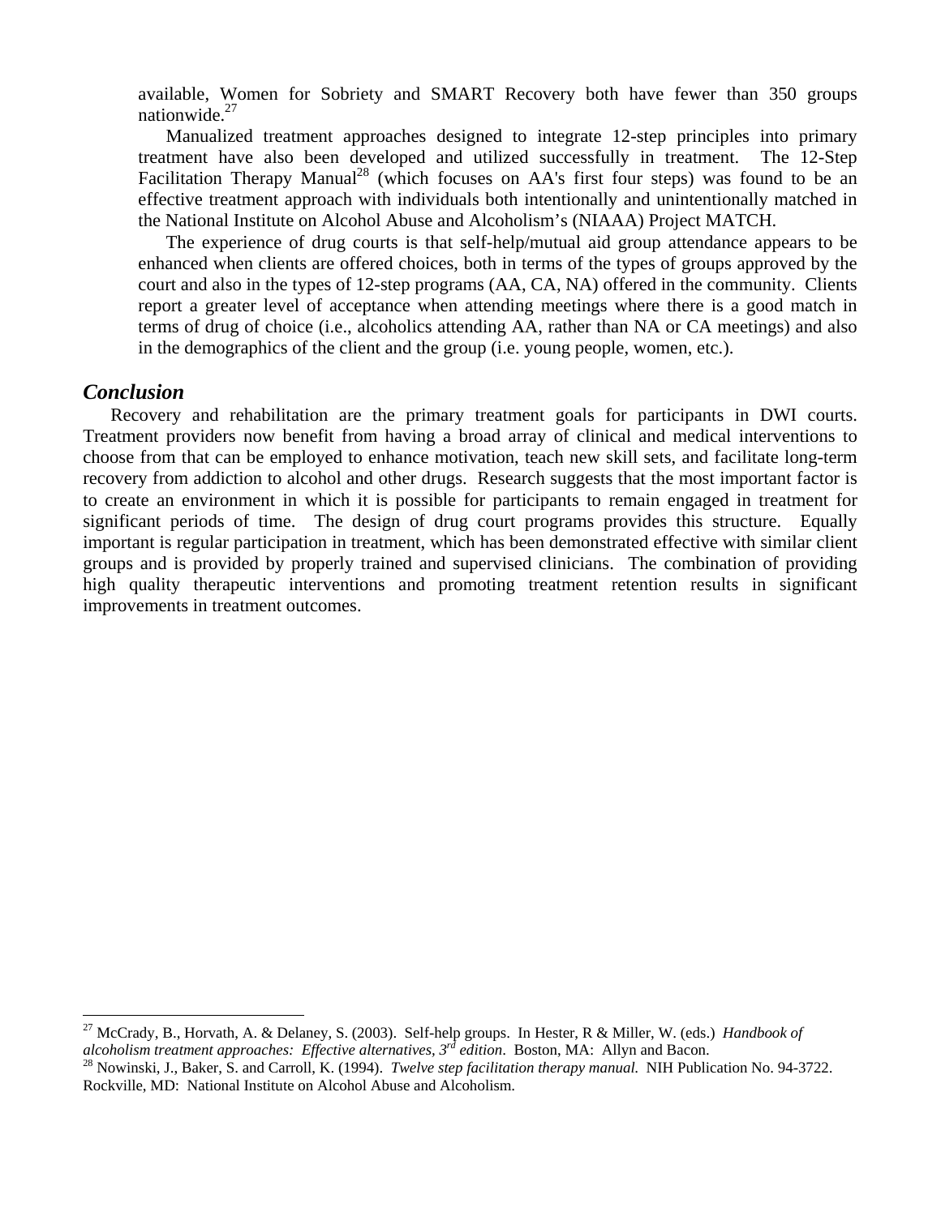available, Women for Sobriety and SMART Recovery both have fewer than 350 groups nationwide.[27]

Manualized treatment approaches designed to integrate 12-step principles into primary treatment have also been developed and utilized successfully in treatment. The 12-Step Facilitation Therapy Manual[28] (which focuses on AA's first four steps) was found to be an effective treatment approach with individuals both intentionally and unintentionally matched in the National Institute on Alcohol Abuse and Alcoholism's (NIAAA) Project MATCH.

The experience of drug courts is that self-help/mutual aid group attendance appears to be enhanced when clients are offered choices, both in terms of the types of groups approved by the court and also in the types of 12-step programs (AA, CA, NA) offered in the community. Clients report a greater level of acceptance when attending meetings where there is a good match in terms of drug of choice (i.e., alcoholics attending AA, rather than NA or CA meetings) and also in the demographics of the client and the group (i.e. young people, women, etc.).

## *Conclusion*

Recovery and rehabilitation are the primary treatment goals for participants in DWI courts. Treatment providers now benefit from having a broad array of clinical and medical interventions to choose from that can be employed to enhance motivation, teach new skill sets, and facilitate long-term recovery from addiction to alcohol and other drugs. Research suggests that the most important factor is to create an environment in which it is possible for participants to remain engaged in treatment for significant periods of time. The design of drug court programs provides this structure. Equally important is regular participation in treatment, which has been demonstrated effective with similar client groups and is provided by properly trained and supervised clinicians. The combination of providing high quality therapeutic interventions and promoting treatment retention results in significant improvements in treatment outcomes.

---

[27] McCrady, B., Horvath, A. & Delaney, S. (2003). Self-help groups. In Hester, R & Miller, W. (eds.) *Handbook of alcoholism treatment approaches: Effective alternatives, 3rd edition*. Boston, MA: Allyn and Bacon.

[28] Nowinski, J., Baker, S. and Carroll, K. (1994). *Twelve step facilitation therapy manual.* NIH Publication No. 94-3722. Rockville, MD: National Institute on Alcohol Abuse and Alcoholism.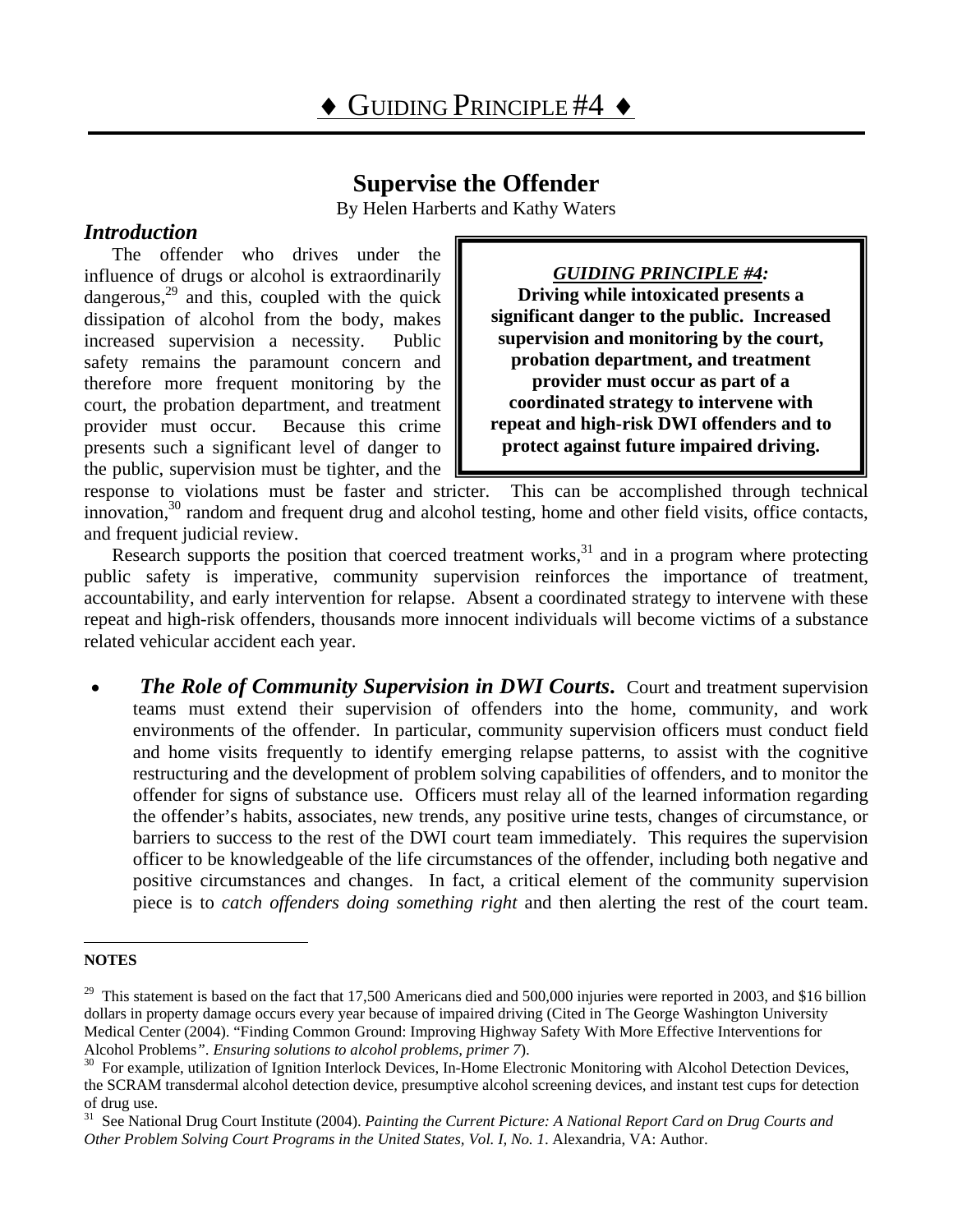# ♦ Guiding Principle #4 ♦

## Supervise the Offender

By Helen Harberts and Kathy Waters

### *Introduction*

> ***GUIDING PRINCIPLE #4:***
> **Driving while intoxicated presents a significant danger to the public. Increased supervision and monitoring by the court, probation department, and treatment provider must occur as part of a coordinated strategy to intervene with repeat and high-risk DWI offenders and to protect against future impaired driving.**

The offender who drives under the influence of drugs or alcohol is extraordinarily dangerous,[29] and this, coupled with the quick dissipation of alcohol from the body, makes increased supervision a necessity. Public safety remains the paramount concern and therefore more frequent monitoring by the court, the probation department, and treatment provider must occur. Because this crime presents such a significant level of danger to the public, supervision must be tighter, and the response to violations must be faster and stricter. This can be accomplished through technical innovation,[30] random and frequent drug and alcohol testing, home and other field visits, office contacts, and frequent judicial review.

Research supports the position that coerced treatment works,[31] and in a program where protecting public safety is imperative, community supervision reinforces the importance of treatment, accountability, and early intervention for relapse. Absent a coordinated strategy to intervene with these repeat and high-risk offenders, thousands more innocent individuals will become victims of a substance related vehicular accident each year.

- ***The Role of Community Supervision in DWI Courts*****.** Court and treatment supervision teams must extend their supervision of offenders into the home, community, and work environments of the offender. In particular, community supervision officers must conduct field and home visits frequently to identify emerging relapse patterns, to assist with the cognitive restructuring and the development of problem solving capabilities of offenders, and to monitor the offender for signs of substance use. Officers must relay all of the learned information regarding the offender's habits, associates, new trends, any positive urine tests, changes of circumstance, or barriers to success to the rest of the DWI court team immediately. This requires the supervision officer to be knowledgeable of the life circumstances of the offender, including both negative and positive circumstances and changes. In fact, a critical element of the community supervision piece is to *catch offenders doing something right* and then alerting the rest of the court team.

---

**NOTES**

[29] This statement is based on the fact that 17,500 Americans died and 500,000 injuries were reported in 2003, and $16 billion dollars in property damage occurs every year because of impaired driving (Cited in The George Washington University Medical Center (2004). "Finding Common Ground: Improving Highway Safety With More Effective Interventions for Alcohol Problems". *Ensuring solutions to alcohol problems, primer 7*).

[30] For example, utilization of Ignition Interlock Devices, In-Home Electronic Monitoring with Alcohol Detection Devices, the SCRAM transdermal alcohol detection device, presumptive alcohol screening devices, and instant test cups for detection of drug use.

[31] See National Drug Court Institute (2004). *Painting the Current Picture: A National Report Card on Drug Courts and Other Problem Solving Court Programs in the United States, Vol. I, No. 1*. Alexandria, VA: Author.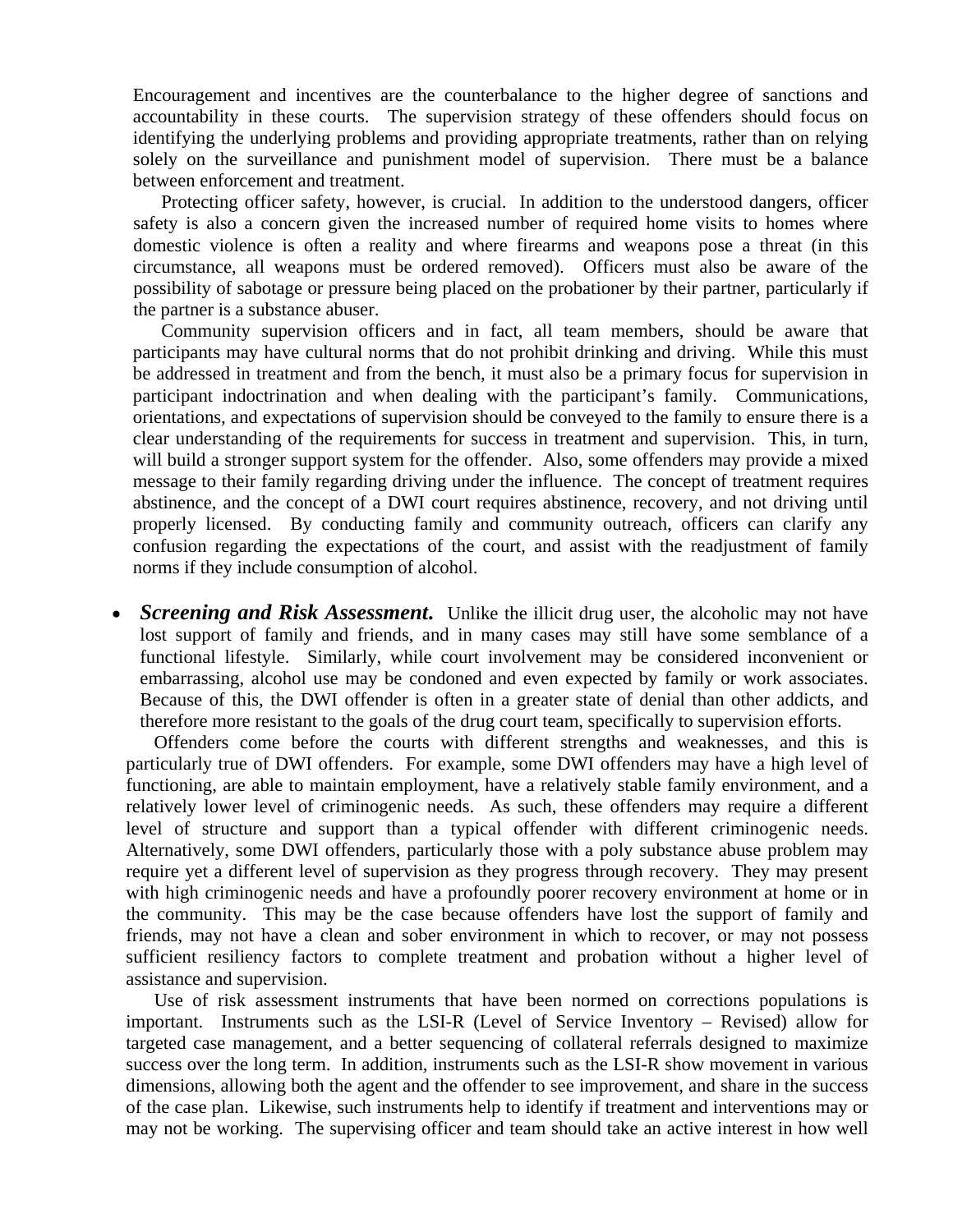Encouragement and incentives are the counterbalance to the higher degree of sanctions and accountability in these courts. The supervision strategy of these offenders should focus on identifying the underlying problems and providing appropriate treatments, rather than on relying solely on the surveillance and punishment model of supervision. There must be a balance between enforcement and treatment.

Protecting officer safety, however, is crucial. In addition to the understood dangers, officer safety is also a concern given the increased number of required home visits to homes where domestic violence is often a reality and where firearms and weapons pose a threat (in this circumstance, all weapons must be ordered removed). Officers must also be aware of the possibility of sabotage or pressure being placed on the probationer by their partner, particularly if the partner is a substance abuser.

Community supervision officers and in fact, all team members, should be aware that participants may have cultural norms that do not prohibit drinking and driving. While this must be addressed in treatment and from the bench, it must also be a primary focus for supervision in participant indoctrination and when dealing with the participant's family. Communications, orientations, and expectations of supervision should be conveyed to the family to ensure there is a clear understanding of the requirements for success in treatment and supervision. This, in turn, will build a stronger support system for the offender. Also, some offenders may provide a mixed message to their family regarding driving under the influence. The concept of treatment requires abstinence, and the concept of a DWI court requires abstinence, recovery, and not driving until properly licensed. By conducting family and community outreach, officers can clarify any confusion regarding the expectations of the court, and assist with the readjustment of family norms if they include consumption of alcohol.

- ***Screening and Risk Assessment.*** Unlike the illicit drug user, the alcoholic may not have lost support of family and friends, and in many cases may still have some semblance of a functional lifestyle. Similarly, while court involvement may be considered inconvenient or embarrassing, alcohol use may be condoned and even expected by family or work associates. Because of this, the DWI offender is often in a greater state of denial than other addicts, and therefore more resistant to the goals of the drug court team, specifically to supervision efforts.

Offenders come before the courts with different strengths and weaknesses, and this is particularly true of DWI offenders. For example, some DWI offenders may have a high level of functioning, are able to maintain employment, have a relatively stable family environment, and a relatively lower level of criminogenic needs. As such, these offenders may require a different level of structure and support than a typical offender with different criminogenic needs. Alternatively, some DWI offenders, particularly those with a poly substance abuse problem may require yet a different level of supervision as they progress through recovery. They may present with high criminogenic needs and have a profoundly poorer recovery environment at home or in the community. This may be the case because offenders have lost the support of family and friends, may not have a clean and sober environment in which to recover, or may not possess sufficient resiliency factors to complete treatment and probation without a higher level of assistance and supervision.

Use of risk assessment instruments that have been normed on corrections populations is important. Instruments such as the LSI-R (Level of Service Inventory – Revised) allow for targeted case management, and a better sequencing of collateral referrals designed to maximize success over the long term. In addition, instruments such as the LSI-R show movement in various dimensions, allowing both the agent and the offender to see improvement, and share in the success of the case plan. Likewise, such instruments help to identify if treatment and interventions may or may not be working. The supervising officer and team should take an active interest in how well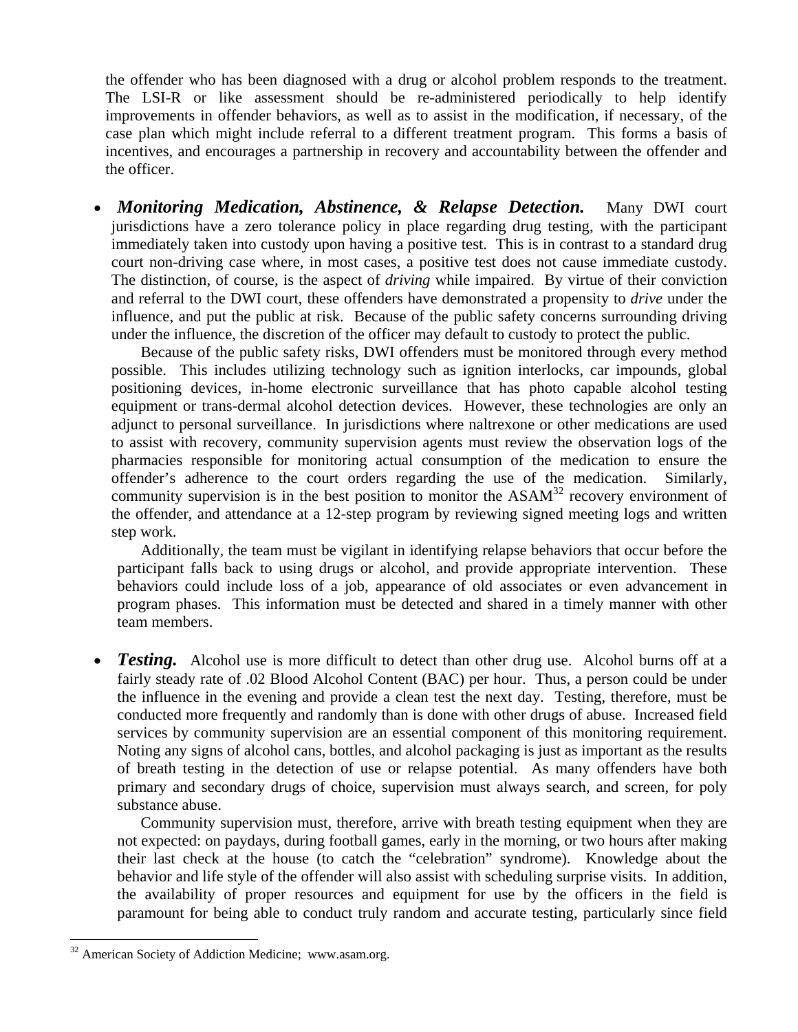the offender who has been diagnosed with a drug or alcohol problem responds to the treatment. The LSI-R or like assessment should be re-administered periodically to help identify improvements in offender behaviors, as well as to assist in the modification, if necessary, of the case plan which might include referral to a different treatment program. This forms a basis of incentives, and encourages a partnership in recovery and accountability between the offender and the officer.

- ***Monitoring Medication, Abstinence, & Relapse Detection.*** Many DWI court jurisdictions have a zero tolerance policy in place regarding drug testing, with the participant immediately taken into custody upon having a positive test. This is in contrast to a standard drug court non-driving case where, in most cases, a positive test does not cause immediate custody. The distinction, of course, is the aspect of *driving* while impaired. By virtue of their conviction and referral to the DWI court, these offenders have demonstrated a propensity to *drive* under the influence, and put the public at risk. Because of the public safety concerns surrounding driving under the influence, the discretion of the officer may default to custody to protect the public.

  Because of the public safety risks, DWI offenders must be monitored through every method possible. This includes utilizing technology such as ignition interlocks, car impounds, global positioning devices, in-home electronic surveillance that has photo capable alcohol testing equipment or trans-dermal alcohol detection devices. However, these technologies are only an adjunct to personal surveillance. In jurisdictions where naltrexone or other medications are used to assist with recovery, community supervision agents must review the observation logs of the pharmacies responsible for monitoring actual consumption of the medication to ensure the offender's adherence to the court orders regarding the use of the medication. Similarly, community supervision is in the best position to monitor the ASAM[32] recovery environment of the offender, and attendance at a 12-step program by reviewing signed meeting logs and written step work.

  Additionally, the team must be vigilant in identifying relapse behaviors that occur before the participant falls back to using drugs or alcohol, and provide appropriate intervention. These behaviors could include loss of a job, appearance of old associates or even advancement in program phases. This information must be detected and shared in a timely manner with other team members.

- ***Testing.*** Alcohol use is more difficult to detect than other drug use. Alcohol burns off at a fairly steady rate of .02 Blood Alcohol Content (BAC) per hour. Thus, a person could be under the influence in the evening and provide a clean test the next day. Testing, therefore, must be conducted more frequently and randomly than is done with other drugs of abuse. Increased field services by community supervision are an essential component of this monitoring requirement. Noting any signs of alcohol cans, bottles, and alcohol packaging is just as important as the results of breath testing in the detection of use or relapse potential. As many offenders have both primary and secondary drugs of choice, supervision must always search, and screen, for poly substance abuse.

  Community supervision must, therefore, arrive with breath testing equipment when they are not expected: on paydays, during football games, early in the morning, or two hours after making their last check at the house (to catch the "celebration" syndrome). Knowledge about the behavior and life style of the offender will also assist with scheduling surprise visits. In addition, the availability of proper resources and equipment for use by the officers in the field is paramount for being able to conduct truly random and accurate testing, particularly since field

---

[32] American Society of Addiction Medicine; www.asam.org.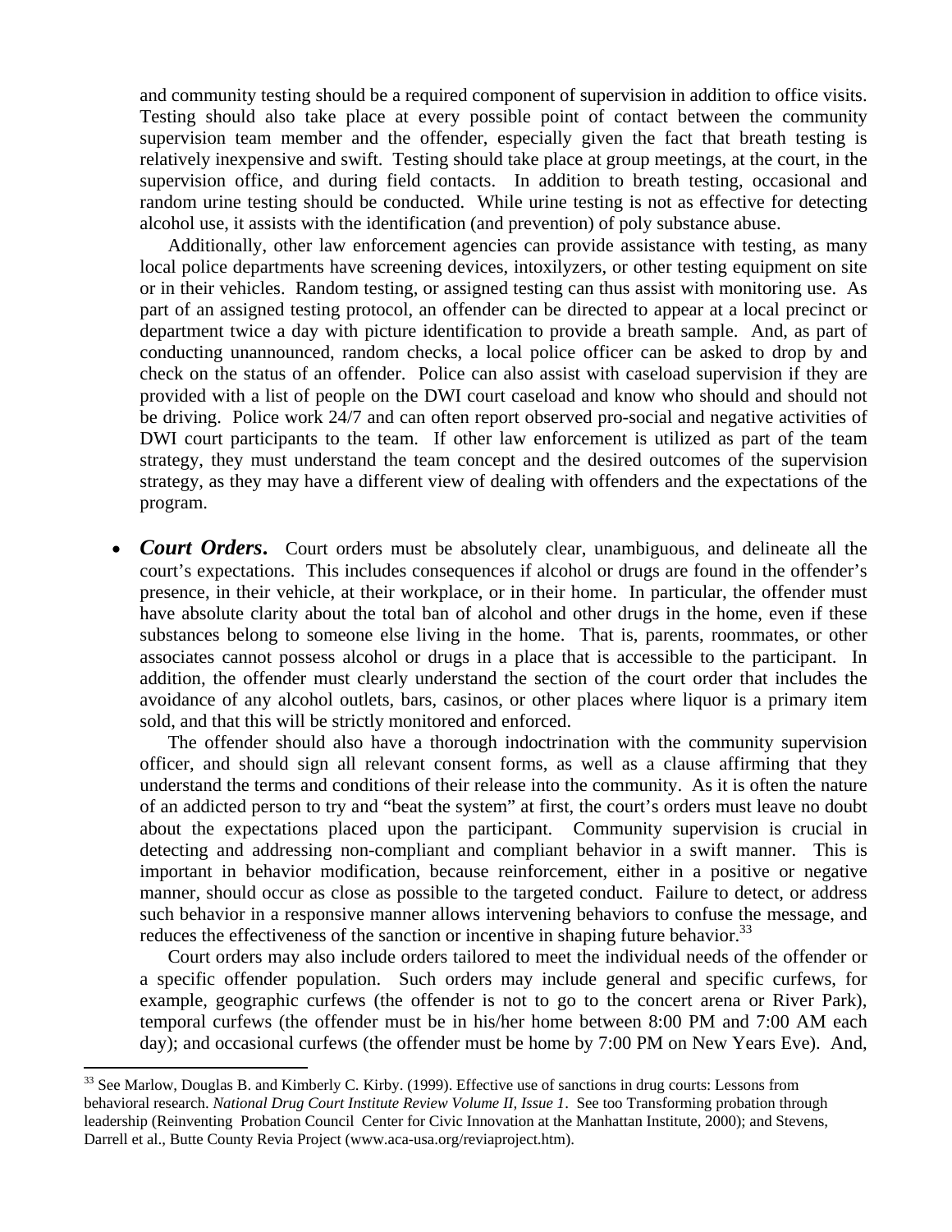and community testing should be a required component of supervision in addition to office visits. Testing should also take place at every possible point of contact between the community supervision team member and the offender, especially given the fact that breath testing is relatively inexpensive and swift. Testing should take place at group meetings, at the court, in the supervision office, and during field contacts. In addition to breath testing, occasional and random urine testing should be conducted. While urine testing is not as effective for detecting alcohol use, it assists with the identification (and prevention) of poly substance abuse.

Additionally, other law enforcement agencies can provide assistance with testing, as many local police departments have screening devices, intoxilyzers, or other testing equipment on site or in their vehicles. Random testing, or assigned testing can thus assist with monitoring use. As part of an assigned testing protocol, an offender can be directed to appear at a local precinct or department twice a day with picture identification to provide a breath sample. And, as part of conducting unannounced, random checks, a local police officer can be asked to drop by and check on the status of an offender. Police can also assist with caseload supervision if they are provided with a list of people on the DWI court caseload and know who should and should not be driving. Police work 24/7 and can often report observed pro-social and negative activities of DWI court participants to the team. If other law enforcement is utilized as part of the team strategy, they must understand the team concept and the desired outcomes of the supervision strategy, as they may have a different view of dealing with offenders and the expectations of the program.

- ***Court Orders*.** Court orders must be absolutely clear, unambiguous, and delineate all the court's expectations. This includes consequences if alcohol or drugs are found in the offender's presence, in their vehicle, at their workplace, or in their home. In particular, the offender must have absolute clarity about the total ban of alcohol and other drugs in the home, even if these substances belong to someone else living in the home. That is, parents, roommates, or other associates cannot possess alcohol or drugs in a place that is accessible to the participant. In addition, the offender must clearly understand the section of the court order that includes the avoidance of any alcohol outlets, bars, casinos, or other places where liquor is a primary item sold, and that this will be strictly monitored and enforced.

  The offender should also have a thorough indoctrination with the community supervision officer, and should sign all relevant consent forms, as well as a clause affirming that they understand the terms and conditions of their release into the community. As it is often the nature of an addicted person to try and "beat the system" at first, the court's orders must leave no doubt about the expectations placed upon the participant. Community supervision is crucial in detecting and addressing non-compliant and compliant behavior in a swift manner. This is important in behavior modification, because reinforcement, either in a positive or negative manner, should occur as close as possible to the targeted conduct. Failure to detect, or address such behavior in a responsive manner allows intervening behaviors to confuse the message, and reduces the effectiveness of the sanction or incentive in shaping future behavior.[33]

  Court orders may also include orders tailored to meet the individual needs of the offender or a specific offender population. Such orders may include general and specific curfews, for example, geographic curfews (the offender is not to go to the concert arena or River Park), temporal curfews (the offender must be in his/her home between 8:00 PM and 7:00 AM each day); and occasional curfews (the offender must be home by 7:00 PM on New Years Eve). And,

[33] See Marlow, Douglas B. and Kimberly C. Kirby. (1999). Effective use of sanctions in drug courts: Lessons from behavioral research. *National Drug Court Institute Review Volume II, Issue 1*. See too Transforming probation through leadership (Reinventing Probation Council Center for Civic Innovation at the Manhattan Institute, 2000); and Stevens, Darrell et al., Butte County Revia Project (www.aca-usa.org/reviaproject.htm).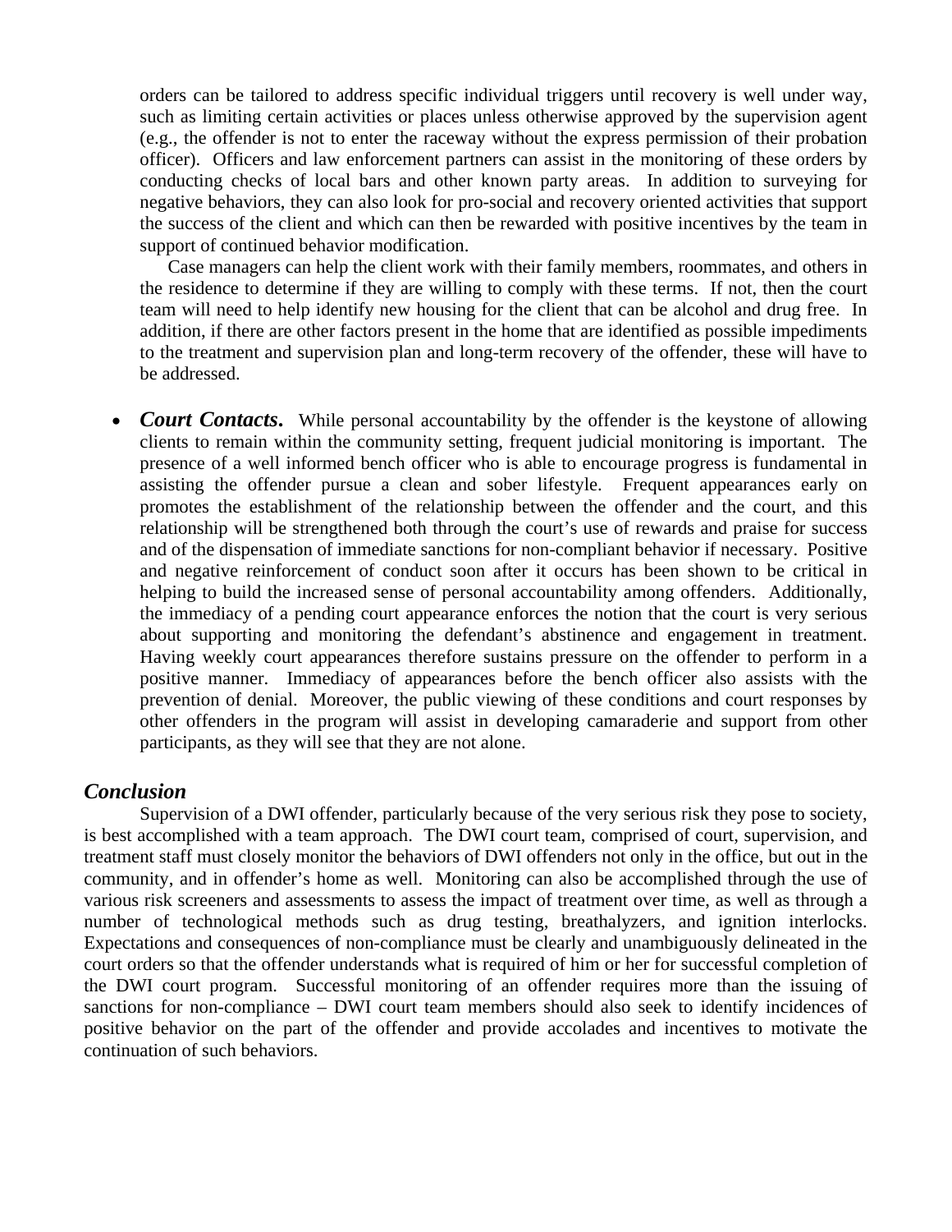orders can be tailored to address specific individual triggers until recovery is well under way, such as limiting certain activities or places unless otherwise approved by the supervision agent (e.g., the offender is not to enter the raceway without the express permission of their probation officer). Officers and law enforcement partners can assist in the monitoring of these orders by conducting checks of local bars and other known party areas. In addition to surveying for negative behaviors, they can also look for pro-social and recovery oriented activities that support the success of the client and which can then be rewarded with positive incentives by the team in support of continued behavior modification.

Case managers can help the client work with their family members, roommates, and others in the residence to determine if they are willing to comply with these terms. If not, then the court team will need to help identify new housing for the client that can be alcohol and drug free. In addition, if there are other factors present in the home that are identified as possible impediments to the treatment and supervision plan and long-term recovery of the offender, these will have to be addressed.

- ***Court Contacts.*** While personal accountability by the offender is the keystone of allowing clients to remain within the community setting, frequent judicial monitoring is important. The presence of a well informed bench officer who is able to encourage progress is fundamental in assisting the offender pursue a clean and sober lifestyle. Frequent appearances early on promotes the establishment of the relationship between the offender and the court, and this relationship will be strengthened both through the court's use of rewards and praise for success and of the dispensation of immediate sanctions for non-compliant behavior if necessary. Positive and negative reinforcement of conduct soon after it occurs has been shown to be critical in helping to build the increased sense of personal accountability among offenders. Additionally, the immediacy of a pending court appearance enforces the notion that the court is very serious about supporting and monitoring the defendant's abstinence and engagement in treatment. Having weekly court appearances therefore sustains pressure on the offender to perform in a positive manner. Immediacy of appearances before the bench officer also assists with the prevention of denial. Moreover, the public viewing of these conditions and court responses by other offenders in the program will assist in developing camaraderie and support from other participants, as they will see that they are not alone.

## *Conclusion*

Supervision of a DWI offender, particularly because of the very serious risk they pose to society, is best accomplished with a team approach. The DWI court team, comprised of court, supervision, and treatment staff must closely monitor the behaviors of DWI offenders not only in the office, but out in the community, and in offender's home as well. Monitoring can also be accomplished through the use of various risk screeners and assessments to assess the impact of treatment over time, as well as through a number of technological methods such as drug testing, breathalyzers, and ignition interlocks. Expectations and consequences of non-compliance must be clearly and unambiguously delineated in the court orders so that the offender understands what is required of him or her for successful completion of the DWI court program. Successful monitoring of an offender requires more than the issuing of sanctions for non-compliance – DWI court team members should also seek to identify incidences of positive behavior on the part of the offender and provide accolades and incentives to motivate the continuation of such behaviors.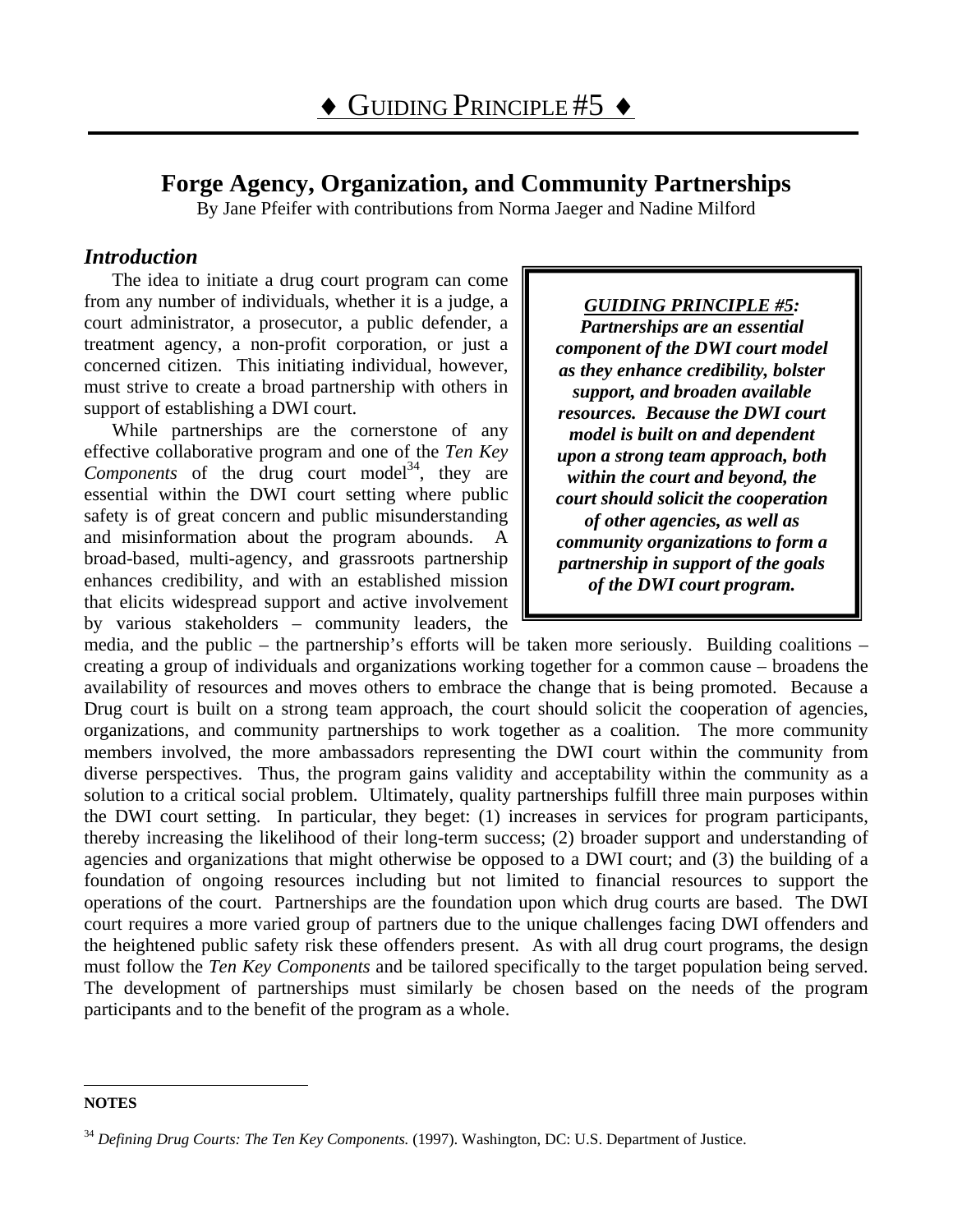# ♦ GUIDING PRINCIPLE #5 ♦

## Forge Agency, Organization, and Community Partnerships

By Jane Pfeifer with contributions from Norma Jaeger and Nadine Milford

### *Introduction*

> ***GUIDING PRINCIPLE #5:***
> ***Partnerships are an essential component of the DWI court model as they enhance credibility, bolster support, and broaden available resources. Because the DWI court model is built on and dependent upon a strong team approach, both within the court and beyond, the court should solicit the cooperation of other agencies, as well as community organizations to form a partnership in support of the goals of the DWI court program.***

The idea to initiate a drug court program can come from any number of individuals, whether it is a judge, a court administrator, a prosecutor, a public defender, a treatment agency, a non-profit corporation, or just a concerned citizen. This initiating individual, however, must strive to create a broad partnership with others in support of establishing a DWI court.

While partnerships are the cornerstone of any effective collaborative program and one of the *Ten Key Components* of the drug court model[34], they are essential within the DWI court setting where public safety is of great concern and public misunderstanding and misinformation about the program abounds. A broad-based, multi-agency, and grassroots partnership enhances credibility, and with an established mission that elicits widespread support and active involvement by various stakeholders – community leaders, the media, and the public – the partnership's efforts will be taken more seriously. Building coalitions – creating a group of individuals and organizations working together for a common cause – broadens the availability of resources and moves others to embrace the change that is being promoted. Because a Drug court is built on a strong team approach, the court should solicit the cooperation of agencies, organizations, and community partnerships to work together as a coalition. The more community members involved, the more ambassadors representing the DWI court within the community from diverse perspectives. Thus, the program gains validity and acceptability within the community as a solution to a critical social problem. Ultimately, quality partnerships fulfill three main purposes within the DWI court setting. In particular, they beget: (1) increases in services for program participants, thereby increasing the likelihood of their long-term success; (2) broader support and understanding of agencies and organizations that might otherwise be opposed to a DWI court; and (3) the building of a foundation of ongoing resources including but not limited to financial resources to support the operations of the court. Partnerships are the foundation upon which drug courts are based. The DWI court requires a more varied group of partners due to the unique challenges facing DWI offenders and the heightened public safety risk these offenders present. As with all drug court programs, the design must follow the *Ten Key Components* and be tailored specifically to the target population being served. The development of partnerships must similarly be chosen based on the needs of the program participants and to the benefit of the program as a whole.

---

**NOTES**

[34] *Defining Drug Courts: The Ten Key Components.* (1997). Washington, DC: U.S. Department of Justice.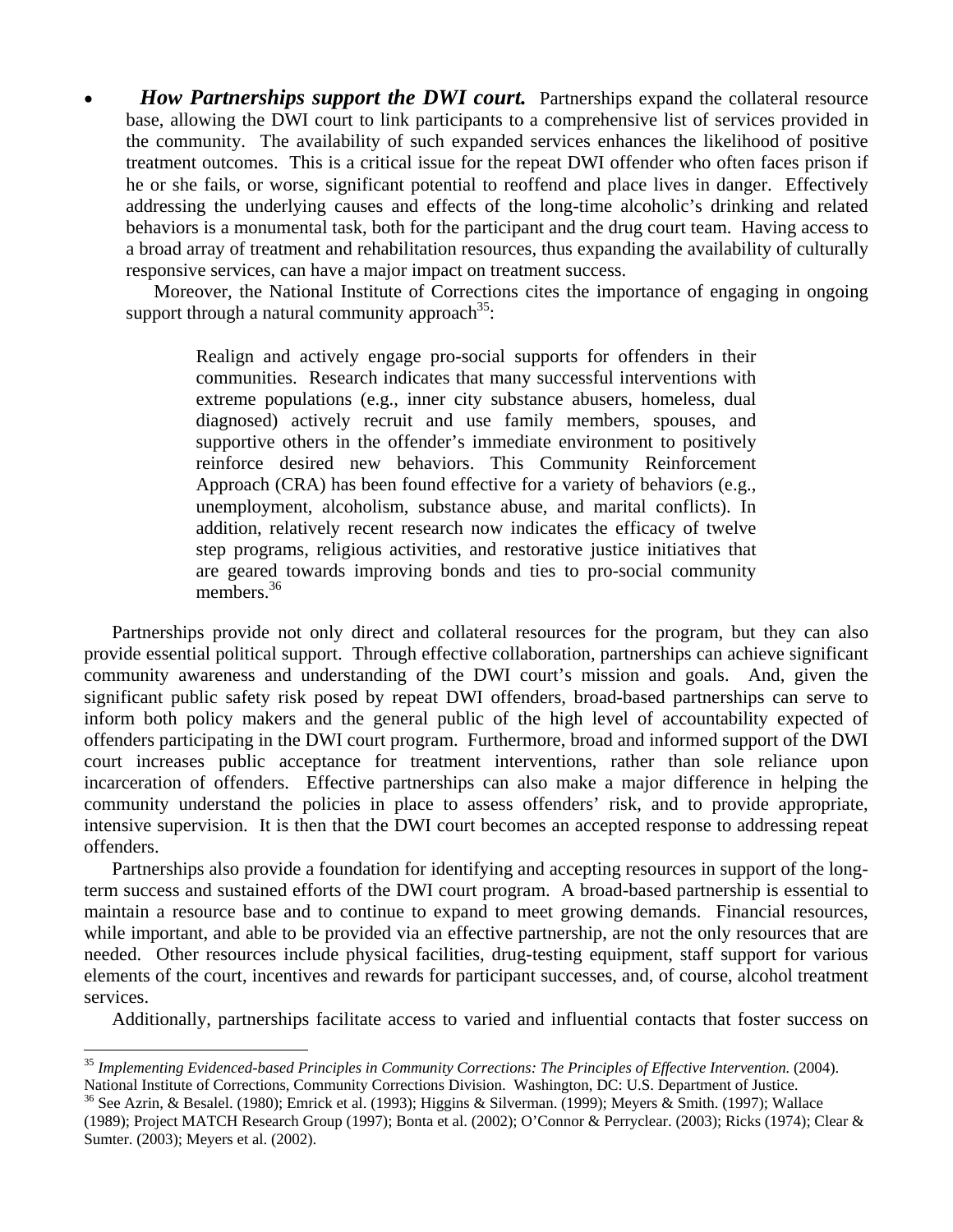- ***How Partnerships support the DWI court.*** Partnerships expand the collateral resource base, allowing the DWI court to link participants to a comprehensive list of services provided in the community. The availability of such expanded services enhances the likelihood of positive treatment outcomes. This is a critical issue for the repeat DWI offender who often faces prison if he or she fails, or worse, significant potential to reoffend and place lives in danger. Effectively addressing the underlying causes and effects of the long-time alcoholic's drinking and related behaviors is a monumental task, both for the participant and the drug court team. Having access to a broad array of treatment and rehabilitation resources, thus expanding the availability of culturally responsive services, can have a major impact on treatment success.

  Moreover, the National Institute of Corrections cites the importance of engaging in ongoing support through a natural community approach[35]:

> Realign and actively engage pro-social supports for offenders in their communities. Research indicates that many successful interventions with extreme populations (e.g., inner city substance abusers, homeless, dual diagnosed) actively recruit and use family members, spouses, and supportive others in the offender's immediate environment to positively reinforce desired new behaviors. This Community Reinforcement Approach (CRA) has been found effective for a variety of behaviors (e.g., unemployment, alcoholism, substance abuse, and marital conflicts). In addition, relatively recent research now indicates the efficacy of twelve step programs, religious activities, and restorative justice initiatives that are geared towards improving bonds and ties to pro-social community members.[36]

Partnerships provide not only direct and collateral resources for the program, but they can also provide essential political support. Through effective collaboration, partnerships can achieve significant community awareness and understanding of the DWI court's mission and goals. And, given the significant public safety risk posed by repeat DWI offenders, broad-based partnerships can serve to inform both policy makers and the general public of the high level of accountability expected of offenders participating in the DWI court program. Furthermore, broad and informed support of the DWI court increases public acceptance for treatment interventions, rather than sole reliance upon incarceration of offenders. Effective partnerships can also make a major difference in helping the community understand the policies in place to assess offenders' risk, and to provide appropriate, intensive supervision. It is then that the DWI court becomes an accepted response to addressing repeat offenders.

Partnerships also provide a foundation for identifying and accepting resources in support of the long-term success and sustained efforts of the DWI court program. A broad-based partnership is essential to maintain a resource base and to continue to expand to meet growing demands. Financial resources, while important, and able to be provided via an effective partnership, are not the only resources that are needed. Other resources include physical facilities, drug-testing equipment, staff support for various elements of the court, incentives and rewards for participant successes, and, of course, alcohol treatment services.

Additionally, partnerships facilitate access to varied and influential contacts that foster success on

---

[35] *Implementing Evidenced-based Principles in Community Corrections: The Principles of Effective Intervention.* (2004). National Institute of Corrections, Community Corrections Division. Washington, DC: U.S. Department of Justice.

[36] See Azrin, & Besalel. (1980); Emrick et al. (1993); Higgins & Silverman. (1999); Meyers & Smith. (1997); Wallace (1989); Project MATCH Research Group (1997); Bonta et al. (2002); O'Connor & Perryclear. (2003); Ricks (1974); Clear & Sumter. (2003); Meyers et al. (2002).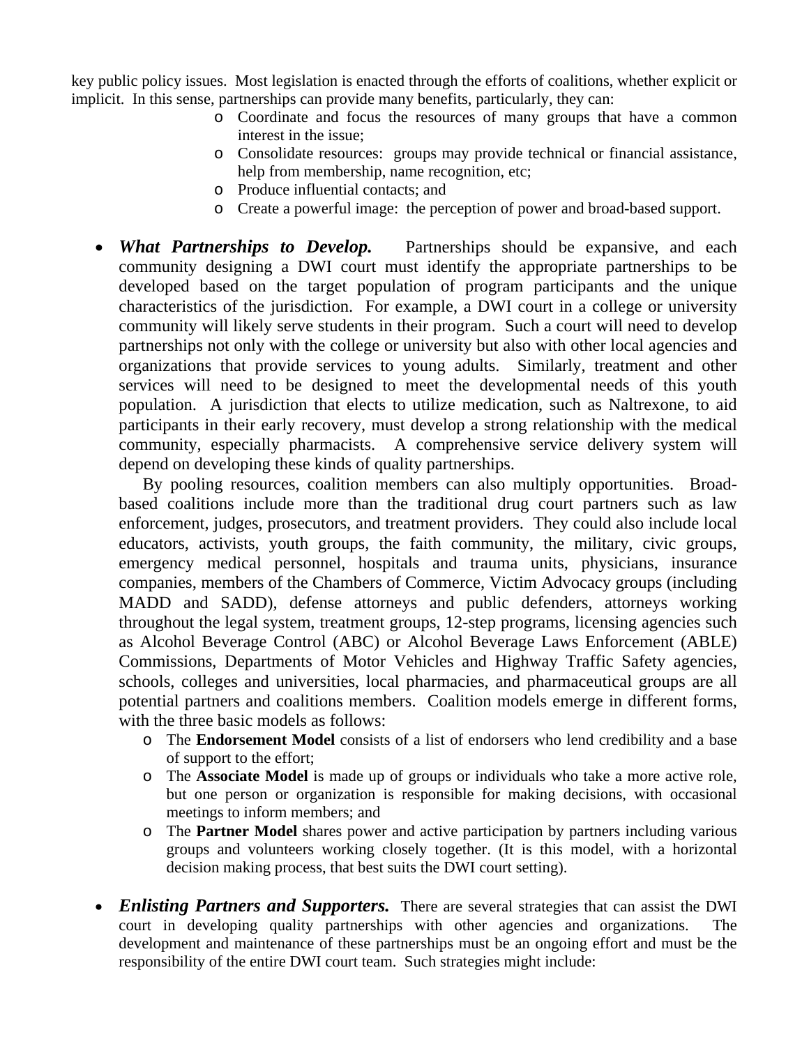key public policy issues. Most legislation is enacted through the efforts of coalitions, whether explicit or implicit. In this sense, partnerships can provide many benefits, particularly, they can:

- Coordinate and focus the resources of many groups that have a common interest in the issue;
- Consolidate resources: groups may provide technical or financial assistance, help from membership, name recognition, etc;
- Produce influential contacts; and
- Create a powerful image: the perception of power and broad-based support.

- ***What Partnerships to Develop.*** Partnerships should be expansive, and each community designing a DWI court must identify the appropriate partnerships to be developed based on the target population of program participants and the unique characteristics of the jurisdiction. For example, a DWI court in a college or university community will likely serve students in their program. Such a court will need to develop partnerships not only with the college or university but also with other local agencies and organizations that provide services to young adults. Similarly, treatment and other services will need to be designed to meet the developmental needs of this youth population. A jurisdiction that elects to utilize medication, such as Naltrexone, to aid participants in their early recovery, must develop a strong relationship with the medical community, especially pharmacists. A comprehensive service delivery system will depend on developing these kinds of quality partnerships.

  By pooling resources, coalition members can also multiply opportunities. Broad-based coalitions include more than the traditional drug court partners such as law enforcement, judges, prosecutors, and treatment providers. They could also include local educators, activists, youth groups, the faith community, the military, civic groups, emergency medical personnel, hospitals and trauma units, physicians, insurance companies, members of the Chambers of Commerce, Victim Advocacy groups (including MADD and SADD), defense attorneys and public defenders, attorneys working throughout the legal system, treatment groups, 12-step programs, licensing agencies such as Alcohol Beverage Control (ABC) or Alcohol Beverage Laws Enforcement (ABLE) Commissions, Departments of Motor Vehicles and Highway Traffic Safety agencies, schools, colleges and universities, local pharmacies, and pharmaceutical groups are all potential partners and coalitions members. Coalition models emerge in different forms, with the three basic models as follows:

  - The **Endorsement Model** consists of a list of endorsers who lend credibility and a base of support to the effort;
  - The **Associate Model** is made up of groups or individuals who take a more active role, but one person or organization is responsible for making decisions, with occasional meetings to inform members; and
  - The **Partner Model** shares power and active participation by partners including various groups and volunteers working closely together. (It is this model, with a horizontal decision making process, that best suits the DWI court setting).

- ***Enlisting Partners and Supporters.*** There are several strategies that can assist the DWI court in developing quality partnerships with other agencies and organizations. The development and maintenance of these partnerships must be an ongoing effort and must be the responsibility of the entire DWI court team. Such strategies might include: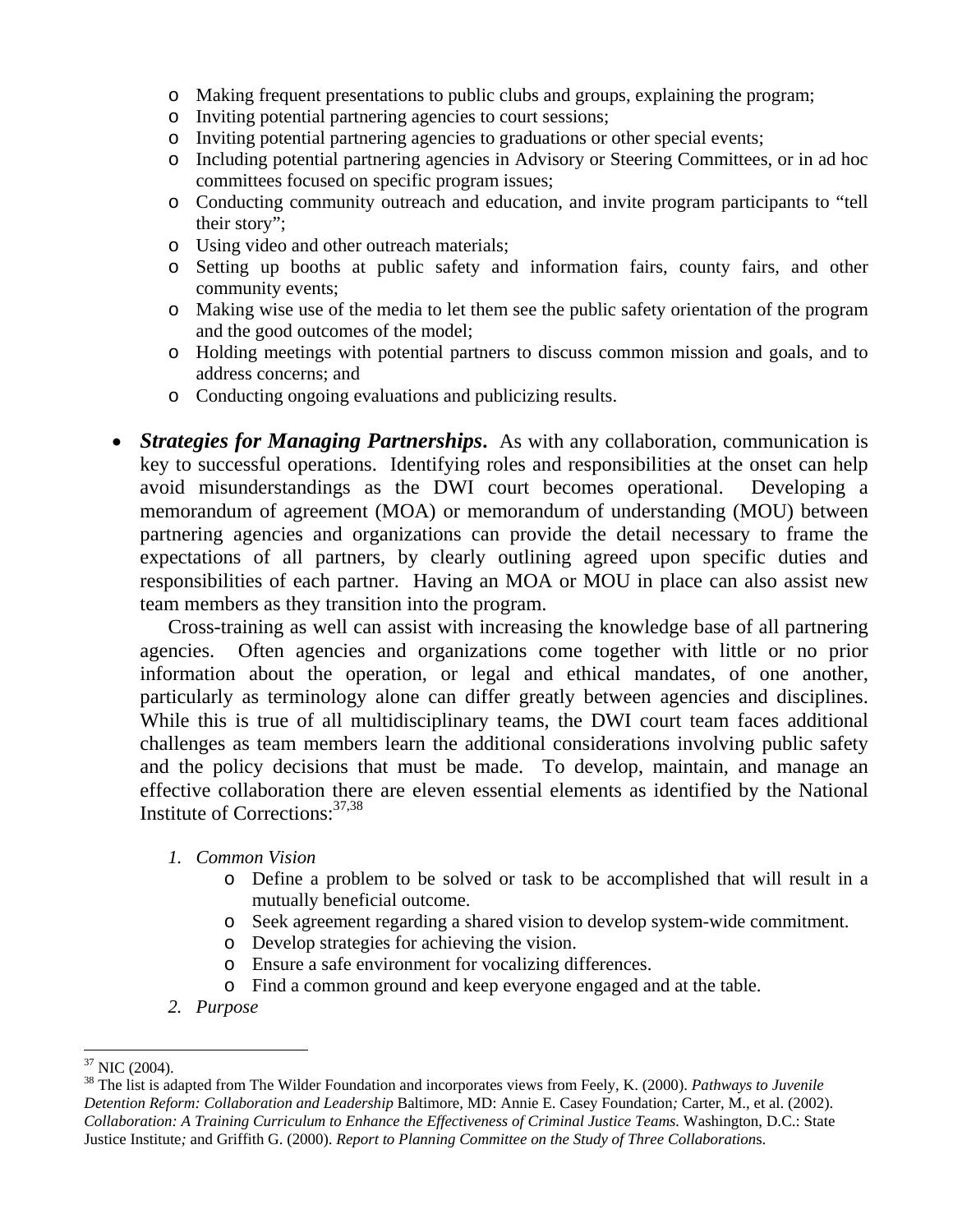- Making frequent presentations to public clubs and groups, explaining the program;
  - Inviting potential partnering agencies to court sessions;
  - Inviting potential partnering agencies to graduations or other special events;
  - Including potential partnering agencies in Advisory or Steering Committees, or in ad hoc committees focused on specific program issues;
  - Conducting community outreach and education, and invite program participants to "tell their story";
  - Using video and other outreach materials;
  - Setting up booths at public safety and information fairs, county fairs, and other community events;
  - Making wise use of the media to let them see the public safety orientation of the program and the good outcomes of the model;
  - Holding meetings with potential partners to discuss common mission and goals, and to address concerns; and
  - Conducting ongoing evaluations and publicizing results.

- ***Strategies for Managing Partnerships.*** As with any collaboration, communication is key to successful operations. Identifying roles and responsibilities at the onset can help avoid misunderstandings as the DWI court becomes operational. Developing a memorandum of agreement (MOA) or memorandum of understanding (MOU) between partnering agencies and organizations can provide the detail necessary to frame the expectations of all partners, by clearly outlining agreed upon specific duties and responsibilities of each partner. Having an MOA or MOU in place can also assist new team members as they transition into the program.

  Cross-training as well can assist with increasing the knowledge base of all partnering agencies. Often agencies and organizations come together with little or no prior information about the operation, or legal and ethical mandates, of one another, particularly as terminology alone can differ greatly between agencies and disciplines. While this is true of all multidisciplinary teams, the DWI court team faces additional challenges as team members learn the additional considerations involving public safety and the policy decisions that must be made. To develop, maintain, and manage an effective collaboration there are eleven essential elements as identified by the National Institute of Corrections:[37,38]

  1. *Common Vision*
     - Define a problem to be solved or task to be accomplished that will result in a mutually beneficial outcome.
     - Seek agreement regarding a shared vision to develop system-wide commitment.
     - Develop strategies for achieving the vision.
     - Ensure a safe environment for vocalizing differences.
     - Find a common ground and keep everyone engaged and at the table.
  2. *Purpose*

---

[37] NIC (2004).

[38] The list is adapted from The Wilder Foundation and incorporates views from Feely, K. (2000). *Pathways to Juvenile Detention Reform: Collaboration and Leadership* Baltimore, MD: Annie E. Casey Foundation*;* Carter, M., et al. (2002). *Collaboration: A Training Curriculum to Enhance the Effectiveness of Criminal Justice Teams.* Washington, D.C.: State Justice Institute*;* and Griffith G. (2000). *Report to Planning Committee on the Study of Three Collaborations.*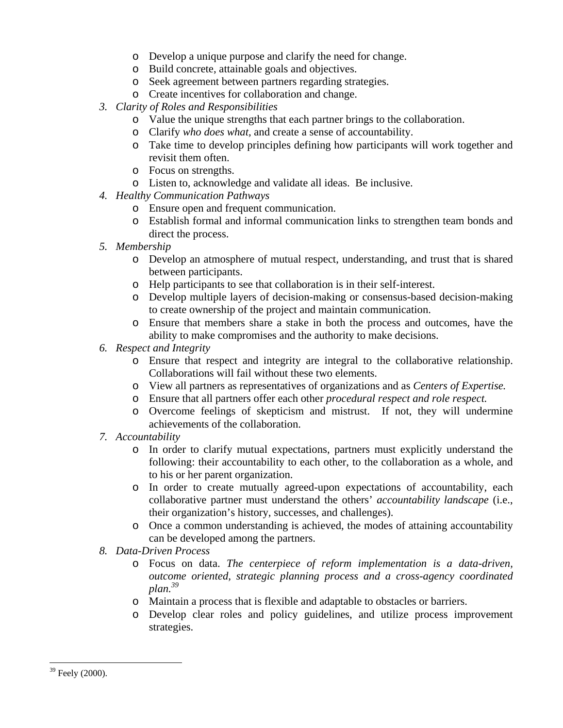- Develop a unique purpose and clarify the need for change.
- Build concrete, attainable goals and objectives.
- Seek agreement between partners regarding strategies.
- Create incentives for collaboration and change.

3. *Clarity of Roles and Responsibilities*
   - Value the unique strengths that each partner brings to the collaboration.
   - Clarify *who does what*, and create a sense of accountability.
   - Take time to develop principles defining how participants will work together and revisit them often.
   - Focus on strengths.
   - Listen to, acknowledge and validate all ideas.  Be inclusive.
4. *Healthy Communication Pathways*
   - Ensure open and frequent communication.
   - Establish formal and informal communication links to strengthen team bonds and direct the process.
5. *Membership*
   - Develop an atmosphere of mutual respect, understanding, and trust that is shared between participants.
   - Help participants to see that collaboration is in their self-interest.
   - Develop multiple layers of decision-making or consensus-based decision-making to create ownership of the project and maintain communication.
   - Ensure that members share a stake in both the process and outcomes, have the ability to make compromises and the authority to make decisions.
6. *Respect and Integrity*
   - Ensure that respect and integrity are integral to the collaborative relationship. Collaborations will fail without these two elements.
   - View all partners as representatives of organizations and as *Centers of Expertise.*
   - Ensure that all partners offer each other *procedural respect and role respect.*
   - Overcome feelings of skepticism and mistrust.  If not, they will undermine achievements of the collaboration.
7. *Accountability*
   - In order to clarify mutual expectations, partners must explicitly understand the following: their accountability to each other, to the collaboration as a whole, and to his or her parent organization.
   - In order to create mutually agreed-upon expectations of accountability, each collaborative partner must understand the others' *accountability landscape* (i.e., their organization's history, successes, and challenges).
   - Once a common understanding is achieved, the modes of attaining accountability can be developed among the partners.
8. *Data-Driven Process*
   - Focus on data. *The centerpiece of reform implementation is a data-driven, outcome oriented, strategic planning process and a cross-agency coordinated plan.*[39]
   - Maintain a process that is flexible and adaptable to obstacles or barriers.
   - Develop clear roles and policy guidelines, and utilize process improvement strategies.

---

[39] Feely (2000).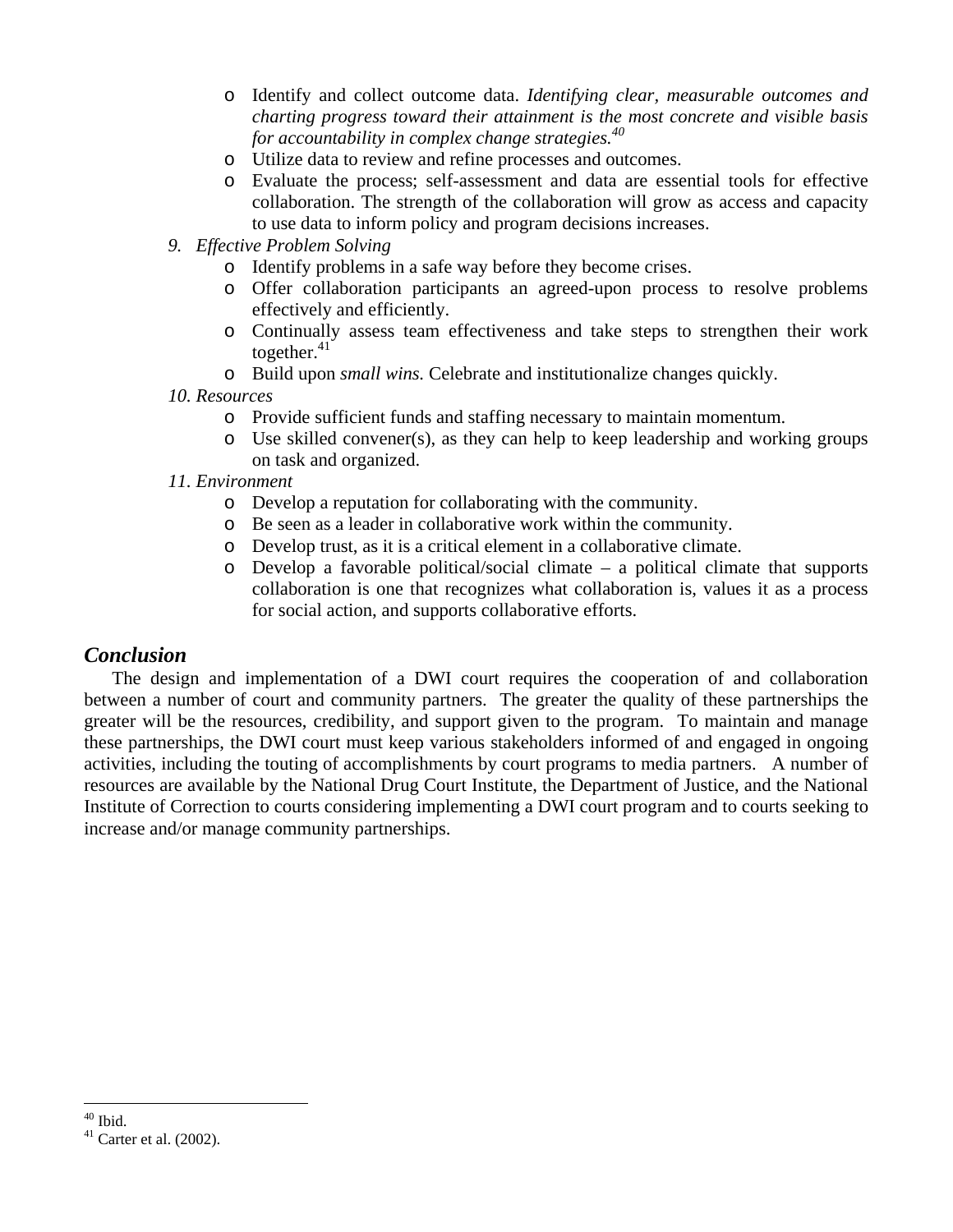- Identify and collect outcome data. *Identifying clear, measurable outcomes and charting progress toward their attainment is the most concrete and visible basis for accountability in complex change strategies.*[40]
- Utilize data to review and refine processes and outcomes.
- Evaluate the process; self-assessment and data are essential tools for effective collaboration. The strength of the collaboration will grow as access and capacity to use data to inform policy and program decisions increases.

9. *Effective Problem Solving*
   - Identify problems in a safe way before they become crises.
   - Offer collaboration participants an agreed-upon process to resolve problems effectively and efficiently.
   - Continually assess team effectiveness and take steps to strengthen their work together.[41]
   - Build upon *small wins.* Celebrate and institutionalize changes quickly.
10. *Resources*
    - Provide sufficient funds and staffing necessary to maintain momentum.
    - Use skilled convener(s), as they can help to keep leadership and working groups on task and organized.
11. *Environment*
    - Develop a reputation for collaborating with the community.
    - Be seen as a leader in collaborative work within the community.
    - Develop trust, as it is a critical element in a collaborative climate.
    - Develop a favorable political/social climate – a political climate that supports collaboration is one that recognizes what collaboration is, values it as a process for social action, and supports collaborative efforts.

## *Conclusion*

The design and implementation of a DWI court requires the cooperation of and collaboration between a number of court and community partners. The greater the quality of these partnerships the greater will be the resources, credibility, and support given to the program. To maintain and manage these partnerships, the DWI court must keep various stakeholders informed of and engaged in ongoing activities, including the touting of accomplishments by court programs to media partners. A number of resources are available by the National Drug Court Institute, the Department of Justice, and the National Institute of Correction to courts considering implementing a DWI court program and to courts seeking to increase and/or manage community partnerships.

---

[40] Ibid.
[41] Carter et al. (2002).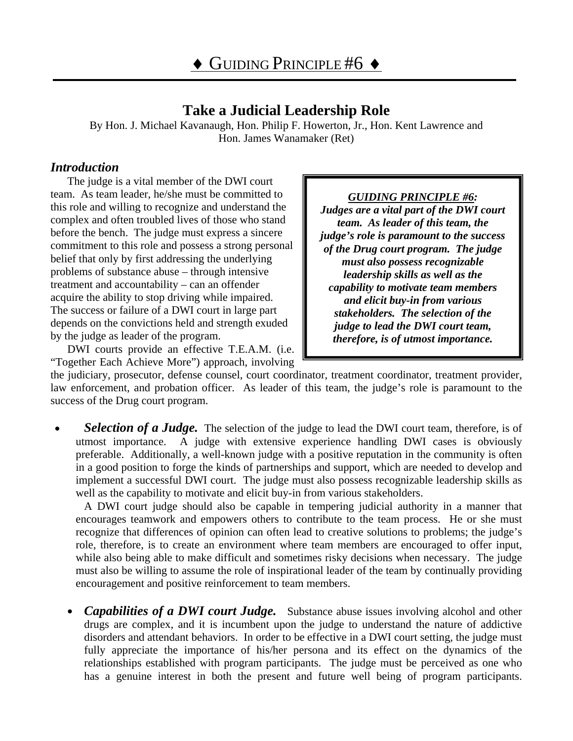# ♦ GUIDING PRINCIPLE #6 ♦

## Take a Judicial Leadership Role

By Hon. J. Michael Kavanaugh, Hon. Philip F. Howerton, Jr., Hon. Kent Lawrence and Hon. James Wanamaker (Ret)

### *Introduction*

The judge is a vital member of the DWI court team. As team leader, he/she must be committed to this role and willing to recognize and understand the complex and often troubled lives of those who stand before the bench. The judge must express a sincere commitment to this role and possess a strong personal belief that only by first addressing the underlying problems of substance abuse – through intensive treatment and accountability – can an offender acquire the ability to stop driving while impaired. The success or failure of a DWI court in large part depends on the convictions held and strength exuded by the judge as leader of the program.

> ***GUIDING PRINCIPLE #6:***
> ***Judges are a vital part of the DWI court team. As leader of this team, the judge's role is paramount to the success of the Drug court program. The judge must also possess recognizable leadership skills as well as the capability to motivate team members and elicit buy-in from various stakeholders. The selection of the judge to lead the DWI court team, therefore, is of utmost importance.***

DWI courts provide an effective T.E.A.M. (i.e. "Together Each Achieve More") approach, involving the judiciary, prosecutor, defense counsel, court coordinator, treatment coordinator, treatment provider, law enforcement, and probation officer. As leader of this team, the judge's role is paramount to the success of the Drug court program.

- ***Selection of a Judge.*** The selection of the judge to lead the DWI court team, therefore, is of utmost importance. A judge with extensive experience handling DWI cases is obviously preferable. Additionally, a well-known judge with a positive reputation in the community is often in a good position to forge the kinds of partnerships and support, which are needed to develop and implement a successful DWI court. The judge must also possess recognizable leadership skills as well as the capability to motivate and elicit buy-in from various stakeholders.

  A DWI court judge should also be capable in tempering judicial authority in a manner that encourages teamwork and empowers others to contribute to the team process. He or she must recognize that differences of opinion can often lead to creative solutions to problems; the judge's role, therefore, is to create an environment where team members are encouraged to offer input, while also being able to make difficult and sometimes risky decisions when necessary. The judge must also be willing to assume the role of inspirational leader of the team by continually providing encouragement and positive reinforcement to team members.

- ***Capabilities of a DWI court Judge.*** Substance abuse issues involving alcohol and other drugs are complex, and it is incumbent upon the judge to understand the nature of addictive disorders and attendant behaviors. In order to be effective in a DWI court setting, the judge must fully appreciate the importance of his/her persona and its effect on the dynamics of the relationships established with program participants. The judge must be perceived as one who has a genuine interest in both the present and future well being of program participants.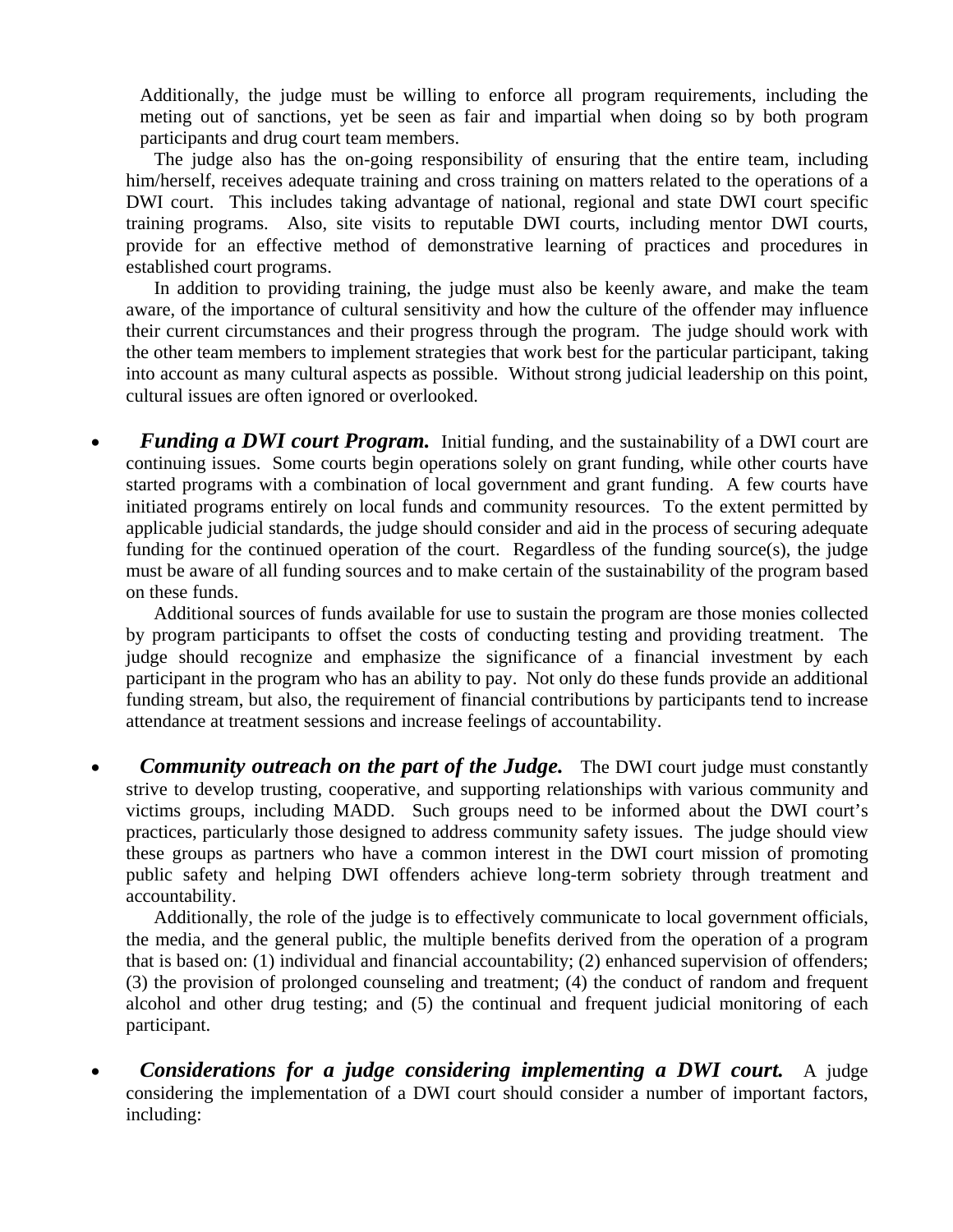Additionally, the judge must be willing to enforce all program requirements, including the meting out of sanctions, yet be seen as fair and impartial when doing so by both program participants and drug court team members.

The judge also has the on-going responsibility of ensuring that the entire team, including him/herself, receives adequate training and cross training on matters related to the operations of a DWI court. This includes taking advantage of national, regional and state DWI court specific training programs. Also, site visits to reputable DWI courts, including mentor DWI courts, provide for an effective method of demonstrative learning of practices and procedures in established court programs.

In addition to providing training, the judge must also be keenly aware, and make the team aware, of the importance of cultural sensitivity and how the culture of the offender may influence their current circumstances and their progress through the program. The judge should work with the other team members to implement strategies that work best for the particular participant, taking into account as many cultural aspects as possible. Without strong judicial leadership on this point, cultural issues are often ignored or overlooked.

- ***Funding a DWI court Program.*** Initial funding, and the sustainability of a DWI court are continuing issues. Some courts begin operations solely on grant funding, while other courts have started programs with a combination of local government and grant funding. A few courts have initiated programs entirely on local funds and community resources. To the extent permitted by applicable judicial standards, the judge should consider and aid in the process of securing adequate funding for the continued operation of the court. Regardless of the funding source(s), the judge must be aware of all funding sources and to make certain of the sustainability of the program based on these funds.

  Additional sources of funds available for use to sustain the program are those monies collected by program participants to offset the costs of conducting testing and providing treatment. The judge should recognize and emphasize the significance of a financial investment by each participant in the program who has an ability to pay. Not only do these funds provide an additional funding stream, but also, the requirement of financial contributions by participants tend to increase attendance at treatment sessions and increase feelings of accountability.

- ***Community outreach on the part of the Judge.*** The DWI court judge must constantly strive to develop trusting, cooperative, and supporting relationships with various community and victims groups, including MADD. Such groups need to be informed about the DWI court's practices, particularly those designed to address community safety issues. The judge should view these groups as partners who have a common interest in the DWI court mission of promoting public safety and helping DWI offenders achieve long-term sobriety through treatment and accountability.

  Additionally, the role of the judge is to effectively communicate to local government officials, the media, and the general public, the multiple benefits derived from the operation of a program that is based on: (1) individual and financial accountability; (2) enhanced supervision of offenders; (3) the provision of prolonged counseling and treatment; (4) the conduct of random and frequent alcohol and other drug testing; and (5) the continual and frequent judicial monitoring of each participant.

- ***Considerations for a judge considering implementing a DWI court.*** A judge considering the implementation of a DWI court should consider a number of important factors, including: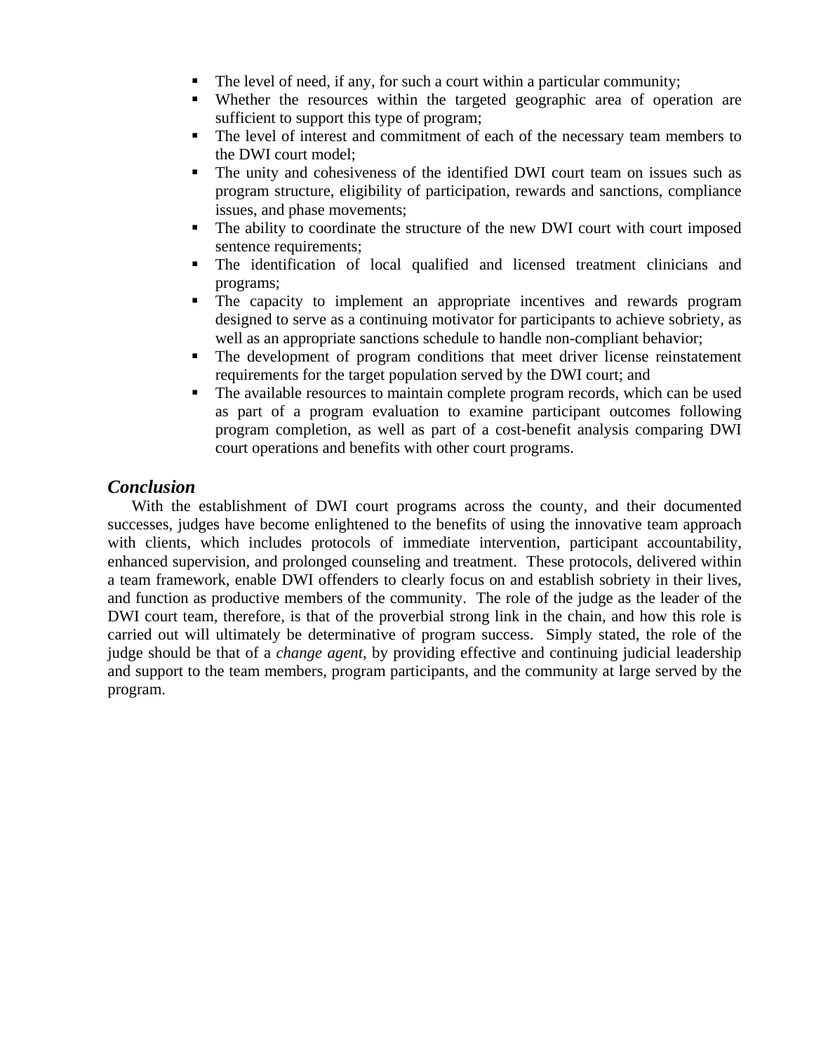- The level of need, if any, for such a court within a particular community;
- Whether the resources within the targeted geographic area of operation are sufficient to support this type of program;
- The level of interest and commitment of each of the necessary team members to the DWI court model;
- The unity and cohesiveness of the identified DWI court team on issues such as program structure, eligibility of participation, rewards and sanctions, compliance issues, and phase movements;
- The ability to coordinate the structure of the new DWI court with court imposed sentence requirements;
- The identification of local qualified and licensed treatment clinicians and programs;
- The capacity to implement an appropriate incentives and rewards program designed to serve as a continuing motivator for participants to achieve sobriety, as well as an appropriate sanctions schedule to handle non-compliant behavior;
- The development of program conditions that meet driver license reinstatement requirements for the target population served by the DWI court; and
- The available resources to maintain complete program records, which can be used as part of a program evaluation to examine participant outcomes following program completion, as well as part of a cost-benefit analysis comparing DWI court operations and benefits with other court programs.

### *Conclusion*

With the establishment of DWI court programs across the county, and their documented successes, judges have become enlightened to the benefits of using the innovative team approach with clients, which includes protocols of immediate intervention, participant accountability, enhanced supervision, and prolonged counseling and treatment. These protocols, delivered within a team framework, enable DWI offenders to clearly focus on and establish sobriety in their lives, and function as productive members of the community. The role of the judge as the leader of the DWI court team, therefore, is that of the proverbial strong link in the chain, and how this role is carried out will ultimately be determinative of program success. Simply stated, the role of the judge should be that of a *change agent*, by providing effective and continuing judicial leadership and support to the team members, program participants, and the community at large served by the program.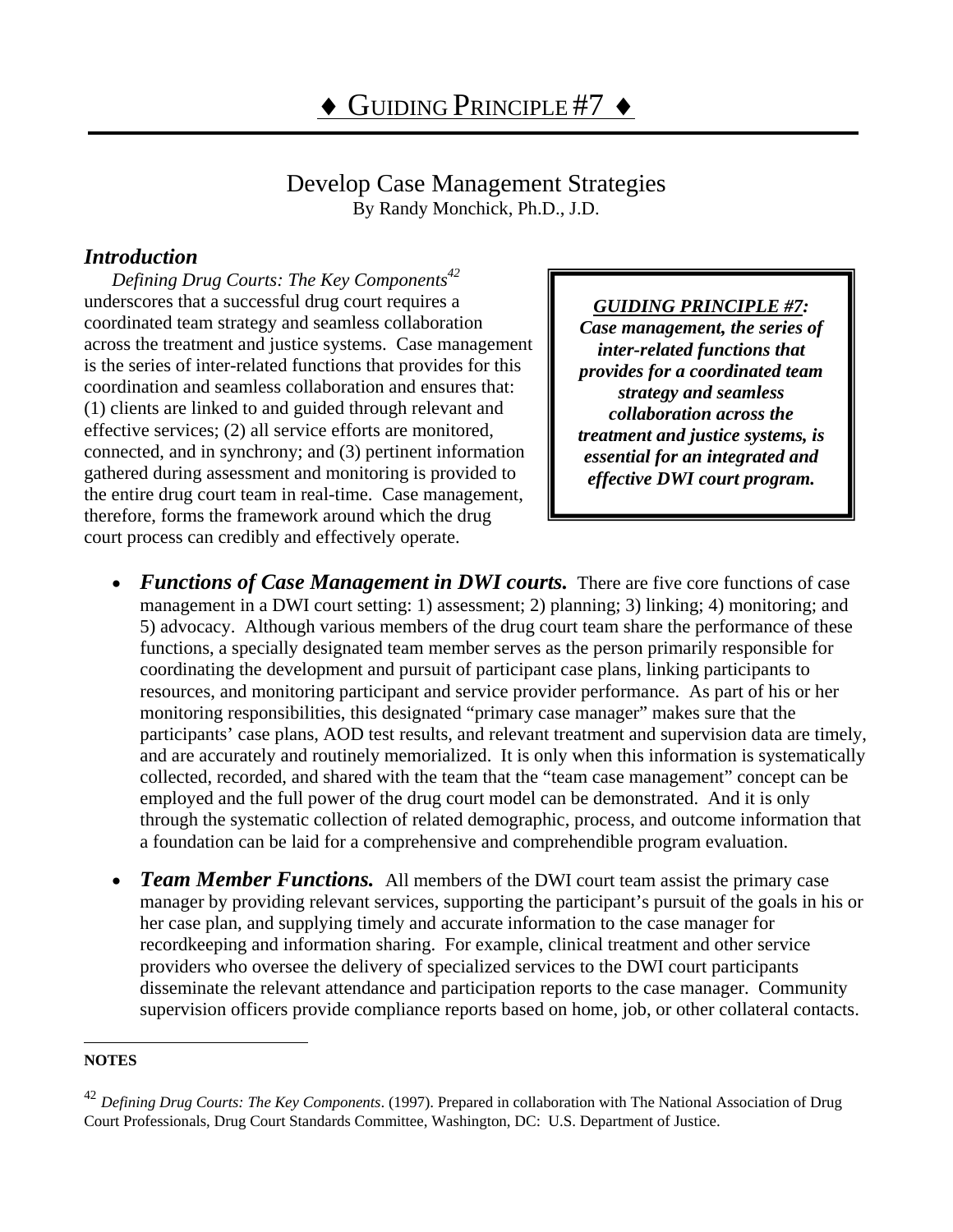# ♦ GUIDING PRINCIPLE #7 ♦

## Develop Case Management Strategies

By Randy Monchick, Ph.D., J.D.

### *Introduction*

*Defining Drug Courts: The Key Components*[42] underscores that a successful drug court requires a coordinated team strategy and seamless collaboration across the treatment and justice systems. Case management is the series of inter-related functions that provides for this coordination and seamless collaboration and ensures that: (1) clients are linked to and guided through relevant and effective services; (2) all service efforts are monitored, connected, and in synchrony; and (3) pertinent information gathered during assessment and monitoring is provided to the entire drug court team in real-time. Case management, therefore, forms the framework around which the drug court process can credibly and effectively operate.

> ***GUIDING PRINCIPLE #7:* Case management, the series of inter-related functions that provides for a coordinated team strategy and seamless collaboration across the treatment and justice systems, is essential for an integrated and effective DWI court program.**

- ***Functions of Case Management in DWI courts.*** There are five core functions of case management in a DWI court setting: 1) assessment; 2) planning; 3) linking; 4) monitoring; and 5) advocacy. Although various members of the drug court team share the performance of these functions, a specially designated team member serves as the person primarily responsible for coordinating the development and pursuit of participant case plans, linking participants to resources, and monitoring participant and service provider performance. As part of his or her monitoring responsibilities, this designated "primary case manager" makes sure that the participants' case plans, AOD test results, and relevant treatment and supervision data are timely, and are accurately and routinely memorialized. It is only when this information is systematically collected, recorded, and shared with the team that the "team case management" concept can be employed and the full power of the drug court model can be demonstrated. And it is only through the systematic collection of related demographic, process, and outcome information that a foundation can be laid for a comprehensive and comprehendible program evaluation.

- ***Team Member Functions.*** All members of the DWI court team assist the primary case manager by providing relevant services, supporting the participant's pursuit of the goals in his or her case plan, and supplying timely and accurate information to the case manager for recordkeeping and information sharing. For example, clinical treatment and other service providers who oversee the delivery of specialized services to the DWI court participants disseminate the relevant attendance and participation reports to the case manager. Community supervision officers provide compliance reports based on home, job, or other collateral contacts.

---

**NOTES**

[42] *Defining Drug Courts: The Key Components*. (1997). Prepared in collaboration with The National Association of Drug Court Professionals, Drug Court Standards Committee, Washington, DC: U.S. Department of Justice.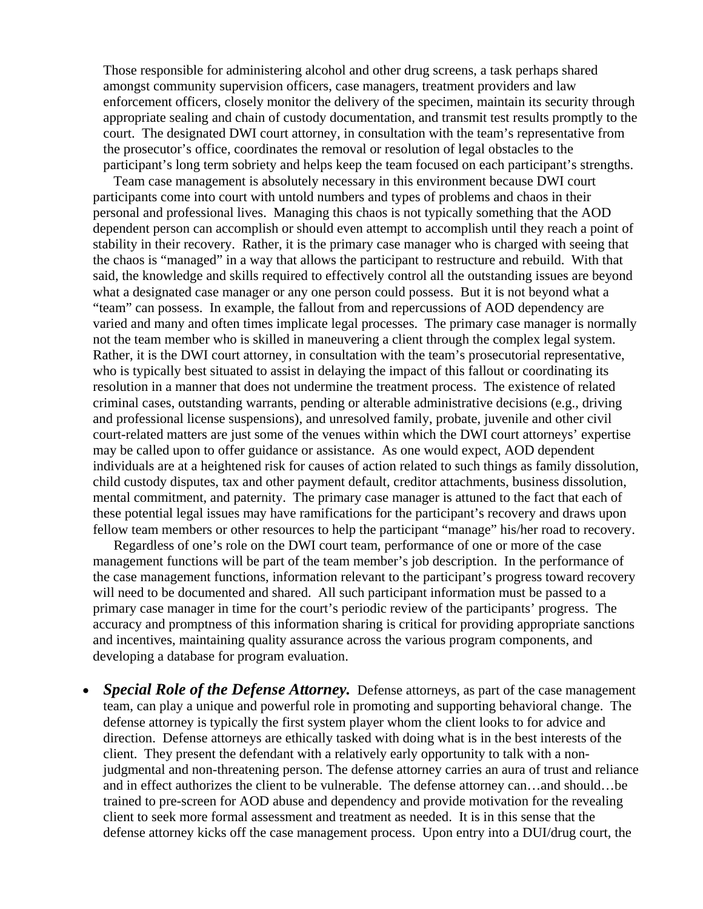Those responsible for administering alcohol and other drug screens, a task perhaps shared amongst community supervision officers, case managers, treatment providers and law enforcement officers, closely monitor the delivery of the specimen, maintain its security through appropriate sealing and chain of custody documentation, and transmit test results promptly to the court. The designated DWI court attorney, in consultation with the team's representative from the prosecutor's office, coordinates the removal or resolution of legal obstacles to the participant's long term sobriety and helps keep the team focused on each participant's strengths.

Team case management is absolutely necessary in this environment because DWI court participants come into court with untold numbers and types of problems and chaos in their personal and professional lives. Managing this chaos is not typically something that the AOD dependent person can accomplish or should even attempt to accomplish until they reach a point of stability in their recovery. Rather, it is the primary case manager who is charged with seeing that the chaos is "managed" in a way that allows the participant to restructure and rebuild. With that said, the knowledge and skills required to effectively control all the outstanding issues are beyond what a designated case manager or any one person could possess. But it is not beyond what a "team" can possess. In example, the fallout from and repercussions of AOD dependency are varied and many and often times implicate legal processes. The primary case manager is normally not the team member who is skilled in maneuvering a client through the complex legal system. Rather, it is the DWI court attorney, in consultation with the team's prosecutorial representative, who is typically best situated to assist in delaying the impact of this fallout or coordinating its resolution in a manner that does not undermine the treatment process. The existence of related criminal cases, outstanding warrants, pending or alterable administrative decisions (e.g., driving and professional license suspensions), and unresolved family, probate, juvenile and other civil court-related matters are just some of the venues within which the DWI court attorneys' expertise may be called upon to offer guidance or assistance. As one would expect, AOD dependent individuals are at a heightened risk for causes of action related to such things as family dissolution, child custody disputes, tax and other payment default, creditor attachments, business dissolution, mental commitment, and paternity. The primary case manager is attuned to the fact that each of these potential legal issues may have ramifications for the participant's recovery and draws upon fellow team members or other resources to help the participant "manage" his/her road to recovery.

Regardless of one's role on the DWI court team, performance of one or more of the case management functions will be part of the team member's job description. In the performance of the case management functions, information relevant to the participant's progress toward recovery will need to be documented and shared. All such participant information must be passed to a primary case manager in time for the court's periodic review of the participants' progress. The accuracy and promptness of this information sharing is critical for providing appropriate sanctions and incentives, maintaining quality assurance across the various program components, and developing a database for program evaluation.

- ***Special Role of the Defense Attorney.*** Defense attorneys, as part of the case management team, can play a unique and powerful role in promoting and supporting behavioral change. The defense attorney is typically the first system player whom the client looks to for advice and direction. Defense attorneys are ethically tasked with doing what is in the best interests of the client. They present the defendant with a relatively early opportunity to talk with a non-judgmental and non-threatening person. The defense attorney carries an aura of trust and reliance and in effect authorizes the client to be vulnerable. The defense attorney can…and should…be trained to pre-screen for AOD abuse and dependency and provide motivation for the revealing client to seek more formal assessment and treatment as needed. It is in this sense that the defense attorney kicks off the case management process. Upon entry into a DUI/drug court, the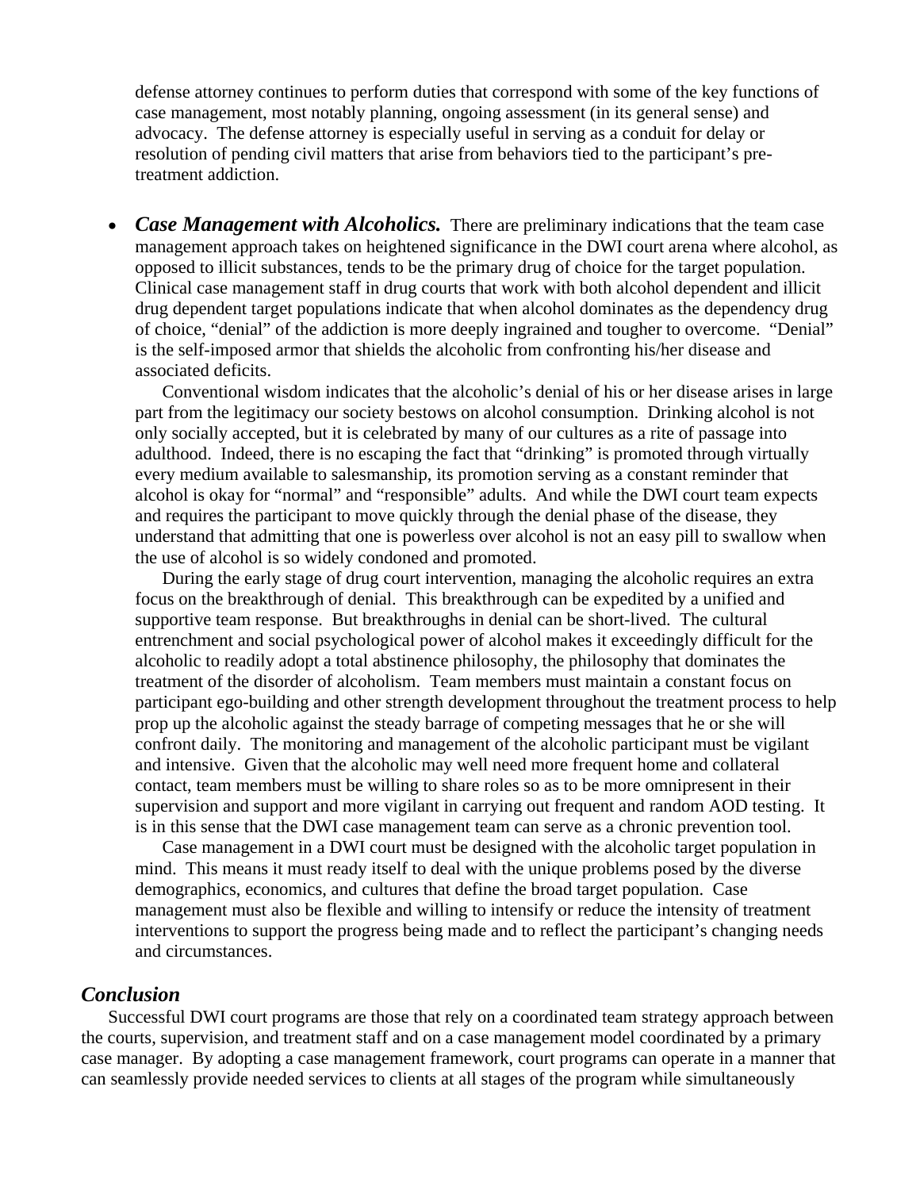defense attorney continues to perform duties that correspond with some of the key functions of case management, most notably planning, ongoing assessment (in its general sense) and advocacy. The defense attorney is especially useful in serving as a conduit for delay or resolution of pending civil matters that arise from behaviors tied to the participant's pre-treatment addiction.

- ***Case Management with Alcoholics.*** There are preliminary indications that the team case management approach takes on heightened significance in the DWI court arena where alcohol, as opposed to illicit substances, tends to be the primary drug of choice for the target population. Clinical case management staff in drug courts that work with both alcohol dependent and illicit drug dependent target populations indicate that when alcohol dominates as the dependency drug of choice, "denial" of the addiction is more deeply ingrained and tougher to overcome. "Denial" is the self-imposed armor that shields the alcoholic from confronting his/her disease and associated deficits.

  Conventional wisdom indicates that the alcoholic's denial of his or her disease arises in large part from the legitimacy our society bestows on alcohol consumption. Drinking alcohol is not only socially accepted, but it is celebrated by many of our cultures as a rite of passage into adulthood. Indeed, there is no escaping the fact that "drinking" is promoted through virtually every medium available to salesmanship, its promotion serving as a constant reminder that alcohol is okay for "normal" and "responsible" adults. And while the DWI court team expects and requires the participant to move quickly through the denial phase of the disease, they understand that admitting that one is powerless over alcohol is not an easy pill to swallow when the use of alcohol is so widely condoned and promoted.

  During the early stage of drug court intervention, managing the alcoholic requires an extra focus on the breakthrough of denial. This breakthrough can be expedited by a unified and supportive team response. But breakthroughs in denial can be short-lived. The cultural entrenchment and social psychological power of alcohol makes it exceedingly difficult for the alcoholic to readily adopt a total abstinence philosophy, the philosophy that dominates the treatment of the disorder of alcoholism. Team members must maintain a constant focus on participant ego-building and other strength development throughout the treatment process to help prop up the alcoholic against the steady barrage of competing messages that he or she will confront daily. The monitoring and management of the alcoholic participant must be vigilant and intensive. Given that the alcoholic may well need more frequent home and collateral contact, team members must be willing to share roles so as to be more omnipresent in their supervision and support and more vigilant in carrying out frequent and random AOD testing. It is in this sense that the DWI case management team can serve as a chronic prevention tool.

  Case management in a DWI court must be designed with the alcoholic target population in mind. This means it must ready itself to deal with the unique problems posed by the diverse demographics, economics, and cultures that define the broad target population. Case management must also be flexible and willing to intensify or reduce the intensity of treatment interventions to support the progress being made and to reflect the participant's changing needs and circumstances.

## *Conclusion*

Successful DWI court programs are those that rely on a coordinated team strategy approach between the courts, supervision, and treatment staff and on a case management model coordinated by a primary case manager. By adopting a case management framework, court programs can operate in a manner that can seamlessly provide needed services to clients at all stages of the program while simultaneously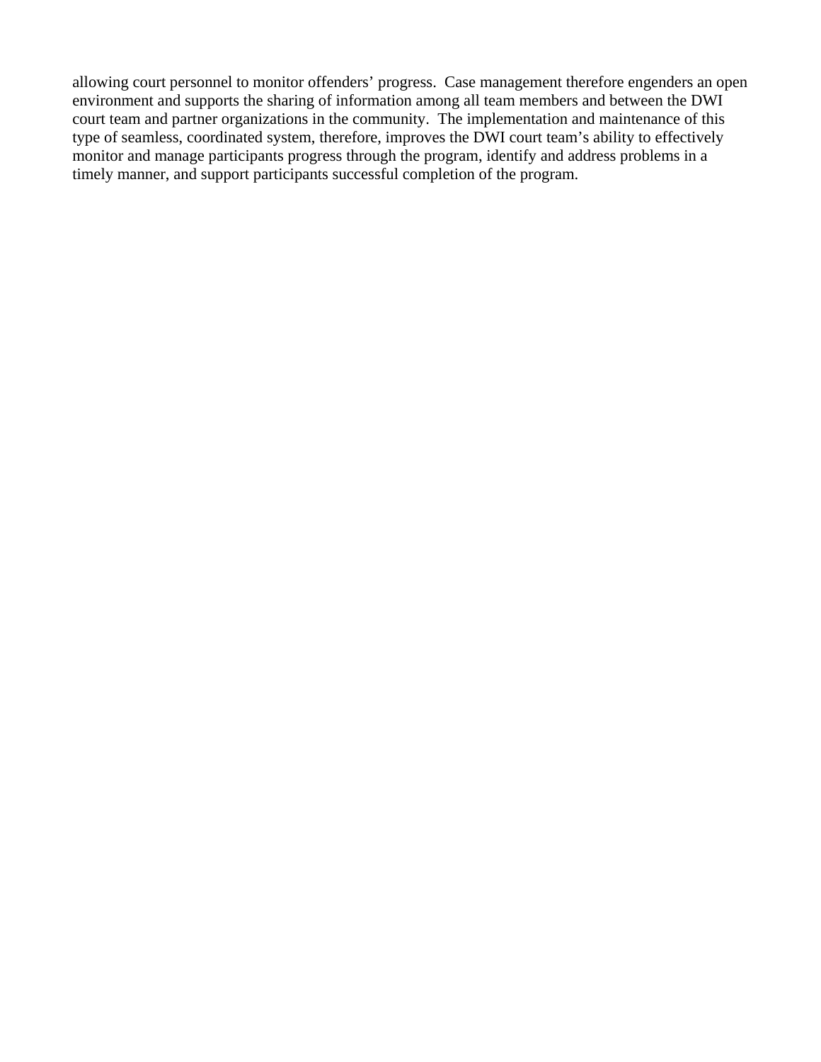allowing court personnel to monitor offenders' progress. Case management therefore engenders an open environment and supports the sharing of information among all team members and between the DWI court team and partner organizations in the community. The implementation and maintenance of this type of seamless, coordinated system, therefore, improves the DWI court team's ability to effectively monitor and manage participants progress through the program, identify and address problems in a timely manner, and support participants successful completion of the program.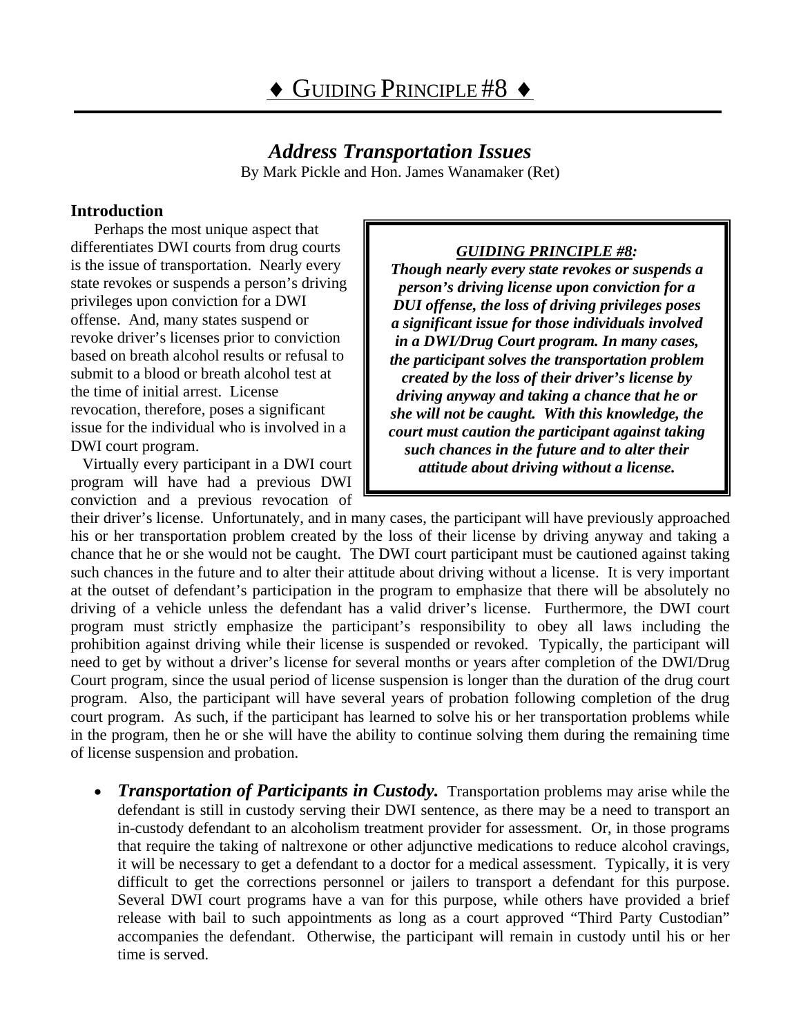# ♦ GUIDING PRINCIPLE #8 ♦

## *Address Transportation Issues*

By Mark Pickle and Hon. James Wanamaker (Ret)

### Introduction

> ***GUIDING PRINCIPLE #8:***
> ***Though nearly every state revokes or suspends a person's driving license upon conviction for a DUI offense, the loss of driving privileges poses a significant issue for those individuals involved in a DWI/Drug Court program. In many cases, the participant solves the transportation problem created by the loss of their driver's license by driving anyway and taking a chance that he or she will not be caught. With this knowledge, the court must caution the participant against taking such chances in the future and to alter their attitude about driving without a license.***

Perhaps the most unique aspect that differentiates DWI courts from drug courts is the issue of transportation. Nearly every state revokes or suspends a person's driving privileges upon conviction for a DWI offense. And, many states suspend or revoke driver's licenses prior to conviction based on breath alcohol results or refusal to submit to a blood or breath alcohol test at the time of initial arrest. License revocation, therefore, poses a significant issue for the individual who is involved in a DWI court program.

Virtually every participant in a DWI court program will have had a previous DWI conviction and a previous revocation of their driver's license. Unfortunately, and in many cases, the participant will have previously approached his or her transportation problem created by the loss of their license by driving anyway and taking a chance that he or she would not be caught. The DWI court participant must be cautioned against taking such chances in the future and to alter their attitude about driving without a license. It is very important at the outset of defendant's participation in the program to emphasize that there will be absolutely no driving of a vehicle unless the defendant has a valid driver's license. Furthermore, the DWI court program must strictly emphasize the participant's responsibility to obey all laws including the prohibition against driving while their license is suspended or revoked. Typically, the participant will need to get by without a driver's license for several months or years after completion of the DWI/Drug Court program, since the usual period of license suspension is longer than the duration of the drug court program. Also, the participant will have several years of probation following completion of the drug court program. As such, if the participant has learned to solve his or her transportation problems while in the program, then he or she will have the ability to continue solving them during the remaining time of license suspension and probation.

- ***Transportation of Participants in Custody.*** Transportation problems may arise while the defendant is still in custody serving their DWI sentence, as there may be a need to transport an in-custody defendant to an alcoholism treatment provider for assessment. Or, in those programs that require the taking of naltrexone or other adjunctive medications to reduce alcohol cravings, it will be necessary to get a defendant to a doctor for a medical assessment. Typically, it is very difficult to get the corrections personnel or jailers to transport a defendant for this purpose. Several DWI court programs have a van for this purpose, while others have provided a brief release with bail to such appointments as long as a court approved "Third Party Custodian" accompanies the defendant. Otherwise, the participant will remain in custody until his or her time is served.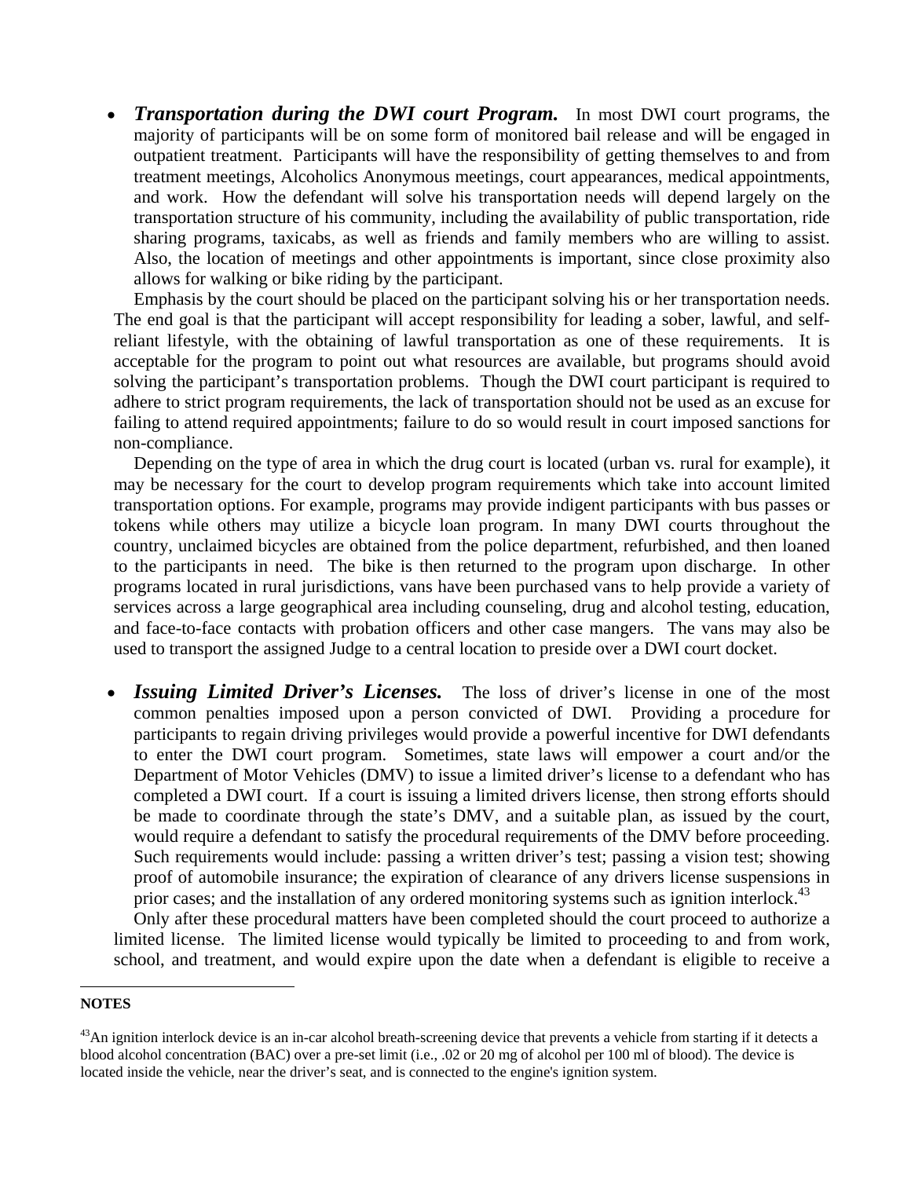- ***Transportation during the DWI court Program.*** In most DWI court programs, the majority of participants will be on some form of monitored bail release and will be engaged in outpatient treatment. Participants will have the responsibility of getting themselves to and from treatment meetings, Alcoholics Anonymous meetings, court appearances, medical appointments, and work. How the defendant will solve his transportation needs will depend largely on the transportation structure of his community, including the availability of public transportation, ride sharing programs, taxicabs, as well as friends and family members who are willing to assist. Also, the location of meetings and other appointments is important, since close proximity also allows for walking or bike riding by the participant.

Emphasis by the court should be placed on the participant solving his or her transportation needs. The end goal is that the participant will accept responsibility for leading a sober, lawful, and self-reliant lifestyle, with the obtaining of lawful transportation as one of these requirements. It is acceptable for the program to point out what resources are available, but programs should avoid solving the participant's transportation problems. Though the DWI court participant is required to adhere to strict program requirements, the lack of transportation should not be used as an excuse for failing to attend required appointments; failure to do so would result in court imposed sanctions for non-compliance.

Depending on the type of area in which the drug court is located (urban vs. rural for example), it may be necessary for the court to develop program requirements which take into account limited transportation options. For example, programs may provide indigent participants with bus passes or tokens while others may utilize a bicycle loan program. In many DWI courts throughout the country, unclaimed bicycles are obtained from the police department, refurbished, and then loaned to the participants in need. The bike is then returned to the program upon discharge. In other programs located in rural jurisdictions, vans have been purchased vans to help provide a variety of services across a large geographical area including counseling, drug and alcohol testing, education, and face-to-face contacts with probation officers and other case mangers. The vans may also be used to transport the assigned Judge to a central location to preside over a DWI court docket.

- ***Issuing Limited Driver's Licenses.*** The loss of driver's license in one of the most common penalties imposed upon a person convicted of DWI. Providing a procedure for participants to regain driving privileges would provide a powerful incentive for DWI defendants to enter the DWI court program. Sometimes, state laws will empower a court and/or the Department of Motor Vehicles (DMV) to issue a limited driver's license to a defendant who has completed a DWI court. If a court is issuing a limited drivers license, then strong efforts should be made to coordinate through the state's DMV, and a suitable plan, as issued by the court, would require a defendant to satisfy the procedural requirements of the DMV before proceeding. Such requirements would include: passing a written driver's test; passing a vision test; showing proof of automobile insurance; the expiration of clearance of any drivers license suspensions in prior cases; and the installation of any ordered monitoring systems such as ignition interlock.[43]

Only after these procedural matters have been completed should the court proceed to authorize a limited license. The limited license would typically be limited to proceeding to and from work, school, and treatment, and would expire upon the date when a defendant is eligible to receive a

---

**NOTES**

[43]An ignition interlock device is an in-car alcohol breath-screening device that prevents a vehicle from starting if it detects a blood alcohol concentration (BAC) over a pre-set limit (i.e., .02 or 20 mg of alcohol per 100 ml of blood). The device is located inside the vehicle, near the driver's seat, and is connected to the engine's ignition system.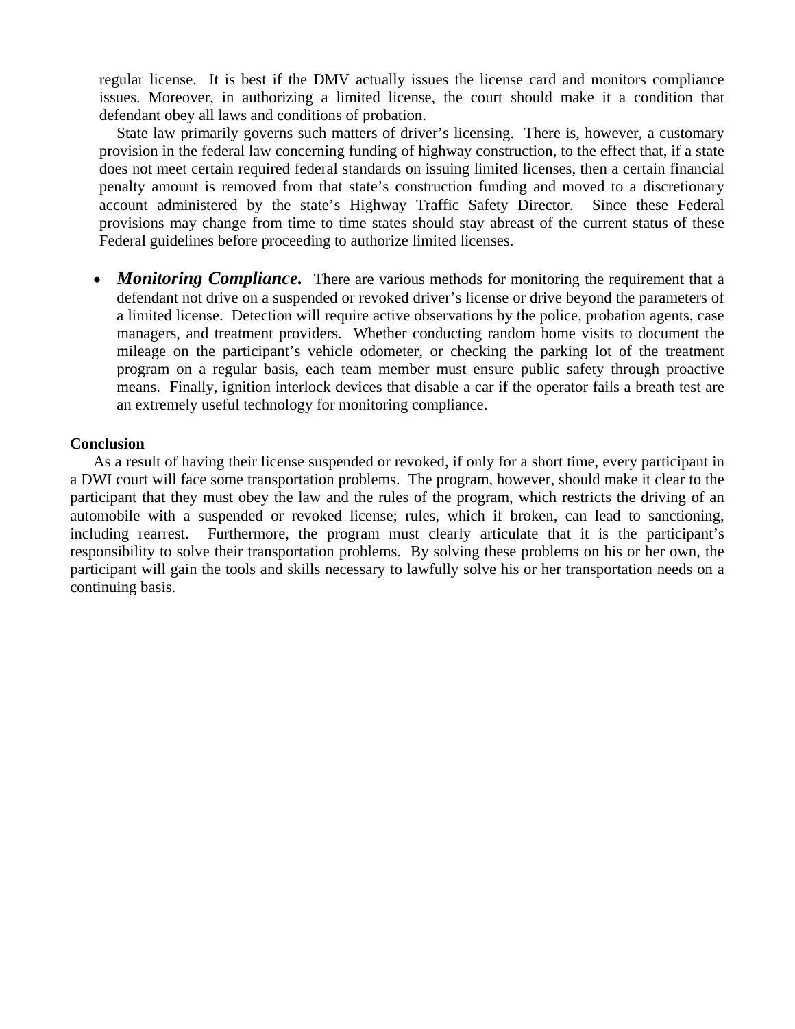regular license. It is best if the DMV actually issues the license card and monitors compliance issues. Moreover, in authorizing a limited license, the court should make it a condition that defendant obey all laws and conditions of probation.

State law primarily governs such matters of driver's licensing. There is, however, a customary provision in the federal law concerning funding of highway construction, to the effect that, if a state does not meet certain required federal standards on issuing limited licenses, then a certain financial penalty amount is removed from that state's construction funding and moved to a discretionary account administered by the state's Highway Traffic Safety Director. Since these Federal provisions may change from time to time states should stay abreast of the current status of these Federal guidelines before proceeding to authorize limited licenses.

- ***Monitoring Compliance.*** There are various methods for monitoring the requirement that a defendant not drive on a suspended or revoked driver's license or drive beyond the parameters of a limited license. Detection will require active observations by the police, probation agents, case managers, and treatment providers. Whether conducting random home visits to document the mileage on the participant's vehicle odometer, or checking the parking lot of the treatment program on a regular basis, each team member must ensure public safety through proactive means. Finally, ignition interlock devices that disable a car if the operator fails a breath test are an extremely useful technology for monitoring compliance.

**Conclusion**

As a result of having their license suspended or revoked, if only for a short time, every participant in a DWI court will face some transportation problems. The program, however, should make it clear to the participant that they must obey the law and the rules of the program, which restricts the driving of an automobile with a suspended or revoked license; rules, which if broken, can lead to sanctioning, including rearrest. Furthermore, the program must clearly articulate that it is the participant's responsibility to solve their transportation problems. By solving these problems on his or her own, the participant will gain the tools and skills necessary to lawfully solve his or her transportation needs on a continuing basis.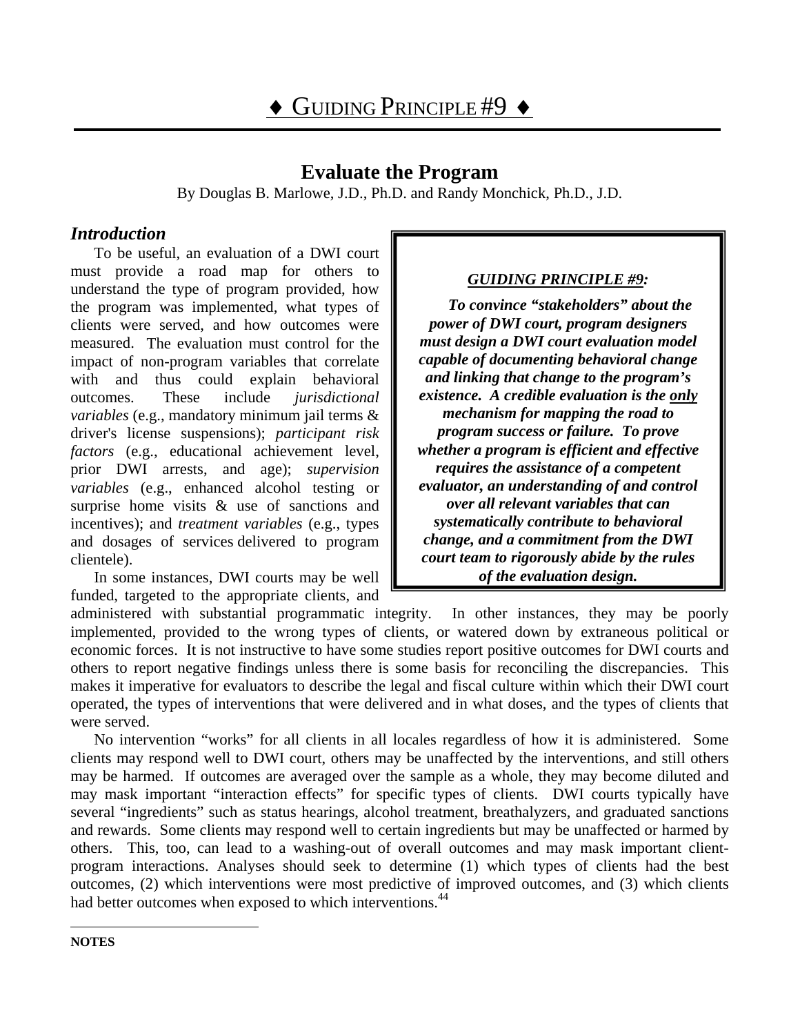# ♦ GUIDING PRINCIPLE #9 ♦

## Evaluate the Program

By Douglas B. Marlowe, J.D., Ph.D. and Randy Monchick, Ph.D., J.D.

> ***GUIDING PRINCIPLE #9:***
>
> ***To convince "stakeholders" about the power of DWI court, program designers must design a DWI court evaluation model capable of documenting behavioral change and linking that change to the program's existence. A credible evaluation is the only mechanism for mapping the road to program success or failure. To prove whether a program is efficient and effective requires the assistance of a competent evaluator, an understanding of and control over all relevant variables that can systematically contribute to behavioral change, and a commitment from the DWI court team to rigorously abide by the rules of the evaluation design.***

### *Introduction*

To be useful, an evaluation of a DWI court must provide a road map for others to understand the type of program provided, how the program was implemented, what types of clients were served, and how outcomes were measured. The evaluation must control for the impact of non-program variables that correlate with and thus could explain behavioral outcomes. These include *jurisdictional variables* (e.g., mandatory minimum jail terms & driver's license suspensions); *participant risk factors* (e.g., educational achievement level, prior DWI arrests, and age); *supervision variables* (e.g., enhanced alcohol testing or surprise home visits & use of sanctions and incentives); and *treatment variables* (e.g., types and dosages of services delivered to program clientele).

In some instances, DWI courts may be well funded, targeted to the appropriate clients, and administered with substantial programmatic integrity. In other instances, they may be poorly implemented, provided to the wrong types of clients, or watered down by extraneous political or economic forces. It is not instructive to have some studies report positive outcomes for DWI courts and others to report negative findings unless there is some basis for reconciling the discrepancies. This makes it imperative for evaluators to describe the legal and fiscal culture within which their DWI court operated, the types of interventions that were delivered and in what doses, and the types of clients that were served.

No intervention "works" for all clients in all locales regardless of how it is administered. Some clients may respond well to DWI court, others may be unaffected by the interventions, and still others may be harmed. If outcomes are averaged over the sample as a whole, they may become diluted and may mask important "interaction effects" for specific types of clients. DWI courts typically have several "ingredients" such as status hearings, alcohol treatment, breathalyzers, and graduated sanctions and rewards. Some clients may respond well to certain ingredients but may be unaffected or harmed by others. This, too, can lead to a washing-out of overall outcomes and may mask important client-program interactions. Analyses should seek to determine (1) which types of clients had the best outcomes, (2) which interventions were most predictive of improved outcomes, and (3) which clients had better outcomes when exposed to which interventions.[44]

---

**NOTES**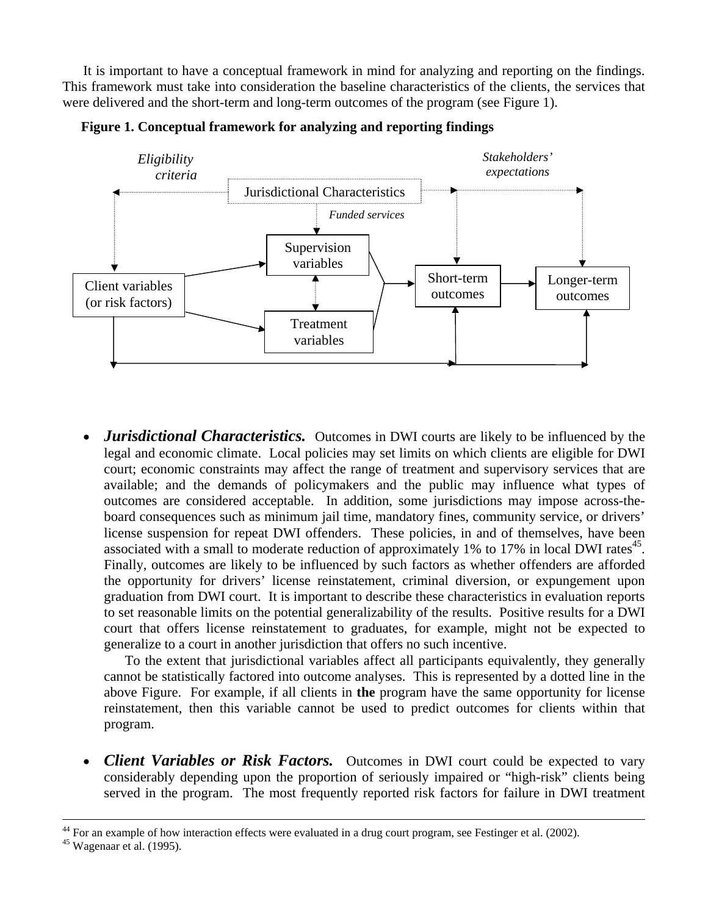It is important to have a conceptual framework in mind for analyzing and reporting on the findings. This framework must take into consideration the baseline characteristics of the clients, the services that were delivered and the short-term and long-term outcomes of the program (see Figure 1).

**Figure 1. Conceptual framework for analyzing and reporting findings**

*Eligibility criteria*

*Stakeholders' expectations*

Jurisdictional Characteristics

*Funded services*

Supervision variables

Client variables (or risk factors)

Short-term outcomes

Longer-term outcomes

Treatment variables

- ***Jurisdictional Characteristics.*** Outcomes in DWI courts are likely to be influenced by the legal and economic climate. Local policies may set limits on which clients are eligible for DWI court; economic constraints may affect the range of treatment and supervisory services that are available; and the demands of policymakers and the public may influence what types of outcomes are considered acceptable. In addition, some jurisdictions may impose across-the-board consequences such as minimum jail time, mandatory fines, community service, or drivers' license suspension for repeat DWI offenders. These policies, in and of themselves, have been associated with a small to moderate reduction of approximately 1% to 17% in local DWI rates[45]. Finally, outcomes are likely to be influenced by such factors as whether offenders are afforded the opportunity for drivers' license reinstatement, criminal diversion, or expungement upon graduation from DWI court. It is important to describe these characteristics in evaluation reports to set reasonable limits on the potential generalizability of the results. Positive results for a DWI court that offers license reinstatement to graduates, for example, might not be expected to generalize to a court in another jurisdiction that offers no such incentive.

  To the extent that jurisdictional variables affect all participants equivalently, they generally cannot be statistically factored into outcome analyses. This is represented by a dotted line in the above Figure. For example, if all clients in **the** program have the same opportunity for license reinstatement, then this variable cannot be used to predict outcomes for clients within that program.

- ***Client Variables or Risk Factors.*** Outcomes in DWI court could be expected to vary considerably depending upon the proportion of seriously impaired or "high-risk" clients being served in the program. The most frequently reported risk factors for failure in DWI treatment

---

[44] For an example of how interaction effects were evaluated in a drug court program, see Festinger et al. (2002).

[45] Wagenaar et al. (1995).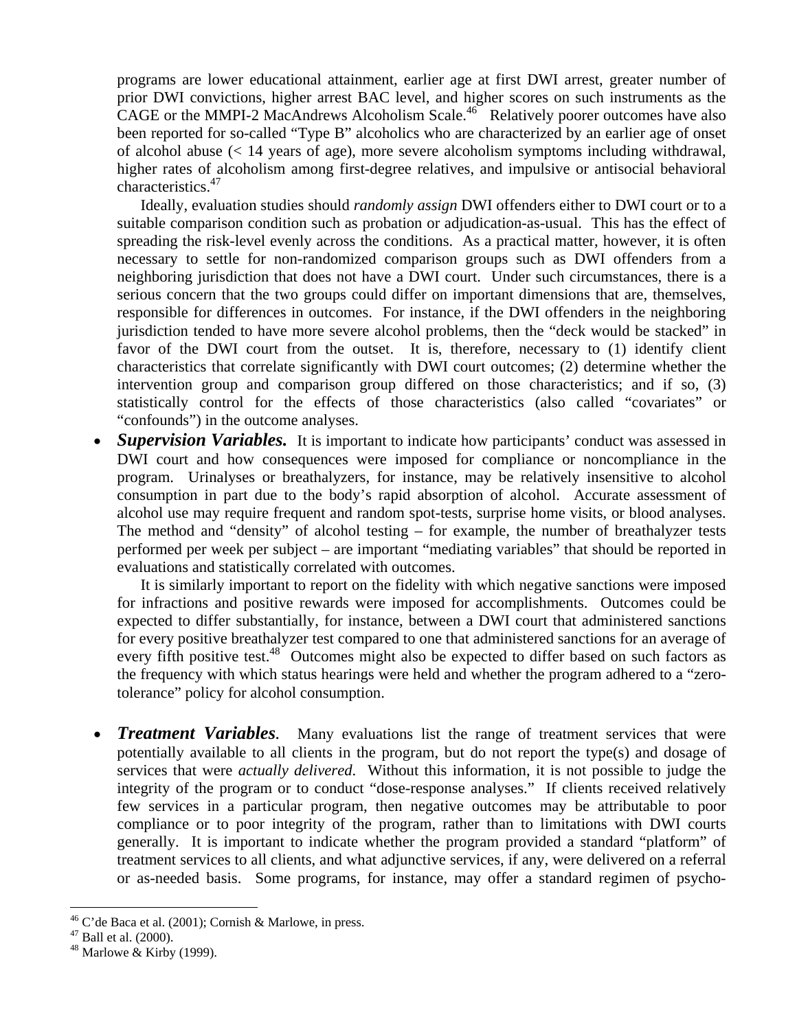programs are lower educational attainment, earlier age at first DWI arrest, greater number of prior DWI convictions, higher arrest BAC level, and higher scores on such instruments as the CAGE or the MMPI-2 MacAndrews Alcoholism Scale.[46] Relatively poorer outcomes have also been reported for so-called "Type B" alcoholics who are characterized by an earlier age of onset of alcohol abuse (< 14 years of age), more severe alcoholism symptoms including withdrawal, higher rates of alcoholism among first-degree relatives, and impulsive or antisocial behavioral characteristics.[47]

Ideally, evaluation studies should *randomly assign* DWI offenders either to DWI court or to a suitable comparison condition such as probation or adjudication-as-usual. This has the effect of spreading the risk-level evenly across the conditions. As a practical matter, however, it is often necessary to settle for non-randomized comparison groups such as DWI offenders from a neighboring jurisdiction that does not have a DWI court. Under such circumstances, there is a serious concern that the two groups could differ on important dimensions that are, themselves, responsible for differences in outcomes. For instance, if the DWI offenders in the neighboring jurisdiction tended to have more severe alcohol problems, then the "deck would be stacked" in favor of the DWI court from the outset. It is, therefore, necessary to (1) identify client characteristics that correlate significantly with DWI court outcomes; (2) determine whether the intervention group and comparison group differed on those characteristics; and if so, (3) statistically control for the effects of those characteristics (also called "covariates" or "confounds") in the outcome analyses.

- ***Supervision Variables.*** It is important to indicate how participants' conduct was assessed in DWI court and how consequences were imposed for compliance or noncompliance in the program. Urinalyses or breathalyzers, for instance, may be relatively insensitive to alcohol consumption in part due to the body's rapid absorption of alcohol. Accurate assessment of alcohol use may require frequent and random spot-tests, surprise home visits, or blood analyses. The method and "density" of alcohol testing – for example, the number of breathalyzer tests performed per week per subject – are important "mediating variables" that should be reported in evaluations and statistically correlated with outcomes.

  It is similarly important to report on the fidelity with which negative sanctions were imposed for infractions and positive rewards were imposed for accomplishments. Outcomes could be expected to differ substantially, for instance, between a DWI court that administered sanctions for every positive breathalyzer test compared to one that administered sanctions for an average of every fifth positive test.[48] Outcomes might also be expected to differ based on such factors as the frequency with which status hearings were held and whether the program adhered to a "zero-tolerance" policy for alcohol consumption.

- ***Treatment Variables.*** Many evaluations list the range of treatment services that were potentially available to all clients in the program, but do not report the type(s) and dosage of services that were *actually delivered*. Without this information, it is not possible to judge the integrity of the program or to conduct "dose-response analyses." If clients received relatively few services in a particular program, then negative outcomes may be attributable to poor compliance or to poor integrity of the program, rather than to limitations with DWI courts generally. It is important to indicate whether the program provided a standard "platform" of treatment services to all clients, and what adjunctive services, if any, were delivered on a referral or as-needed basis. Some programs, for instance, may offer a standard regimen of psycho-

---

[46] C'de Baca et al. (2001); Cornish & Marlowe, in press.

[47] Ball et al. (2000).

[48] Marlowe & Kirby (1999).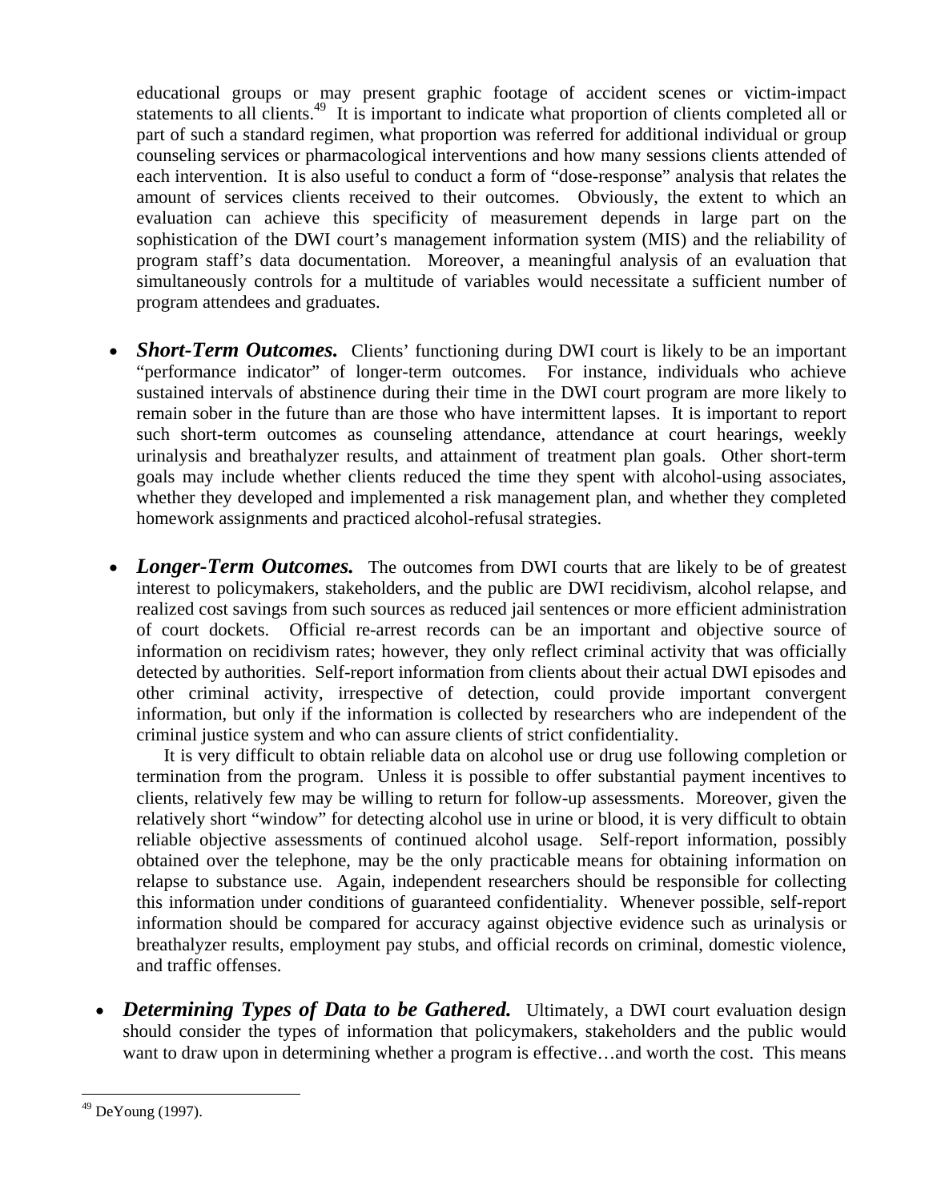educational groups or may present graphic footage of accident scenes or victim-impact statements to all clients.[49] It is important to indicate what proportion of clients completed all or part of such a standard regimen, what proportion was referred for additional individual or group counseling services or pharmacological interventions and how many sessions clients attended of each intervention. It is also useful to conduct a form of "dose-response" analysis that relates the amount of services clients received to their outcomes. Obviously, the extent to which an evaluation can achieve this specificity of measurement depends in large part on the sophistication of the DWI court's management information system (MIS) and the reliability of program staff's data documentation. Moreover, a meaningful analysis of an evaluation that simultaneously controls for a multitude of variables would necessitate a sufficient number of program attendees and graduates.

- ***Short-Term Outcomes.*** Clients' functioning during DWI court is likely to be an important "performance indicator" of longer-term outcomes. For instance, individuals who achieve sustained intervals of abstinence during their time in the DWI court program are more likely to remain sober in the future than are those who have intermittent lapses. It is important to report such short-term outcomes as counseling attendance, attendance at court hearings, weekly urinalysis and breathalyzer results, and attainment of treatment plan goals. Other short-term goals may include whether clients reduced the time they spent with alcohol-using associates, whether they developed and implemented a risk management plan, and whether they completed homework assignments and practiced alcohol-refusal strategies.

- ***Longer-Term Outcomes.*** The outcomes from DWI courts that are likely to be of greatest interest to policymakers, stakeholders, and the public are DWI recidivism, alcohol relapse, and realized cost savings from such sources as reduced jail sentences or more efficient administration of court dockets. Official re-arrest records can be an important and objective source of information on recidivism rates; however, they only reflect criminal activity that was officially detected by authorities. Self-report information from clients about their actual DWI episodes and other criminal activity, irrespective of detection, could provide important convergent information, but only if the information is collected by researchers who are independent of the criminal justice system and who can assure clients of strict confidentiality.

  It is very difficult to obtain reliable data on alcohol use or drug use following completion or termination from the program. Unless it is possible to offer substantial payment incentives to clients, relatively few may be willing to return for follow-up assessments. Moreover, given the relatively short "window" for detecting alcohol use in urine or blood, it is very difficult to obtain reliable objective assessments of continued alcohol usage. Self-report information, possibly obtained over the telephone, may be the only practicable means for obtaining information on relapse to substance use. Again, independent researchers should be responsible for collecting this information under conditions of guaranteed confidentiality. Whenever possible, self-report information should be compared for accuracy against objective evidence such as urinalysis or breathalyzer results, employment pay stubs, and official records on criminal, domestic violence, and traffic offenses.

- ***Determining Types of Data to be Gathered.*** Ultimately, a DWI court evaluation design should consider the types of information that policymakers, stakeholders and the public would want to draw upon in determining whether a program is effective…and worth the cost. This means

[49] DeYoung (1997).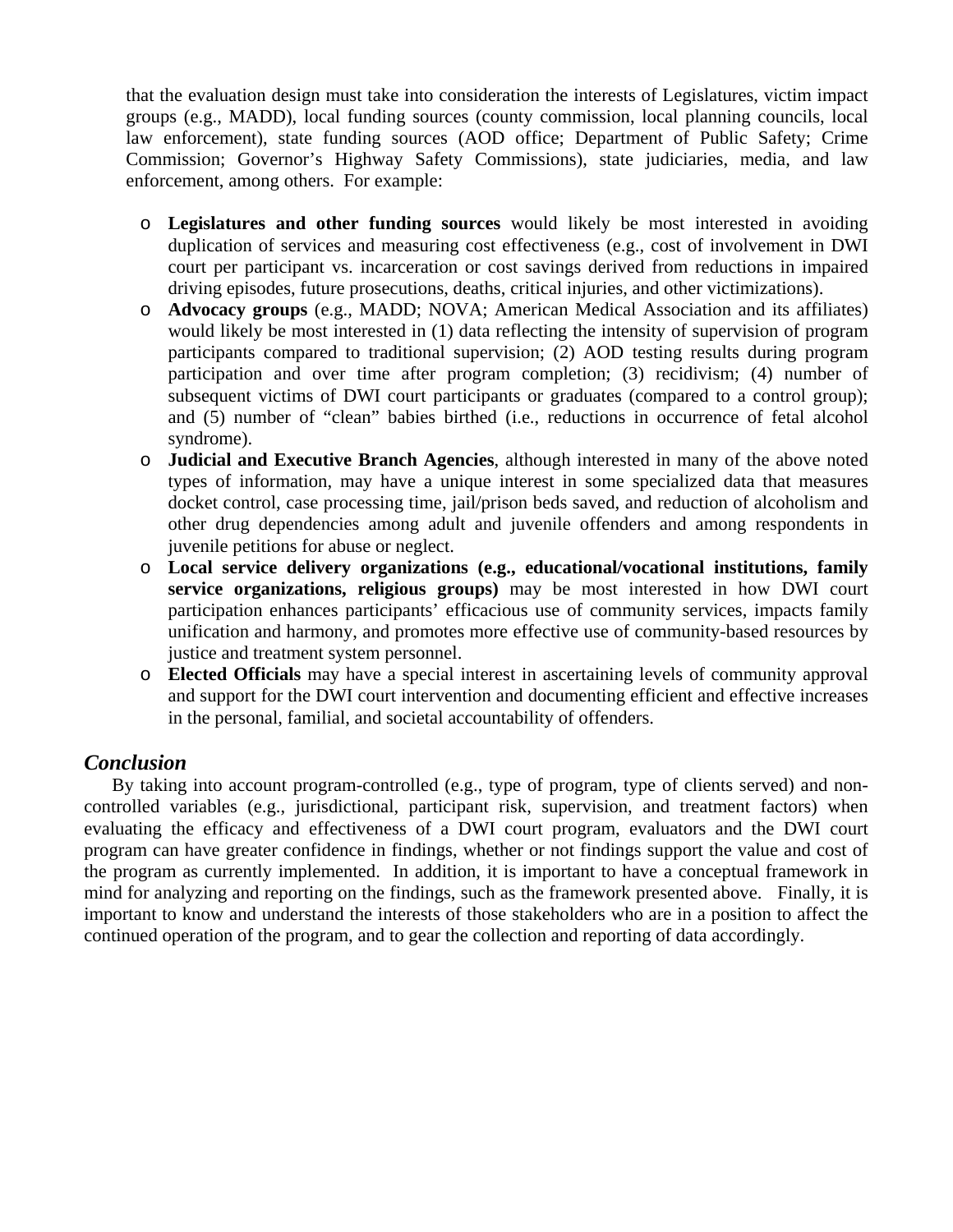that the evaluation design must take into consideration the interests of Legislatures, victim impact groups (e.g., MADD), local funding sources (county commission, local planning councils, local law enforcement), state funding sources (AOD office; Department of Public Safety; Crime Commission; Governor's Highway Safety Commissions), state judiciaries, media, and law enforcement, among others. For example:

- **Legislatures and other funding sources** would likely be most interested in avoiding duplication of services and measuring cost effectiveness (e.g., cost of involvement in DWI court per participant vs. incarceration or cost savings derived from reductions in impaired driving episodes, future prosecutions, deaths, critical injuries, and other victimizations).
- **Advocacy groups** (e.g., MADD; NOVA; American Medical Association and its affiliates) would likely be most interested in (1) data reflecting the intensity of supervision of program participants compared to traditional supervision; (2) AOD testing results during program participation and over time after program completion; (3) recidivism; (4) number of subsequent victims of DWI court participants or graduates (compared to a control group); and (5) number of "clean" babies birthed (i.e., reductions in occurrence of fetal alcohol syndrome).
- **Judicial and Executive Branch Agencies**, although interested in many of the above noted types of information, may have a unique interest in some specialized data that measures docket control, case processing time, jail/prison beds saved, and reduction of alcoholism and other drug dependencies among adult and juvenile offenders and among respondents in juvenile petitions for abuse or neglect.
- **Local service delivery organizations (e.g., educational/vocational institutions, family service organizations, religious groups)** may be most interested in how DWI court participation enhances participants' efficacious use of community services, impacts family unification and harmony, and promotes more effective use of community-based resources by justice and treatment system personnel.
- **Elected Officials** may have a special interest in ascertaining levels of community approval and support for the DWI court intervention and documenting efficient and effective increases in the personal, familial, and societal accountability of offenders.

## *Conclusion*

By taking into account program-controlled (e.g., type of program, type of clients served) and non-controlled variables (e.g., jurisdictional, participant risk, supervision, and treatment factors) when evaluating the efficacy and effectiveness of a DWI court program, evaluators and the DWI court program can have greater confidence in findings, whether or not findings support the value and cost of the program as currently implemented. In addition, it is important to have a conceptual framework in mind for analyzing and reporting on the findings, such as the framework presented above. Finally, it is important to know and understand the interests of those stakeholders who are in a position to affect the continued operation of the program, and to gear the collection and reporting of data accordingly.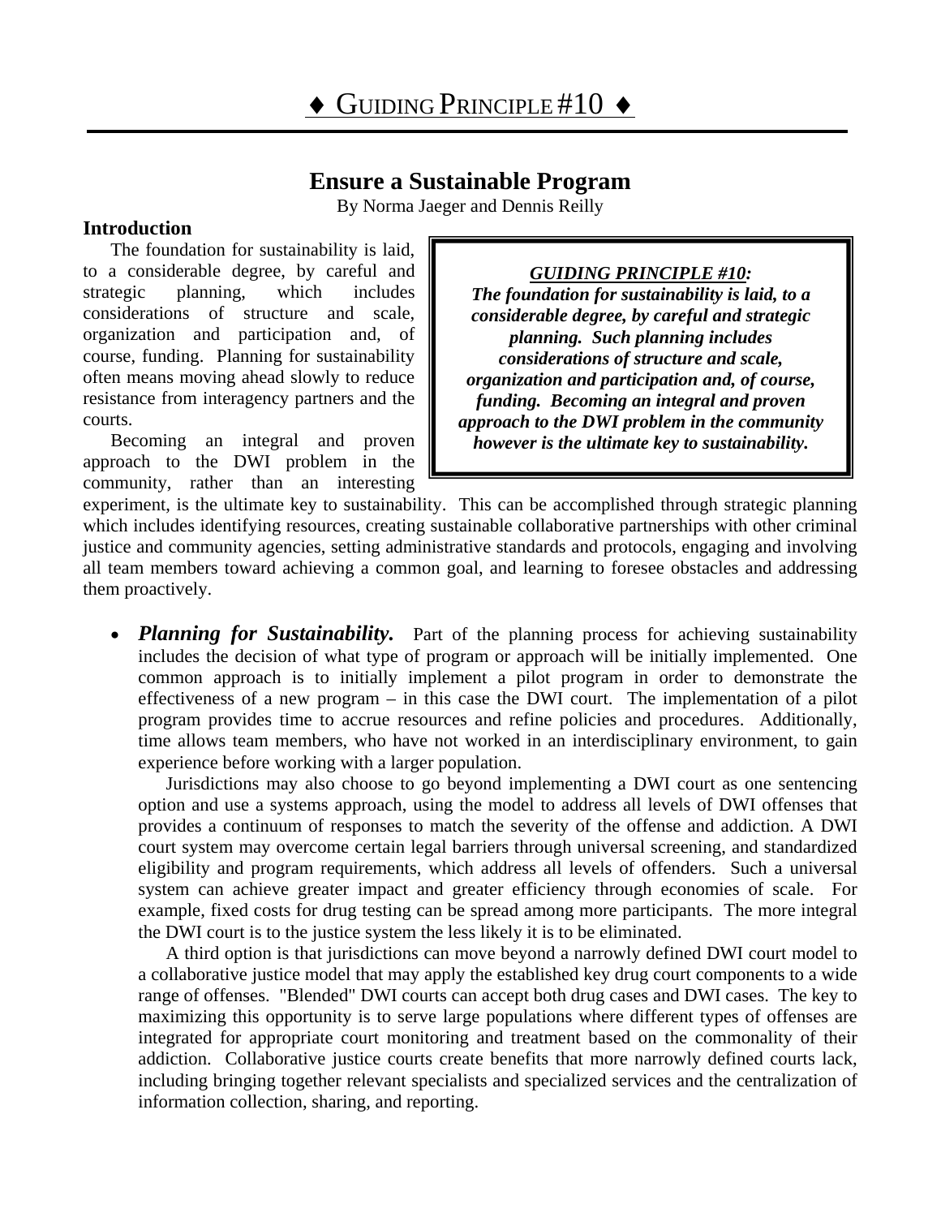# ♦ GUIDING PRINCIPLE #10 ♦

## Ensure a Sustainable Program

By Norma Jaeger and Dennis Reilly

### Introduction

> ***GUIDING PRINCIPLE #10:***
> ***The foundation for sustainability is laid, to a considerable degree, by careful and strategic planning. Such planning includes considerations of structure and scale, organization and participation and, of course, funding. Becoming an integral and proven approach to the DWI problem in the community however is the ultimate key to sustainability.***

The foundation for sustainability is laid, to a considerable degree, by careful and strategic planning, which includes considerations of structure and scale, organization and participation and, of course, funding. Planning for sustainability often means moving ahead slowly to reduce resistance from interagency partners and the courts.

Becoming an integral and proven approach to the DWI problem in the community, rather than an interesting experiment, is the ultimate key to sustainability. This can be accomplished through strategic planning which includes identifying resources, creating sustainable collaborative partnerships with other criminal justice and community agencies, setting administrative standards and protocols, engaging and involving all team members toward achieving a common goal, and learning to foresee obstacles and addressing them proactively.

- ***Planning for Sustainability.*** Part of the planning process for achieving sustainability includes the decision of what type of program or approach will be initially implemented. One common approach is to initially implement a pilot program in order to demonstrate the effectiveness of a new program – in this case the DWI court. The implementation of a pilot program provides time to accrue resources and refine policies and procedures. Additionally, time allows team members, who have not worked in an interdisciplinary environment, to gain experience before working with a larger population.

  Jurisdictions may also choose to go beyond implementing a DWI court as one sentencing option and use a systems approach, using the model to address all levels of DWI offenses that provides a continuum of responses to match the severity of the offense and addiction. A DWI court system may overcome certain legal barriers through universal screening, and standardized eligibility and program requirements, which address all levels of offenders. Such a universal system can achieve greater impact and greater efficiency through economies of scale. For example, fixed costs for drug testing can be spread among more participants. The more integral the DWI court is to the justice system the less likely it is to be eliminated.

  A third option is that jurisdictions can move beyond a narrowly defined DWI court model to a collaborative justice model that may apply the established key drug court components to a wide range of offenses. "Blended" DWI courts can accept both drug cases and DWI cases. The key to maximizing this opportunity is to serve large populations where different types of offenses are integrated for appropriate court monitoring and treatment based on the commonality of their addiction. Collaborative justice courts create benefits that more narrowly defined courts lack, including bringing together relevant specialists and specialized services and the centralization of information collection, sharing, and reporting.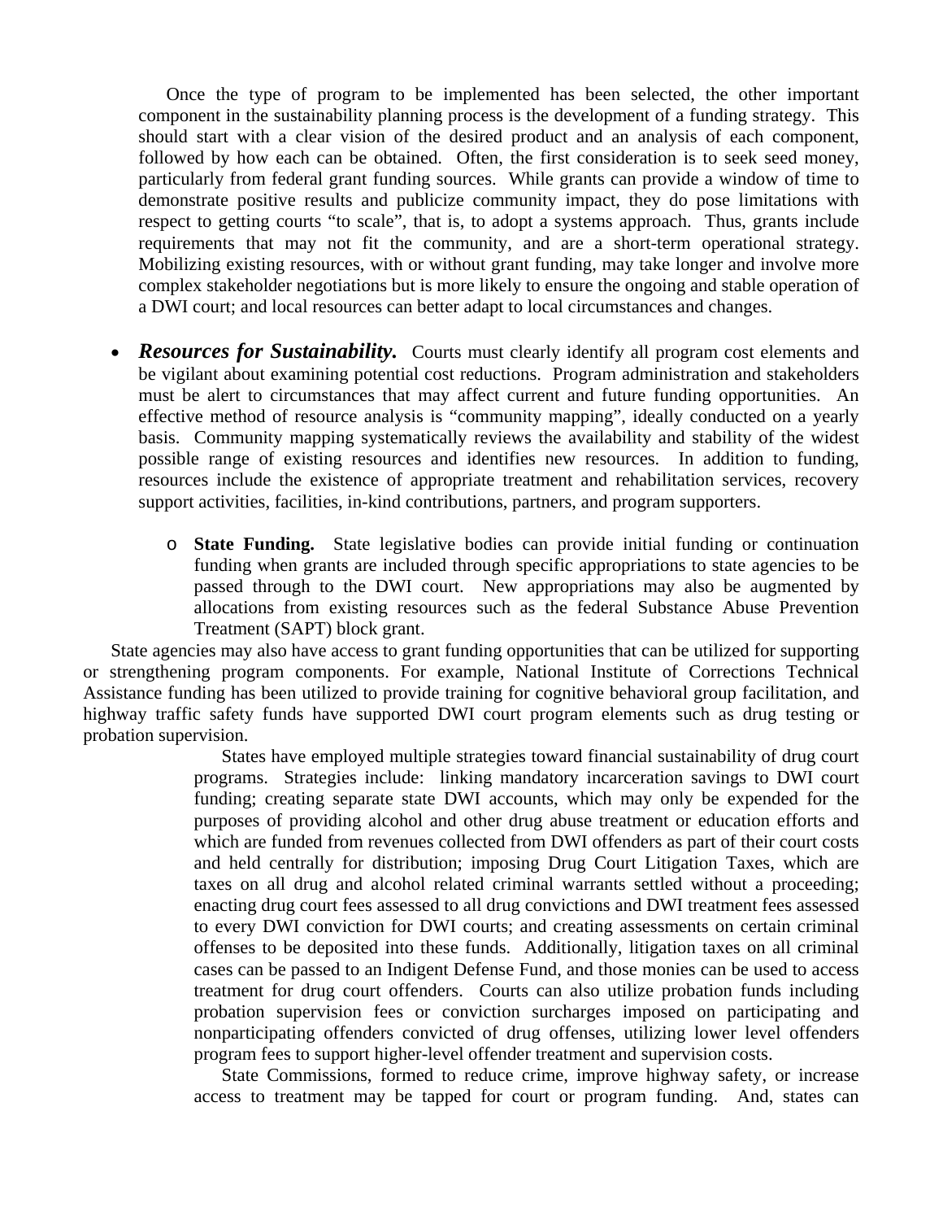Once the type of program to be implemented has been selected, the other important component in the sustainability planning process is the development of a funding strategy. This should start with a clear vision of the desired product and an analysis of each component, followed by how each can be obtained. Often, the first consideration is to seek seed money, particularly from federal grant funding sources. While grants can provide a window of time to demonstrate positive results and publicize community impact, they do pose limitations with respect to getting courts "to scale", that is, to adopt a systems approach. Thus, grants include requirements that may not fit the community, and are a short-term operational strategy. Mobilizing existing resources, with or without grant funding, may take longer and involve more complex stakeholder negotiations but is more likely to ensure the ongoing and stable operation of a DWI court; and local resources can better adapt to local circumstances and changes.

- ***Resources for Sustainability.*** Courts must clearly identify all program cost elements and be vigilant about examining potential cost reductions. Program administration and stakeholders must be alert to circumstances that may affect current and future funding opportunities. An effective method of resource analysis is "community mapping", ideally conducted on a yearly basis. Community mapping systematically reviews the availability and stability of the widest possible range of existing resources and identifies new resources. In addition to funding, resources include the existence of appropriate treatment and rehabilitation services, recovery support activities, facilities, in-kind contributions, partners, and program supporters.

  - **State Funding.** State legislative bodies can provide initial funding or continuation funding when grants are included through specific appropriations to state agencies to be passed through to the DWI court. New appropriations may also be augmented by allocations from existing resources such as the federal Substance Abuse Prevention Treatment (SAPT) block grant.

State agencies may also have access to grant funding opportunities that can be utilized for supporting or strengthening program components. For example, National Institute of Corrections Technical Assistance funding has been utilized to provide training for cognitive behavioral group facilitation, and highway traffic safety funds have supported DWI court program elements such as drug testing or probation supervision.

States have employed multiple strategies toward financial sustainability of drug court programs. Strategies include: linking mandatory incarceration savings to DWI court funding; creating separate state DWI accounts, which may only be expended for the purposes of providing alcohol and other drug abuse treatment or education efforts and which are funded from revenues collected from DWI offenders as part of their court costs and held centrally for distribution; imposing Drug Court Litigation Taxes, which are taxes on all drug and alcohol related criminal warrants settled without a proceeding; enacting drug court fees assessed to all drug convictions and DWI treatment fees assessed to every DWI conviction for DWI courts; and creating assessments on certain criminal offenses to be deposited into these funds. Additionally, litigation taxes on all criminal cases can be passed to an Indigent Defense Fund, and those monies can be used to access treatment for drug court offenders. Courts can also utilize probation funds including probation supervision fees or conviction surcharges imposed on participating and nonparticipating offenders convicted of drug offenses, utilizing lower level offenders program fees to support higher-level offender treatment and supervision costs.

State Commissions, formed to reduce crime, improve highway safety, or increase access to treatment may be tapped for court or program funding. And, states can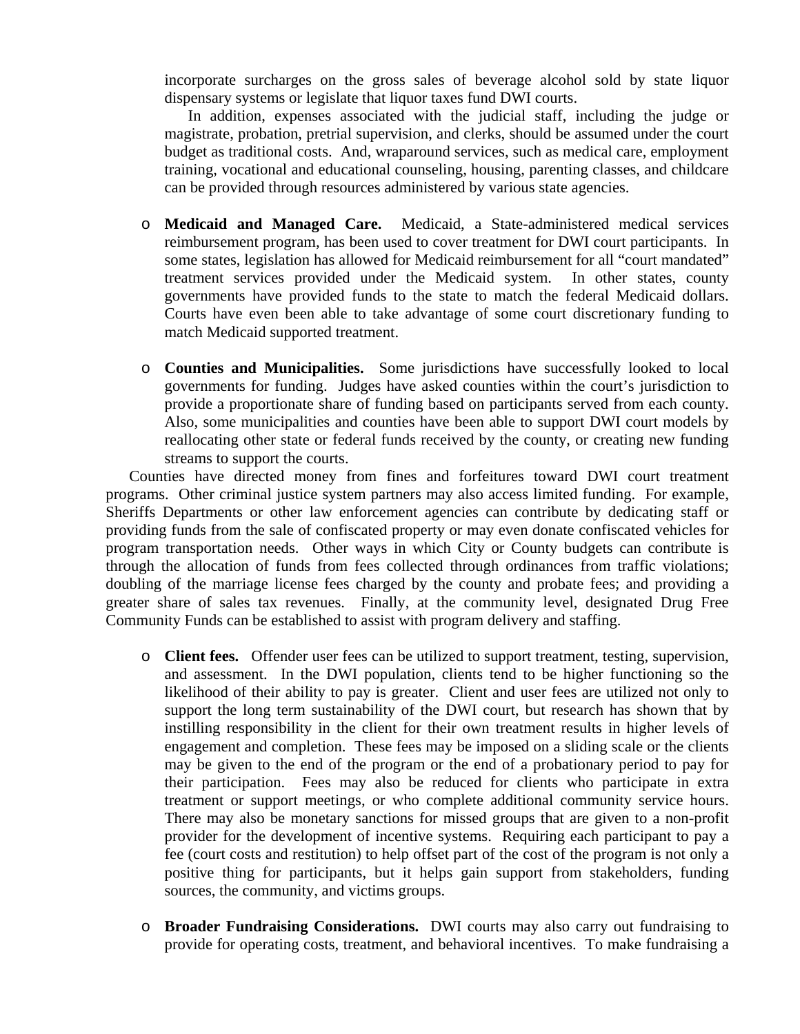incorporate surcharges on the gross sales of beverage alcohol sold by state liquor dispensary systems or legislate that liquor taxes fund DWI courts.

In addition, expenses associated with the judicial staff, including the judge or magistrate, probation, pretrial supervision, and clerks, should be assumed under the court budget as traditional costs. And, wraparound services, such as medical care, employment training, vocational and educational counseling, housing, parenting classes, and childcare can be provided through resources administered by various state agencies.

- **Medicaid and Managed Care.** Medicaid, a State-administered medical services reimbursement program, has been used to cover treatment for DWI court participants. In some states, legislation has allowed for Medicaid reimbursement for all "court mandated" treatment services provided under the Medicaid system. In other states, county governments have provided funds to the state to match the federal Medicaid dollars. Courts have even been able to take advantage of some court discretionary funding to match Medicaid supported treatment.

- **Counties and Municipalities.** Some jurisdictions have successfully looked to local governments for funding. Judges have asked counties within the court's jurisdiction to provide a proportionate share of funding based on participants served from each county. Also, some municipalities and counties have been able to support DWI court models by reallocating other state or federal funds received by the county, or creating new funding streams to support the courts.

Counties have directed money from fines and forfeitures toward DWI court treatment programs. Other criminal justice system partners may also access limited funding. For example, Sheriffs Departments or other law enforcement agencies can contribute by dedicating staff or providing funds from the sale of confiscated property or may even donate confiscated vehicles for program transportation needs. Other ways in which City or County budgets can contribute is through the allocation of funds from fees collected through ordinances from traffic violations; doubling of the marriage license fees charged by the county and probate fees; and providing a greater share of sales tax revenues. Finally, at the community level, designated Drug Free Community Funds can be established to assist with program delivery and staffing.

- **Client fees.** Offender user fees can be utilized to support treatment, testing, supervision, and assessment. In the DWI population, clients tend to be higher functioning so the likelihood of their ability to pay is greater. Client and user fees are utilized not only to support the long term sustainability of the DWI court, but research has shown that by instilling responsibility in the client for their own treatment results in higher levels of engagement and completion. These fees may be imposed on a sliding scale or the clients may be given to the end of the program or the end of a probationary period to pay for their participation. Fees may also be reduced for clients who participate in extra treatment or support meetings, or who complete additional community service hours. There may also be monetary sanctions for missed groups that are given to a non-profit provider for the development of incentive systems. Requiring each participant to pay a fee (court costs and restitution) to help offset part of the cost of the program is not only a positive thing for participants, but it helps gain support from stakeholders, funding sources, the community, and victims groups.

- **Broader Fundraising Considerations.** DWI courts may also carry out fundraising to provide for operating costs, treatment, and behavioral incentives. To make fundraising a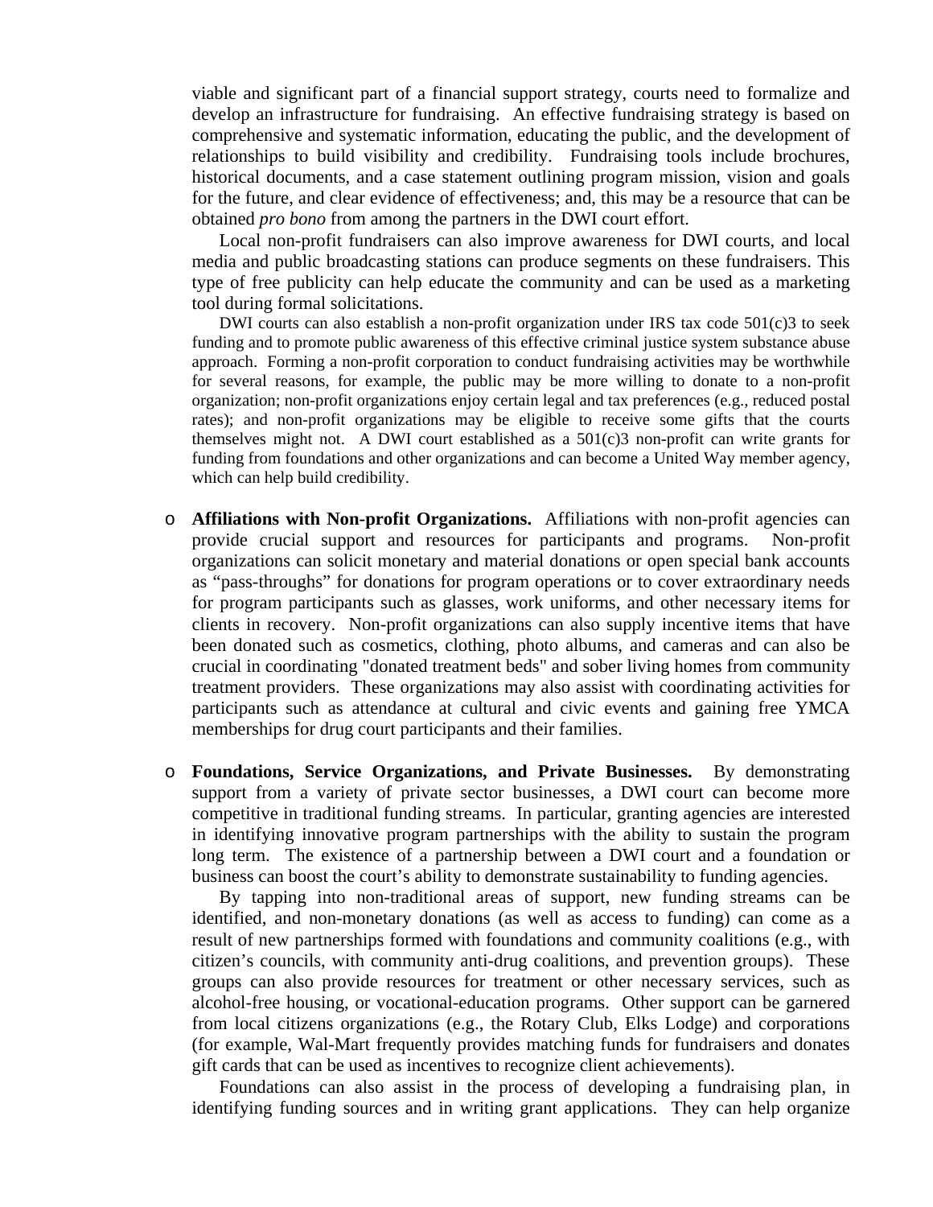viable and significant part of a financial support strategy, courts need to formalize and develop an infrastructure for fundraising. An effective fundraising strategy is based on comprehensive and systematic information, educating the public, and the development of relationships to build visibility and credibility. Fundraising tools include brochures, historical documents, and a case statement outlining program mission, vision and goals for the future, and clear evidence of effectiveness; and, this may be a resource that can be obtained *pro bono* from among the partners in the DWI court effort.

Local non-profit fundraisers can also improve awareness for DWI courts, and local media and public broadcasting stations can produce segments on these fundraisers. This type of free publicity can help educate the community and can be used as a marketing tool during formal solicitations.

DWI courts can also establish a non-profit organization under IRS tax code 501(c)3 to seek funding and to promote public awareness of this effective criminal justice system substance abuse approach. Forming a non-profit corporation to conduct fundraising activities may be worthwhile for several reasons, for example, the public may be more willing to donate to a non-profit organization; non-profit organizations enjoy certain legal and tax preferences (e.g., reduced postal rates); and non-profit organizations may be eligible to receive some gifts that the courts themselves might not. A DWI court established as a 501(c)3 non-profit can write grants for funding from foundations and other organizations and can become a United Way member agency, which can help build credibility.

- **Affiliations with Non-profit Organizations.** Affiliations with non-profit agencies can provide crucial support and resources for participants and programs. Non-profit organizations can solicit monetary and material donations or open special bank accounts as "pass-throughs" for donations for program operations or to cover extraordinary needs for program participants such as glasses, work uniforms, and other necessary items for clients in recovery. Non-profit organizations can also supply incentive items that have been donated such as cosmetics, clothing, photo albums, and cameras and can also be crucial in coordinating "donated treatment beds" and sober living homes from community treatment providers. These organizations may also assist with coordinating activities for participants such as attendance at cultural and civic events and gaining free YMCA memberships for drug court participants and their families.

- **Foundations, Service Organizations, and Private Businesses.** By demonstrating support from a variety of private sector businesses, a DWI court can become more competitive in traditional funding streams. In particular, granting agencies are interested in identifying innovative program partnerships with the ability to sustain the program long term. The existence of a partnership between a DWI court and a foundation or business can boost the court's ability to demonstrate sustainability to funding agencies.

  By tapping into non-traditional areas of support, new funding streams can be identified, and non-monetary donations (as well as access to funding) can come as a result of new partnerships formed with foundations and community coalitions (e.g., with citizen's councils, with community anti-drug coalitions, and prevention groups). These groups can also provide resources for treatment or other necessary services, such as alcohol-free housing, or vocational-education programs. Other support can be garnered from local citizens organizations (e.g., the Rotary Club, Elks Lodge) and corporations (for example, Wal-Mart frequently provides matching funds for fundraisers and donates gift cards that can be used as incentives to recognize client achievements).

  Foundations can also assist in the process of developing a fundraising plan, in identifying funding sources and in writing grant applications. They can help organize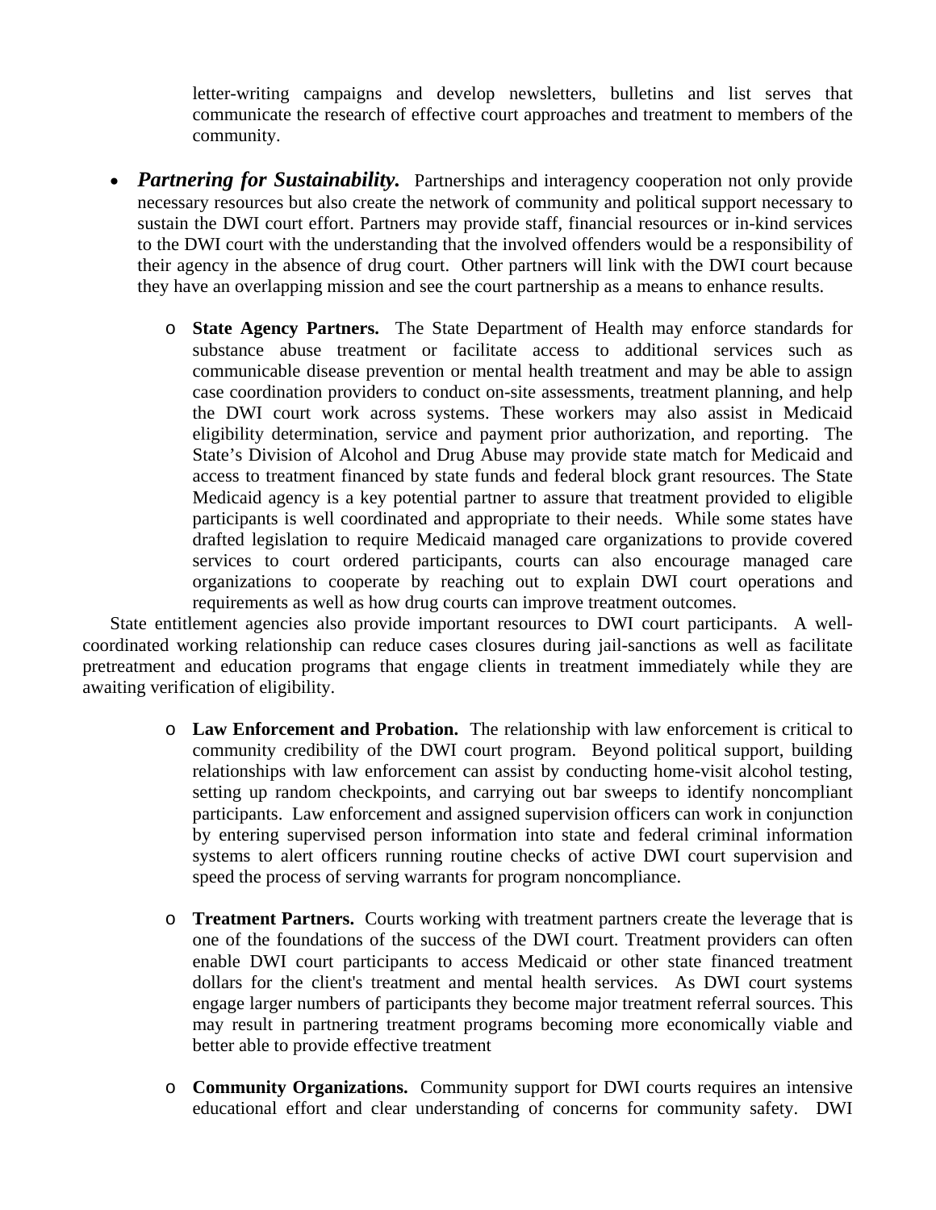letter-writing campaigns and develop newsletters, bulletins and list serves that communicate the research of effective court approaches and treatment to members of the community.

- ***Partnering for Sustainability.*** Partnerships and interagency cooperation not only provide necessary resources but also create the network of community and political support necessary to sustain the DWI court effort. Partners may provide staff, financial resources or in-kind services to the DWI court with the understanding that the involved offenders would be a responsibility of their agency in the absence of drug court. Other partners will link with the DWI court because they have an overlapping mission and see the court partnership as a means to enhance results.

  - **State Agency Partners.** The State Department of Health may enforce standards for substance abuse treatment or facilitate access to additional services such as communicable disease prevention or mental health treatment and may be able to assign case coordination providers to conduct on-site assessments, treatment planning, and help the DWI court work across systems. These workers may also assist in Medicaid eligibility determination, service and payment prior authorization, and reporting. The State's Division of Alcohol and Drug Abuse may provide state match for Medicaid and access to treatment financed by state funds and federal block grant resources. The State Medicaid agency is a key potential partner to assure that treatment provided to eligible participants is well coordinated and appropriate to their needs. While some states have drafted legislation to require Medicaid managed care organizations to provide covered services to court ordered participants, courts can also encourage managed care organizations to cooperate by reaching out to explain DWI court operations and requirements as well as how drug courts can improve treatment outcomes.

State entitlement agencies also provide important resources to DWI court participants. A well-coordinated working relationship can reduce cases closures during jail-sanctions as well as facilitate pretreatment and education programs that engage clients in treatment immediately while they are awaiting verification of eligibility.

  - **Law Enforcement and Probation.** The relationship with law enforcement is critical to community credibility of the DWI court program. Beyond political support, building relationships with law enforcement can assist by conducting home-visit alcohol testing, setting up random checkpoints, and carrying out bar sweeps to identify noncompliant participants. Law enforcement and assigned supervision officers can work in conjunction by entering supervised person information into state and federal criminal information systems to alert officers running routine checks of active DWI court supervision and speed the process of serving warrants for program noncompliance.

  - **Treatment Partners.** Courts working with treatment partners create the leverage that is one of the foundations of the success of the DWI court. Treatment providers can often enable DWI court participants to access Medicaid or other state financed treatment dollars for the client's treatment and mental health services. As DWI court systems engage larger numbers of participants they become major treatment referral sources. This may result in partnering treatment programs becoming more economically viable and better able to provide effective treatment

  - **Community Organizations.** Community support for DWI courts requires an intensive educational effort and clear understanding of concerns for community safety. DWI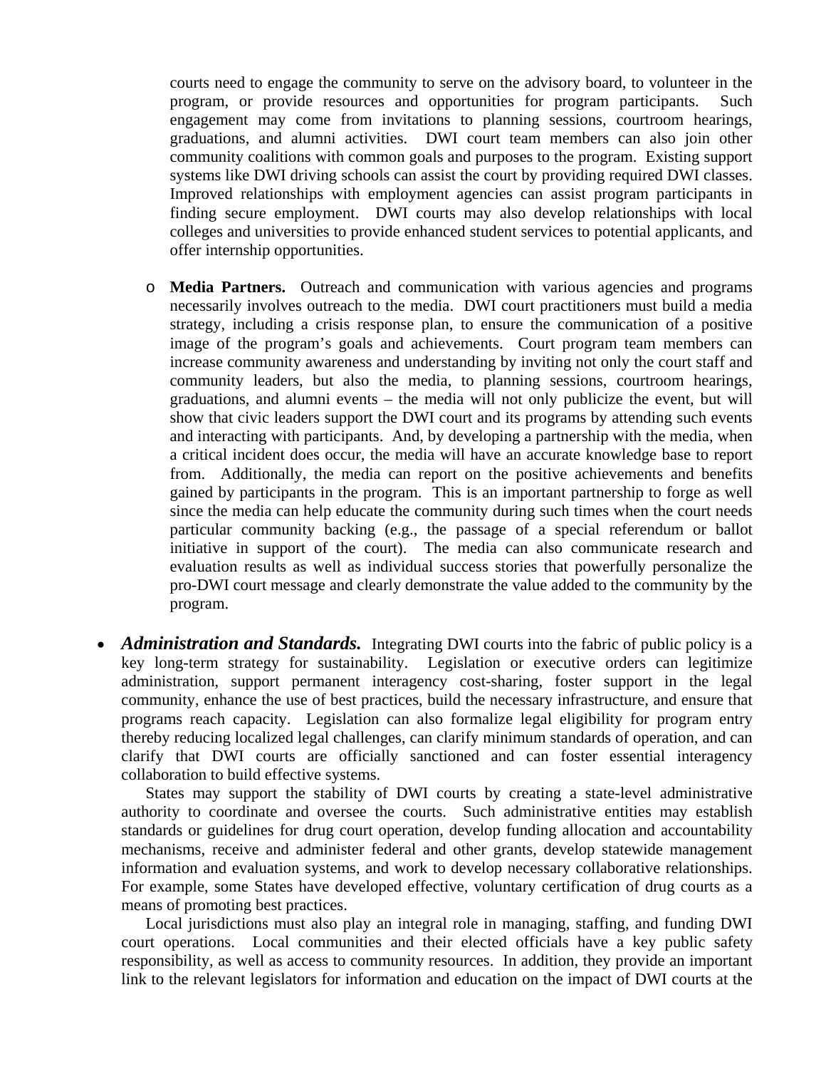courts need to engage the community to serve on the advisory board, to volunteer in the program, or provide resources and opportunities for program participants. Such engagement may come from invitations to planning sessions, courtroom hearings, graduations, and alumni activities. DWI court team members can also join other community coalitions with common goals and purposes to the program. Existing support systems like DWI driving schools can assist the court by providing required DWI classes. Improved relationships with employment agencies can assist program participants in finding secure employment. DWI courts may also develop relationships with local colleges and universities to provide enhanced student services to potential applicants, and offer internship opportunities.

  - **Media Partners.** Outreach and communication with various agencies and programs necessarily involves outreach to the media. DWI court practitioners must build a media strategy, including a crisis response plan, to ensure the communication of a positive image of the program's goals and achievements. Court program team members can increase community awareness and understanding by inviting not only the court staff and community leaders, but also the media, to planning sessions, courtroom hearings, graduations, and alumni events – the media will not only publicize the event, but will show that civic leaders support the DWI court and its programs by attending such events and interacting with participants. And, by developing a partnership with the media, when a critical incident does occur, the media will have an accurate knowledge base to report from. Additionally, the media can report on the positive achievements and benefits gained by participants in the program. This is an important partnership to forge as well since the media can help educate the community during such times when the court needs particular community backing (e.g., the passage of a special referendum or ballot initiative in support of the court). The media can also communicate research and evaluation results as well as individual success stories that powerfully personalize the pro-DWI court message and clearly demonstrate the value added to the community by the program.

- ***Administration and Standards.*** Integrating DWI courts into the fabric of public policy is a key long-term strategy for sustainability. Legislation or executive orders can legitimize administration, support permanent interagency cost-sharing, foster support in the legal community, enhance the use of best practices, build the necessary infrastructure, and ensure that programs reach capacity. Legislation can also formalize legal eligibility for program entry thereby reducing localized legal challenges, can clarify minimum standards of operation, and can clarify that DWI courts are officially sanctioned and can foster essential interagency collaboration to build effective systems.

  States may support the stability of DWI courts by creating a state-level administrative authority to coordinate and oversee the courts. Such administrative entities may establish standards or guidelines for drug court operation, develop funding allocation and accountability mechanisms, receive and administer federal and other grants, develop statewide management information and evaluation systems, and work to develop necessary collaborative relationships. For example, some States have developed effective, voluntary certification of drug courts as a means of promoting best practices.

  Local jurisdictions must also play an integral role in managing, staffing, and funding DWI court operations. Local communities and their elected officials have a key public safety responsibility, as well as access to community resources. In addition, they provide an important link to the relevant legislators for information and education on the impact of DWI courts at the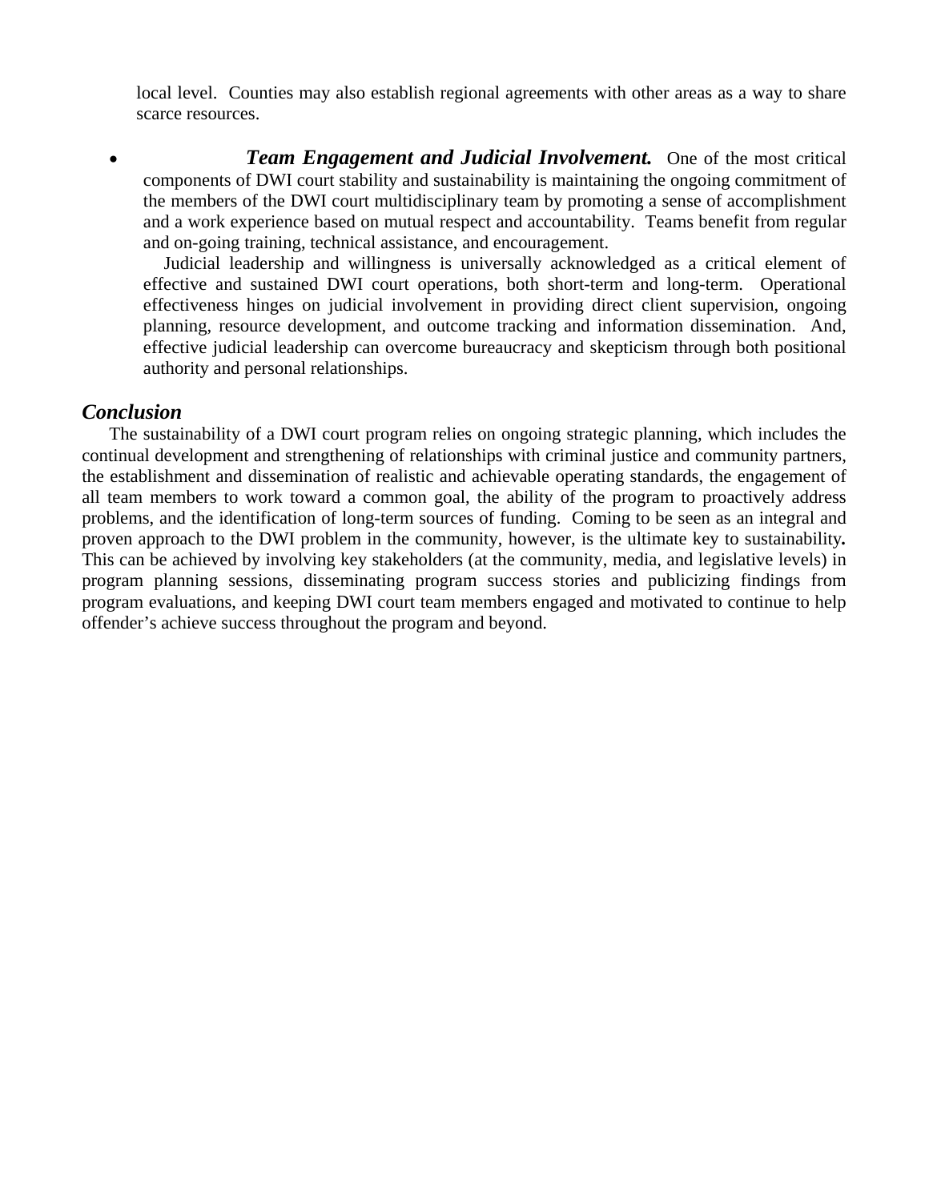local level. Counties may also establish regional agreements with other areas as a way to share scarce resources.

- ***Team Engagement and Judicial Involvement.*** One of the most critical components of DWI court stability and sustainability is maintaining the ongoing commitment of the members of the DWI court multidisciplinary team by promoting a sense of accomplishment and a work experience based on mutual respect and accountability. Teams benefit from regular and on-going training, technical assistance, and encouragement.

  Judicial leadership and willingness is universally acknowledged as a critical element of effective and sustained DWI court operations, both short-term and long-term. Operational effectiveness hinges on judicial involvement in providing direct client supervision, ongoing planning, resource development, and outcome tracking and information dissemination. And, effective judicial leadership can overcome bureaucracy and skepticism through both positional authority and personal relationships.

### *Conclusion*

The sustainability of a DWI court program relies on ongoing strategic planning, which includes the continual development and strengthening of relationships with criminal justice and community partners, the establishment and dissemination of realistic and achievable operating standards, the engagement of all team members to work toward a common goal, the ability of the program to proactively address problems, and the identification of long-term sources of funding. Coming to be seen as an integral and proven approach to the DWI problem in the community, however, is the ultimate key to sustainability**.** This can be achieved by involving key stakeholders (at the community, media, and legislative levels) in program planning sessions, disseminating program success stories and publicizing findings from program evaluations, and keeping DWI court team members engaged and motivated to continue to help offender's achieve success throughout the program and beyond.